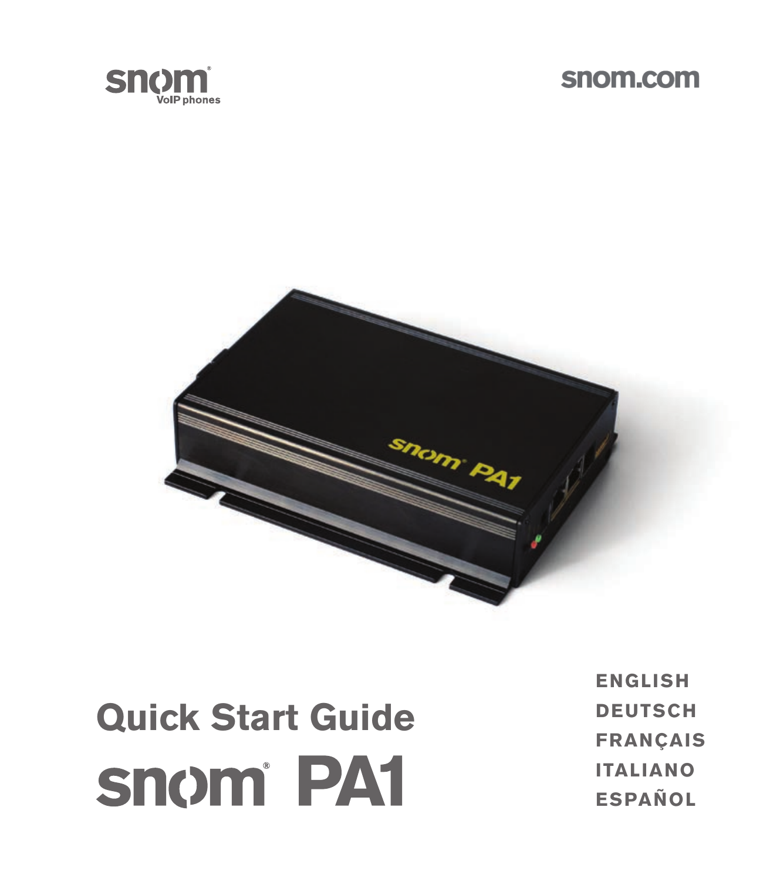snom® VoIP phones

snom.com

# Quick Start Guide

# snom® PA1

ENGLISH
DEUTSCH
FRANÇAIS
ITALIANO
ESPAÑOL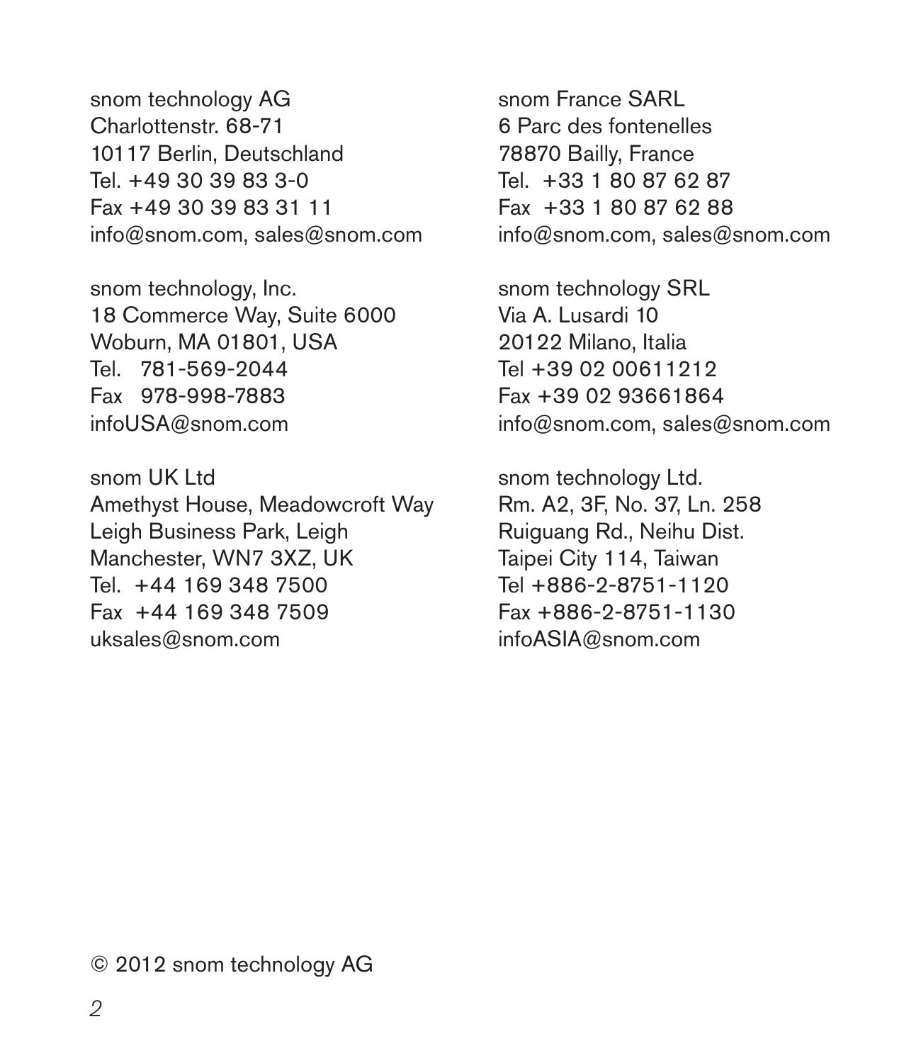snom technology AG
Charlottenstr. 68-71
10117 Berlin, Deutschland
Tel. +49 30 39 83 3-0
Fax +49 30 39 83 31 11
info@snom.com, sales@snom.com

snom technology, Inc.
18 Commerce Way, Suite 6000
Woburn, MA 01801, USA
Tel. 781-569-2044
Fax 978-998-7883
infoUSA@snom.com

snom UK Ltd
Amethyst House, Meadowcroft Way
Leigh Business Park, Leigh
Manchester, WN7 3XZ, UK
Tel. +44 169 348 7500
Fax +44 169 348 7509
uksales@snom.com

snom France SARL
6 Parc des fontenelles
78870 Bailly, France
Tel. +33 1 80 87 62 87
Fax +33 1 80 87 62 88
info@snom.com, sales@snom.com

snom technology SRL
Via A. Lusardi 10
20122 Milano, Italia
Tel +39 02 00611212
Fax +39 02 93661864
info@snom.com, sales@snom.com

snom technology Ltd.
Rm. A2, 3F, No. 37, Ln. 258
Ruiguang Rd., Neihu Dist.
Taipei City 114, Taiwan
Tel +886-2-8751-1120
Fax +886-2-8751-1130
infoASIA@snom.com

© 2012 snom technology AG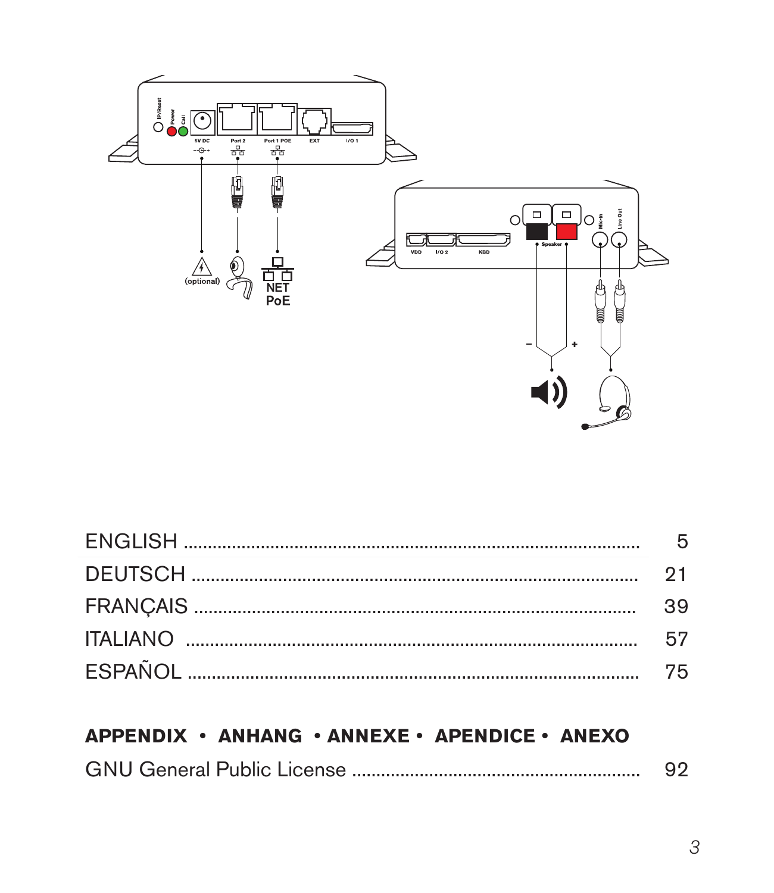| | |
|---|---|
| ENGLISH | 5 |
| DEUTSCH | 21 |
| FRANÇAIS | 39 |
| ITALIANO | 57 |
| ESPAÑOL | 75 |

**APPENDIX • ANHANG • ANNEXE • APENDICE • ANEXO**

| | |
|---|---|
| GNU General Public License | 92 |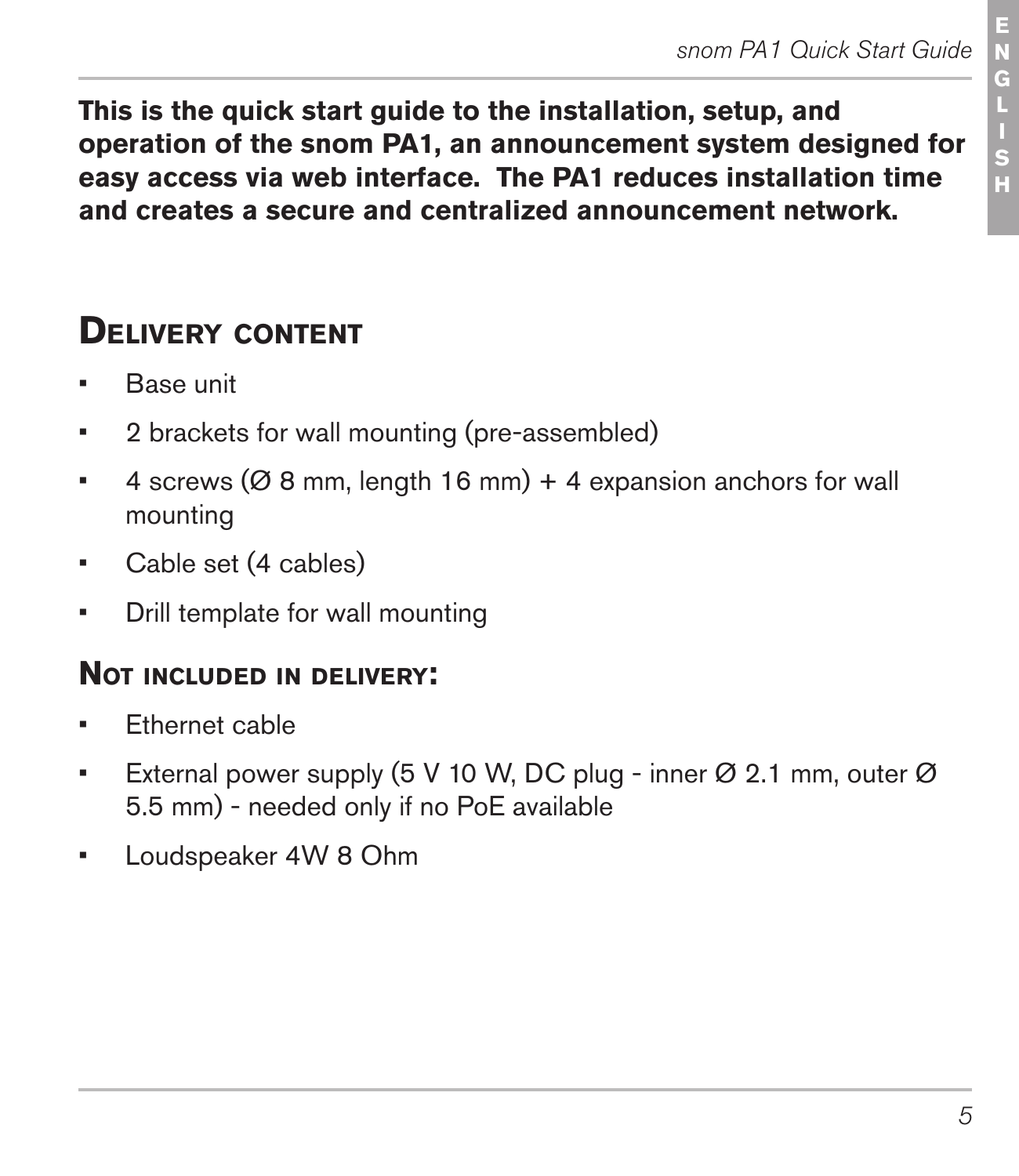**This is the quick start guide to the installation, setup, and operation of the snom PA1, an announcement system designed for easy access via web interface. The PA1 reduces installation time and creates a secure and centralized announcement network.**

## Delivery content

- Base unit
- 2 brackets for wall mounting (pre-assembled)
- 4 screws (Ø 8 mm, length 16 mm) + 4 expansion anchors for wall mounting
- Cable set (4 cables)
- Drill template for wall mounting

### Not included in delivery:

- Ethernet cable
- External power supply (5 V 10 W, DC plug - inner Ø 2.1 mm, outer Ø 5.5 mm) - needed only if no PoE available
- Loudspeaker 4W 8 Ohm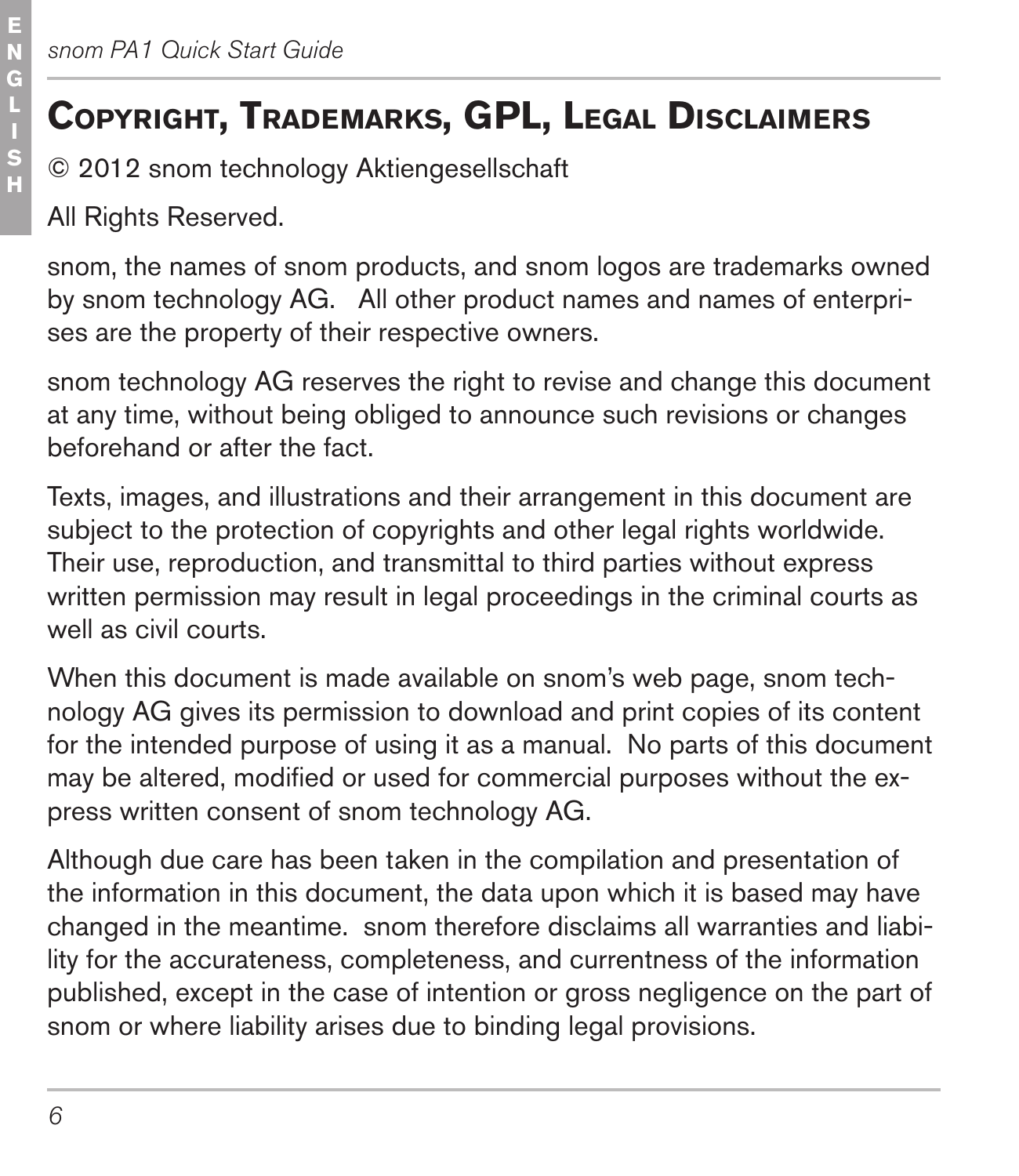# Copyright, Trademarks, GPL, Legal Disclaimers

© 2012 snom technology Aktiengesellschaft

All Rights Reserved.

snom, the names of snom products, and snom logos are trademarks owned by snom technology AG. All other product names and names of enterprises are the property of their respective owners.

snom technology AG reserves the right to revise and change this document at any time, without being obliged to announce such revisions or changes beforehand or after the fact.

Texts, images, and illustrations and their arrangement in this document are subject to the protection of copyrights and other legal rights worldwide. Their use, reproduction, and transmittal to third parties without express written permission may result in legal proceedings in the criminal courts as well as civil courts.

When this document is made available on snom's web page, snom technology AG gives its permission to download and print copies of its content for the intended purpose of using it as a manual. No parts of this document may be altered, modified or used for commercial purposes without the express written consent of snom technology AG.

Although due care has been taken in the compilation and presentation of the information in this document, the data upon which it is based may have changed in the meantime. snom therefore disclaims all warranties and liability for the accurateness, completeness, and currentness of the information published, except in the case of intention or gross negligence on the part of snom or where liability arises due to binding legal provisions.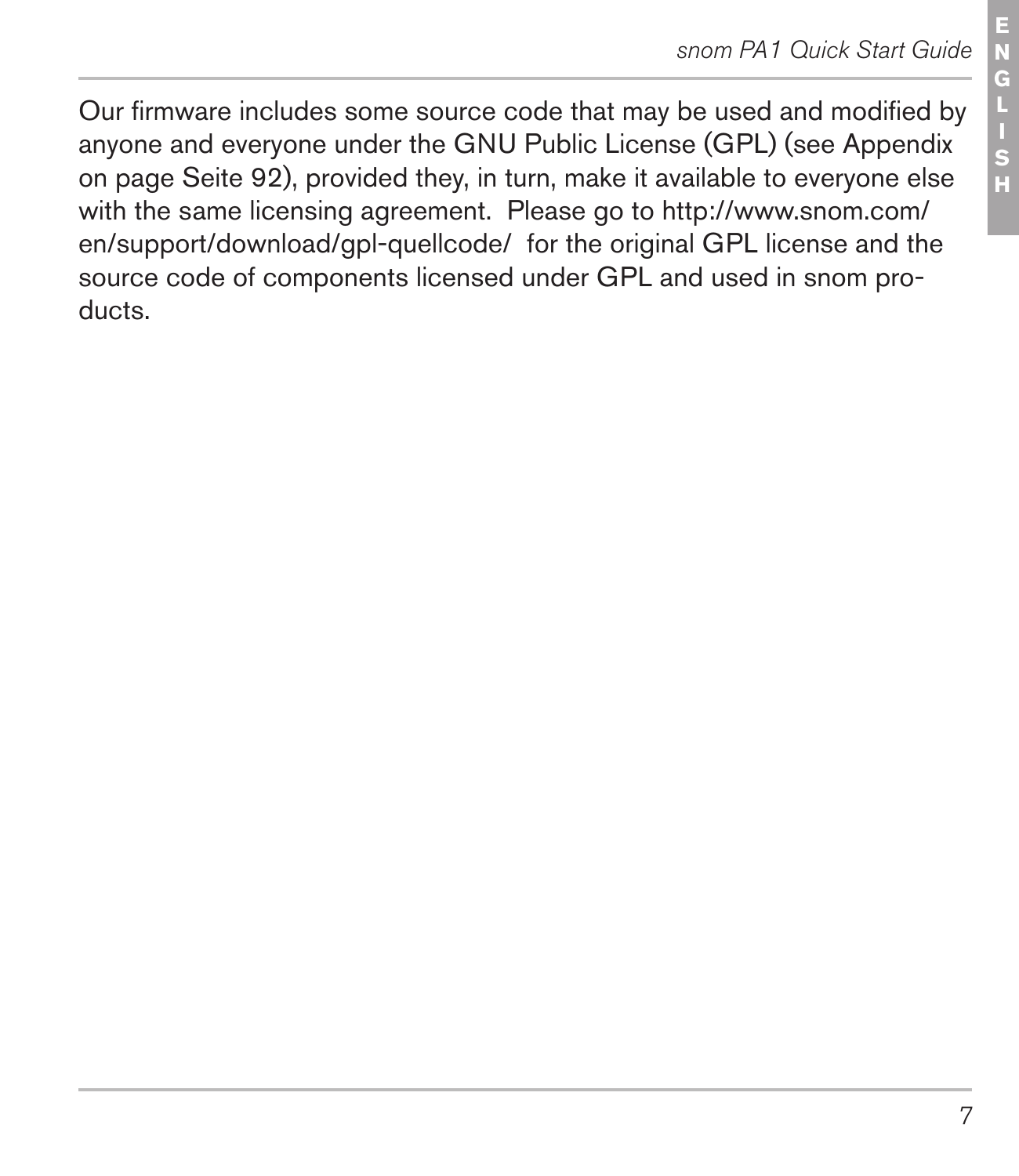Our firmware includes some source code that may be used and modified by anyone and everyone under the GNU Public License (GPL) (see Appendix on page Seite 92), provided they, in turn, make it available to everyone else with the same licensing agreement. Please go to http://www.snom.com/en/support/download/gpl-quellcode/ for the original GPL license and the source code of components licensed under GPL and used in snom products.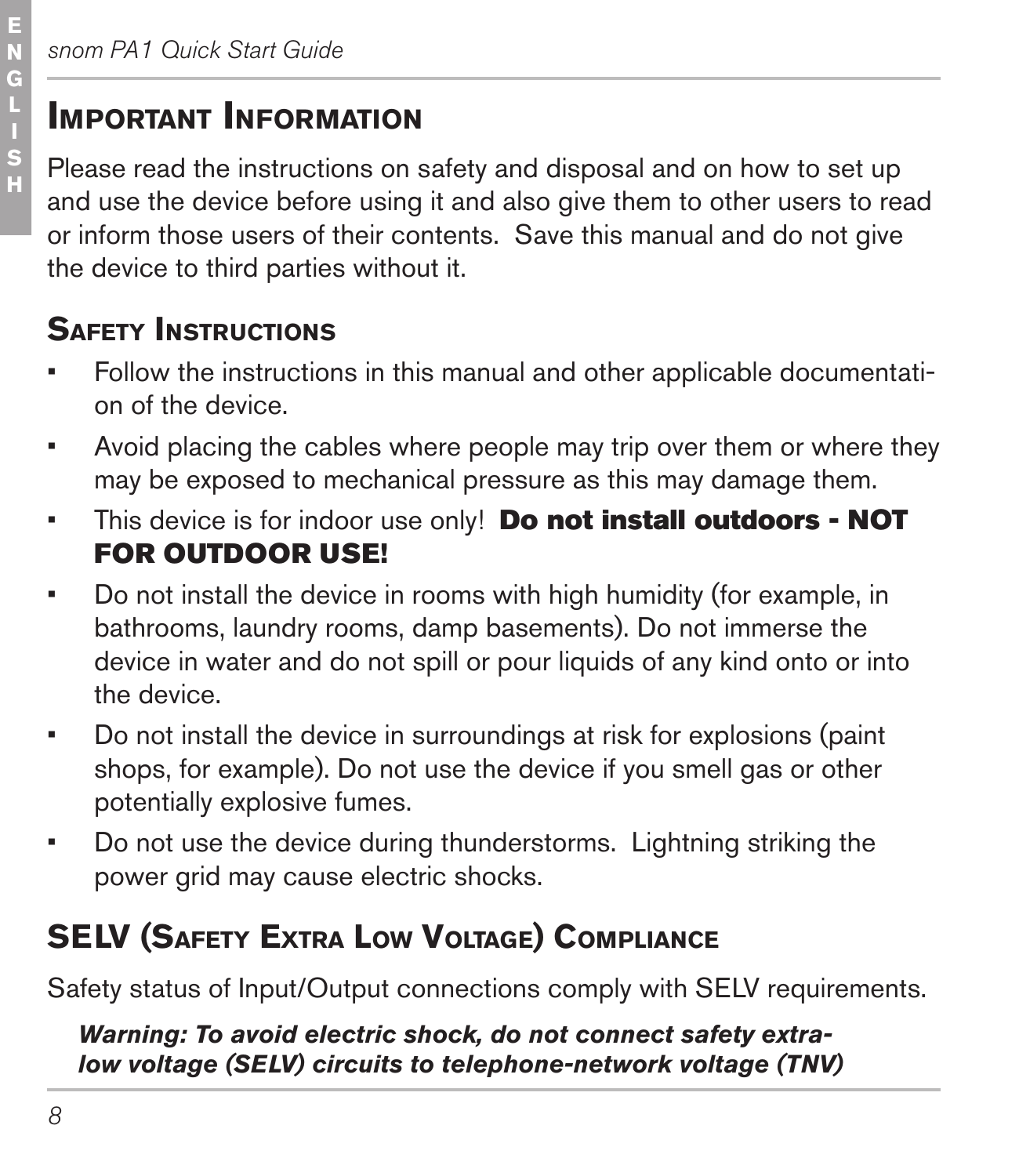# Important Information

Please read the instructions on safety and disposal and on how to set up and use the device before using it and also give them to other users to read or inform those users of their contents. Save this manual and do not give the device to third parties without it.

## Safety Instructions

- Follow the instructions in this manual and other applicable documentation of the device.
- Avoid placing the cables where people may trip over them or where they may be exposed to mechanical pressure as this may damage them.
- This device is for indoor use only! **Do not install outdoors - NOT FOR OUTDOOR USE!**
- Do not install the device in rooms with high humidity (for example, in bathrooms, laundry rooms, damp basements). Do not immerse the device in water and do not spill or pour liquids of any kind onto or into the device.
- Do not install the device in surroundings at risk for explosions (paint shops, for example). Do not use the device if you smell gas or other potentially explosive fumes.
- Do not use the device during thunderstorms. Lightning striking the power grid may cause electric shocks.

## SELV (Safety Extra Low Voltage) Compliance

Safety status of Input/Output connections comply with SELV requirements.

***Warning: To avoid electric shock, do not connect safety extra-low voltage (SELV) circuits to telephone-network voltage (TNV)***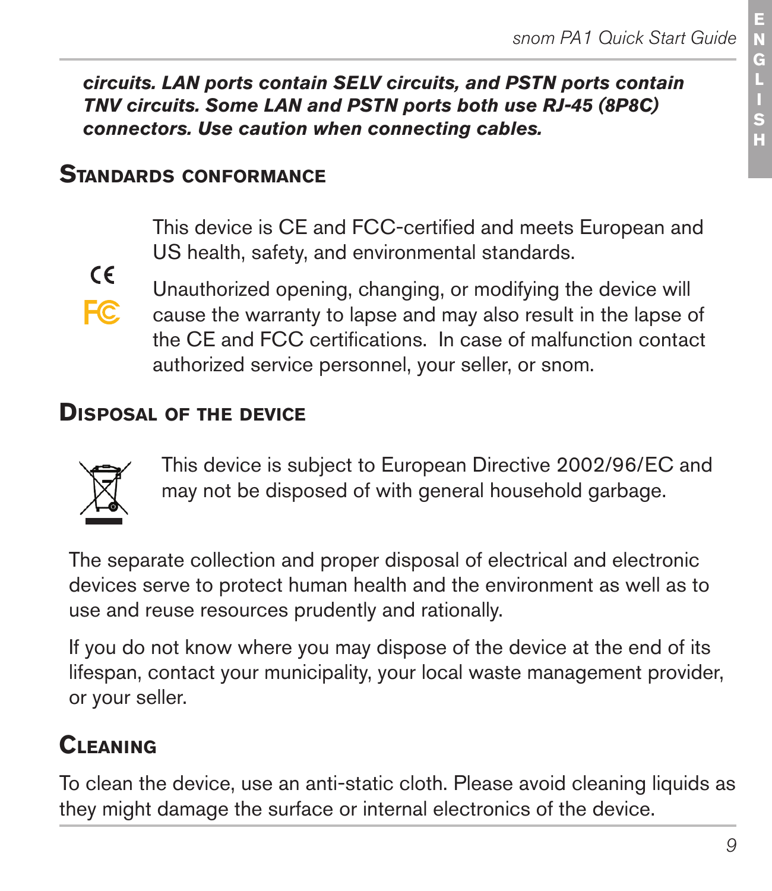***circuits. LAN ports contain SELV circuits, and PSTN ports contain TNV circuits. Some LAN and PSTN ports both use RJ-45 (8P8C) connectors. Use caution when connecting cables.***

## Standards conformance

This device is CE and FCC-certified and meets European and US health, safety, and environmental standards.

Unauthorized opening, changing, or modifying the device will cause the warranty to lapse and may also result in the lapse of the CE and FCC certifications. In case of malfunction contact authorized service personnel, your seller, or snom.

## Disposal of the device

This device is subject to European Directive 2002/96/EC and may not be disposed of with general household garbage.

The separate collection and proper disposal of electrical and electronic devices serve to protect human health and the environment as well as to use and reuse resources prudently and rationally.

If you do not know where you may dispose of the device at the end of its lifespan, contact your municipality, your local waste management provider, or your seller.

## Cleaning

To clean the device, use an anti-static cloth. Please avoid cleaning liquids as they might damage the surface or internal electronics of the device.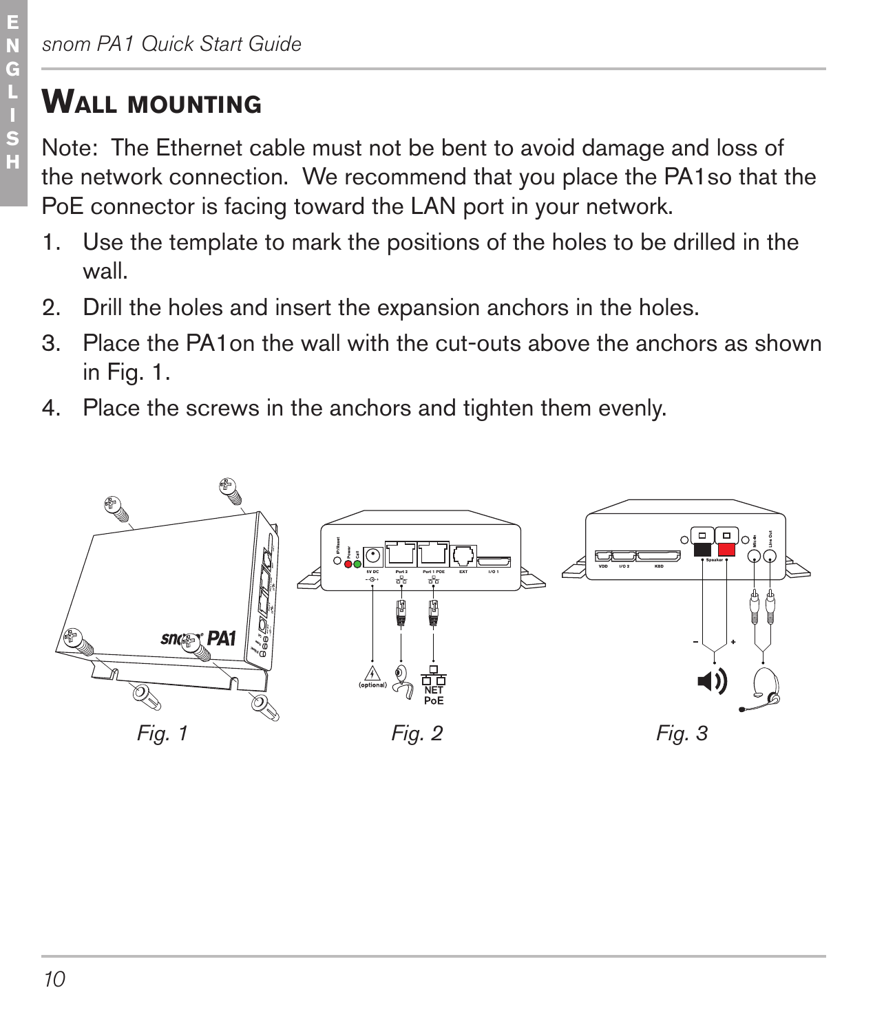# Wall mounting

Note: The Ethernet cable must not be bent to avoid damage and loss of the network connection. We recommend that you place the PA1so that the PoE connector is facing toward the LAN port in your network.

1. Use the template to mark the positions of the holes to be drilled in the wall.
2. Drill the holes and insert the expansion anchors in the holes.
3. Place the PA1on the wall with the cut-outs above the anchors as shown in Fig. 1.
4. Place the screws in the anchors and tighten them evenly.

*Fig. 1* *Fig. 2* *Fig. 3*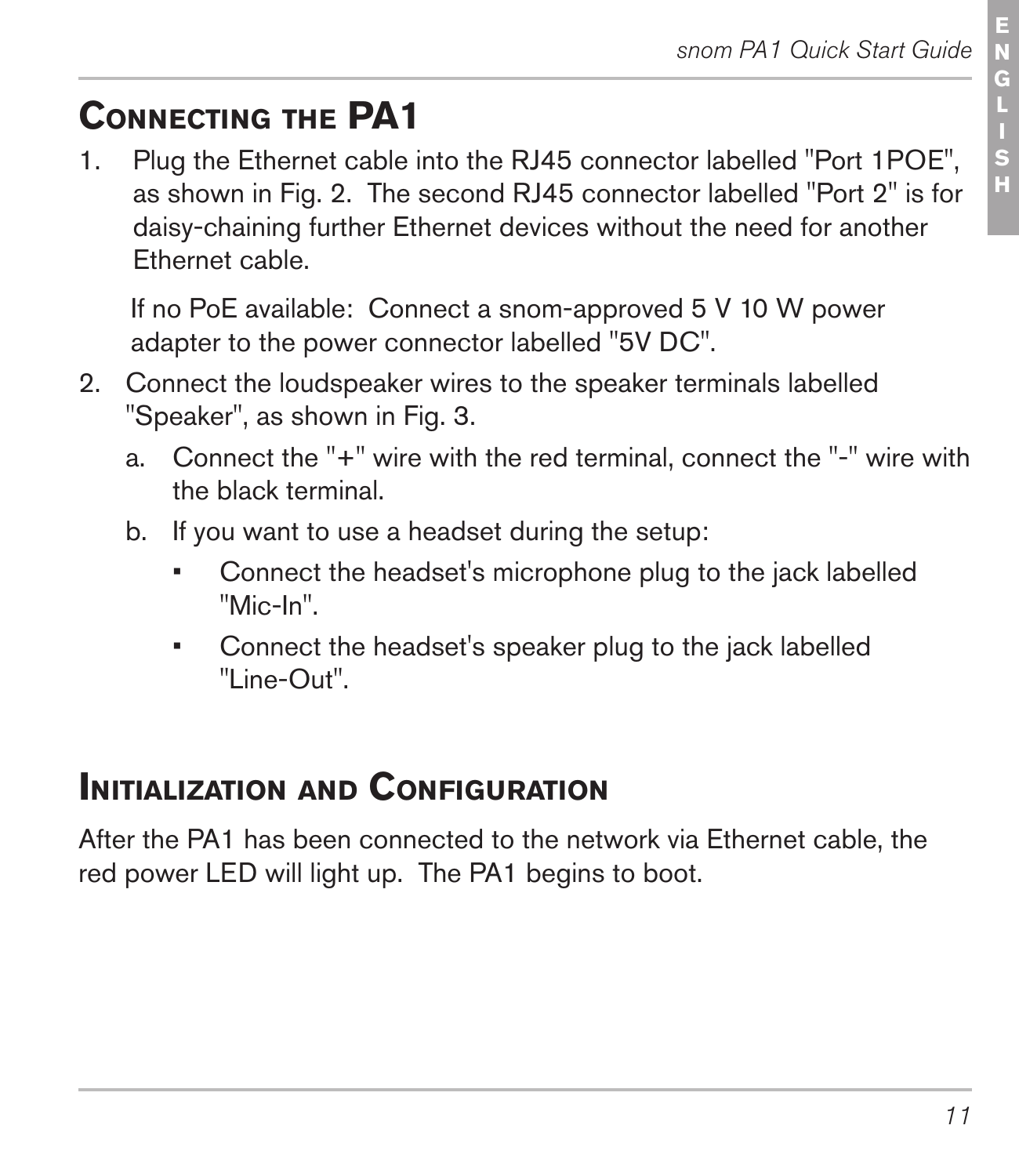## Connecting the PA1

1. Plug the Ethernet cable into the RJ45 connector labelled "Port 1POE", as shown in Fig. 2. The second RJ45 connector labelled "Port 2" is for daisy-chaining further Ethernet devices without the need for another Ethernet cable.

   If no PoE available: Connect a snom-approved 5 V 10 W power adapter to the power connector labelled "5V DC".

2. Connect the loudspeaker wires to the speaker terminals labelled "Speaker", as shown in Fig. 3.

   a. Connect the "+" wire with the red terminal, connect the "-" wire with the black terminal.

   b. If you want to use a headset during the setup:

      - Connect the headset's microphone plug to the jack labelled "Mic-In".
      - Connect the headset's speaker plug to the jack labelled "Line-Out".

## Initialization and Configuration

After the PA1 has been connected to the network via Ethernet cable, the red power LED will light up. The PA1 begins to boot.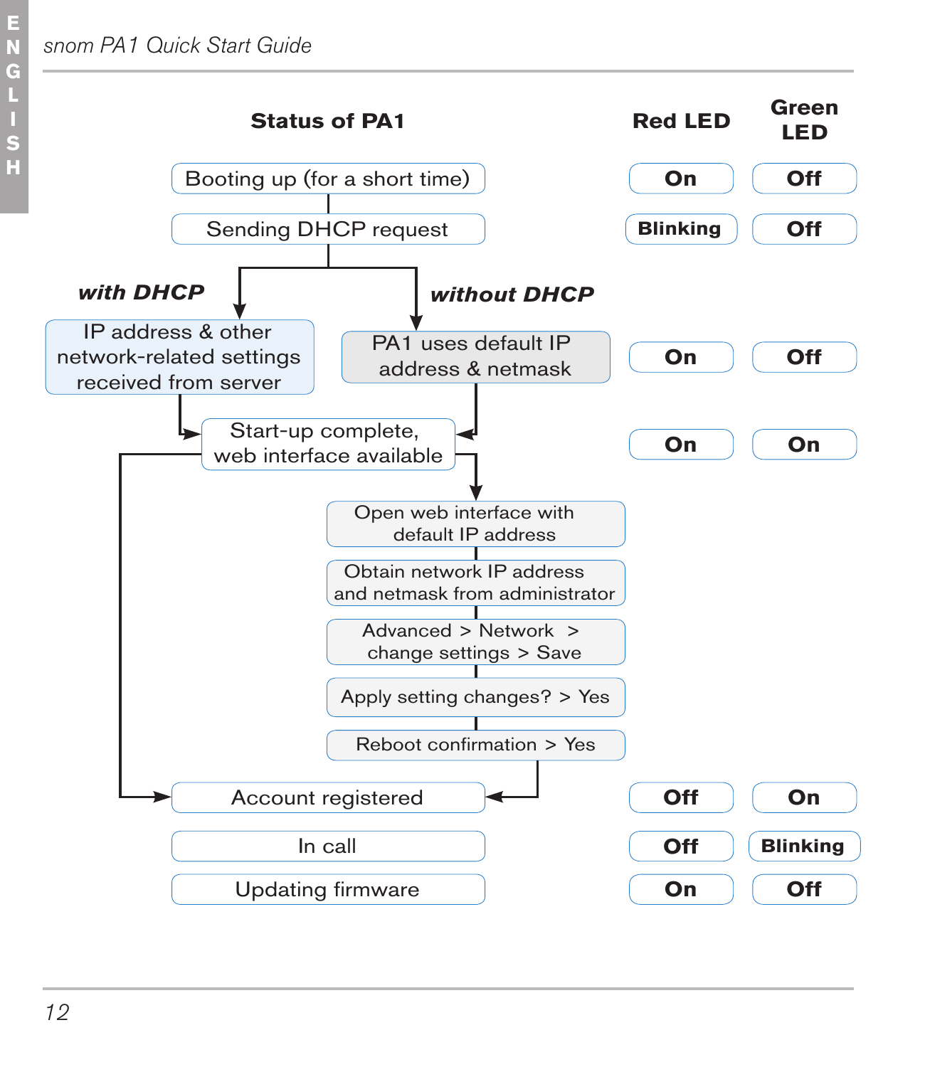| Status of PA1 | Red LED | Green LED |
|---|---|---|
| Booting up (for a short time) | On | Off |
| Sending DHCP request | Blinking | Off |
| **with DHCP**: IP address & other network-related settings received from server | | |
| **without DHCP**: PA1 uses default IP address & netmask | On | Off |
| Start-up complete, web interface available | On | On |
| Open web interface with default IP address | | |
| Obtain network IP address and netmask from administrator | | |
| Advanced > Network > change settings > Save | | |
| Apply setting changes? > Yes | | |
| Reboot confirmation > Yes | | |
| Account registered | Off | On |
| In call | Off | Blinking |
| Updating firmware | On | Off |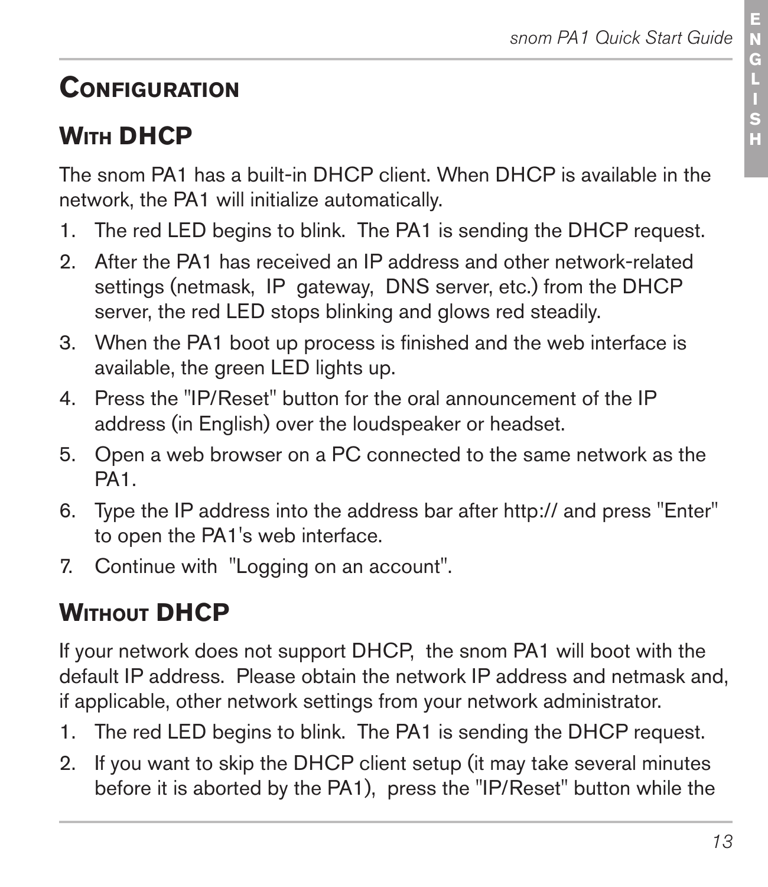## Configuration

### With DHCP

The snom PA1 has a built-in DHCP client. When DHCP is available in the network, the PA1 will initialize automatically.

1. The red LED begins to blink. The PA1 is sending the DHCP request.
2. After the PA1 has received an IP address and other network-related settings (netmask, IP gateway, DNS server, etc.) from the DHCP server, the red LED stops blinking and glows red steadily.
3. When the PA1 boot up process is finished and the web interface is available, the green LED lights up.
4. Press the "IP/Reset" button for the oral announcement of the IP address (in English) over the loudspeaker or headset.
5. Open a web browser on a PC connected to the same network as the PA1.
6. Type the IP address into the address bar after http:// and press "Enter" to open the PA1's web interface.
7. Continue with "Logging on an account".

### Without DHCP

If your network does not support DHCP, the snom PA1 will boot with the default IP address. Please obtain the network IP address and netmask and, if applicable, other network settings from your network administrator.

1. The red LED begins to blink. The PA1 is sending the DHCP request.
2. If you want to skip the DHCP client setup (it may take several minutes before it is aborted by the PA1), press the "IP/Reset" button while the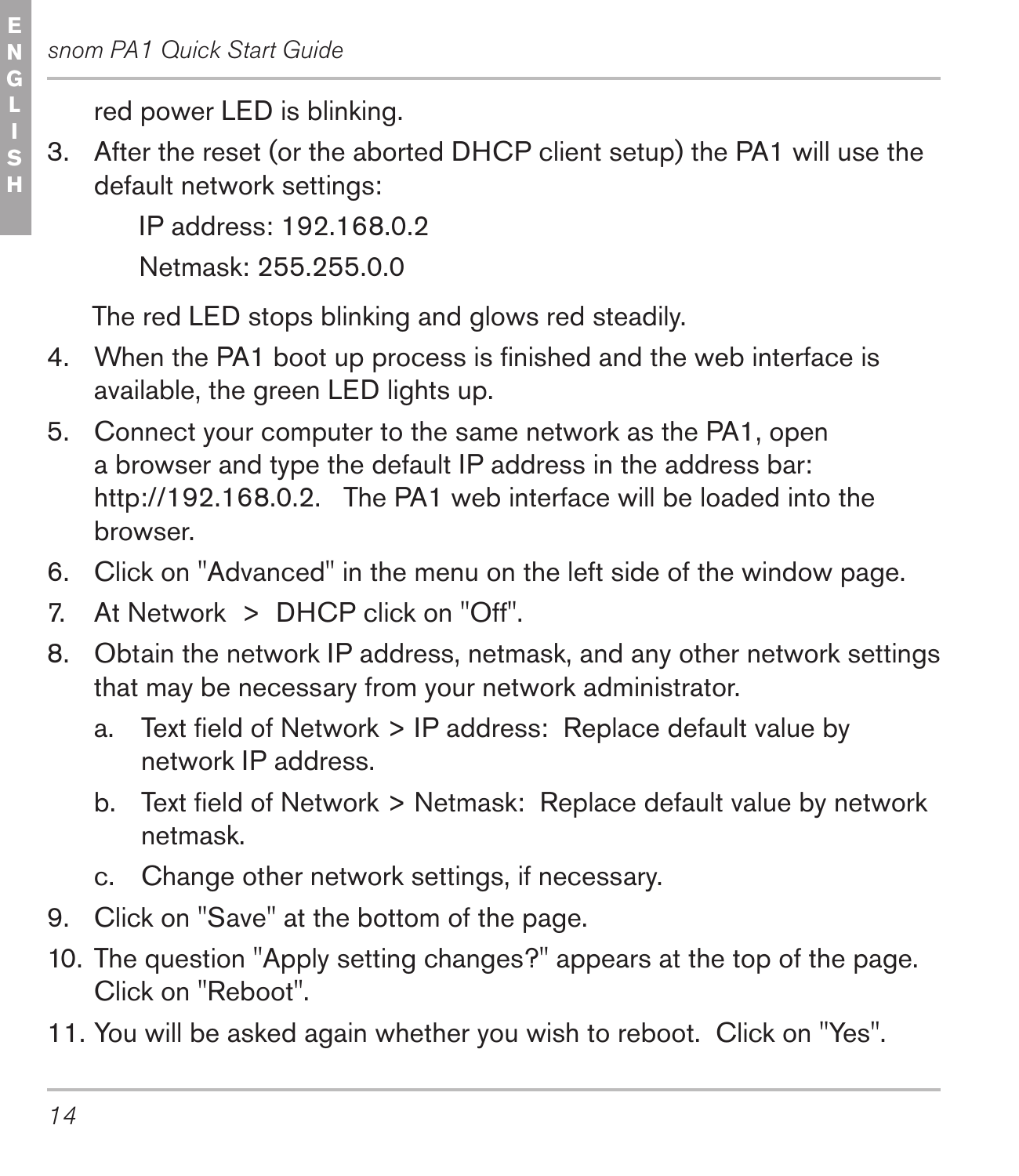red power LED is blinking.

3. After the reset (or the aborted DHCP client setup) the PA1 will use the default network settings:

   IP address: 192.168.0.2

   Netmask: 255.255.0.0

   The red LED stops blinking and glows red steadily.

4. When the PA1 boot up process is finished and the web interface is available, the green LED lights up.
5. Connect your computer to the same network as the PA1, open a browser and type the default IP address in the address bar: http://192.168.0.2. The PA1 web interface will be loaded into the browser.
6. Click on "Advanced" in the menu on the left side of the window page.
7. At Network > DHCP click on "Off".
8. Obtain the network IP address, netmask, and any other network settings that may be necessary from your network administrator.
   a. Text field of Network > IP address: Replace default value by network IP address.
   b. Text field of Network > Netmask: Replace default value by network netmask.
   c. Change other network settings, if necessary.
9. Click on "Save" at the bottom of the page.
10. The question "Apply setting changes?" appears at the top of the page. Click on "Reboot".
11. You will be asked again whether you wish to reboot. Click on "Yes".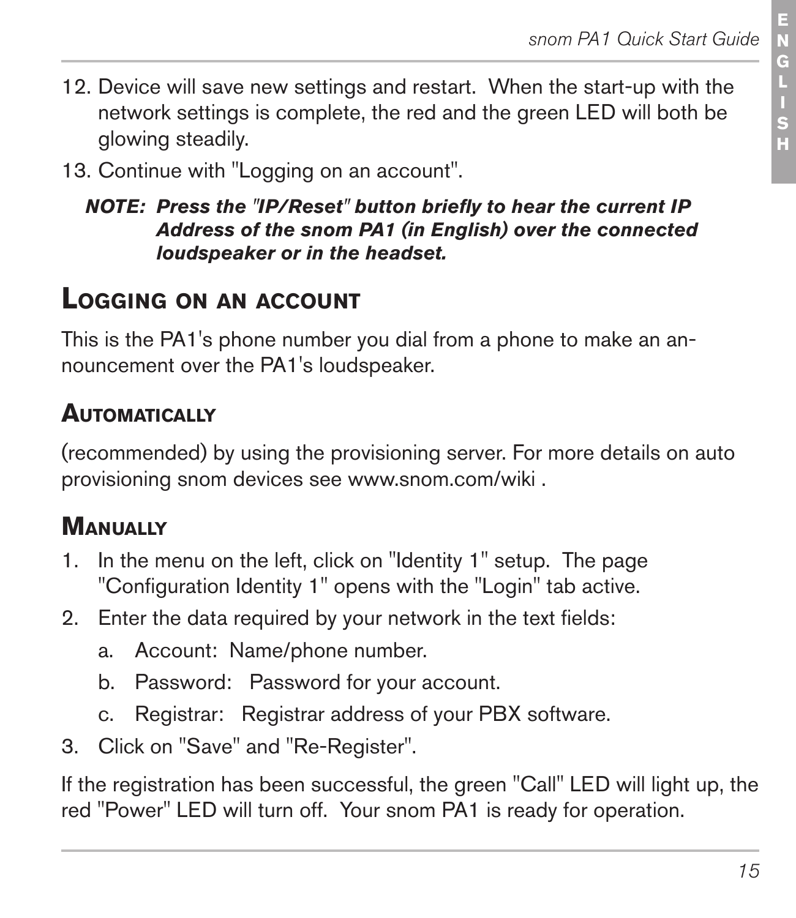12. Device will save new settings and restart. When the start-up with the network settings is complete, the red and the green LED will both be glowing steadily.
13. Continue with "Logging on an account".

***NOTE: Press the "IP/Reset" button briefly to hear the current IP Address of the snom PA1 (in English) over the connected loudspeaker or in the headset.***

## Logging on an account

This is the PA1's phone number you dial from a phone to make an announcement over the PA1's loudspeaker.

### Automatically

(recommended) by using the provisioning server. For more details on auto provisioning snom devices see www.snom.com/wiki .

### Manually

1. In the menu on the left, click on "Identity 1" setup. The page "Configuration Identity 1" opens with the "Login" tab active.
2. Enter the data required by your network in the text fields:
   a. Account: Name/phone number.
   b. Password: Password for your account.
   c. Registrar: Registrar address of your PBX software.
3. Click on "Save" and "Re-Register".

If the registration has been successful, the green "Call" LED will light up, the red "Power" LED will turn off. Your snom PA1 is ready for operation.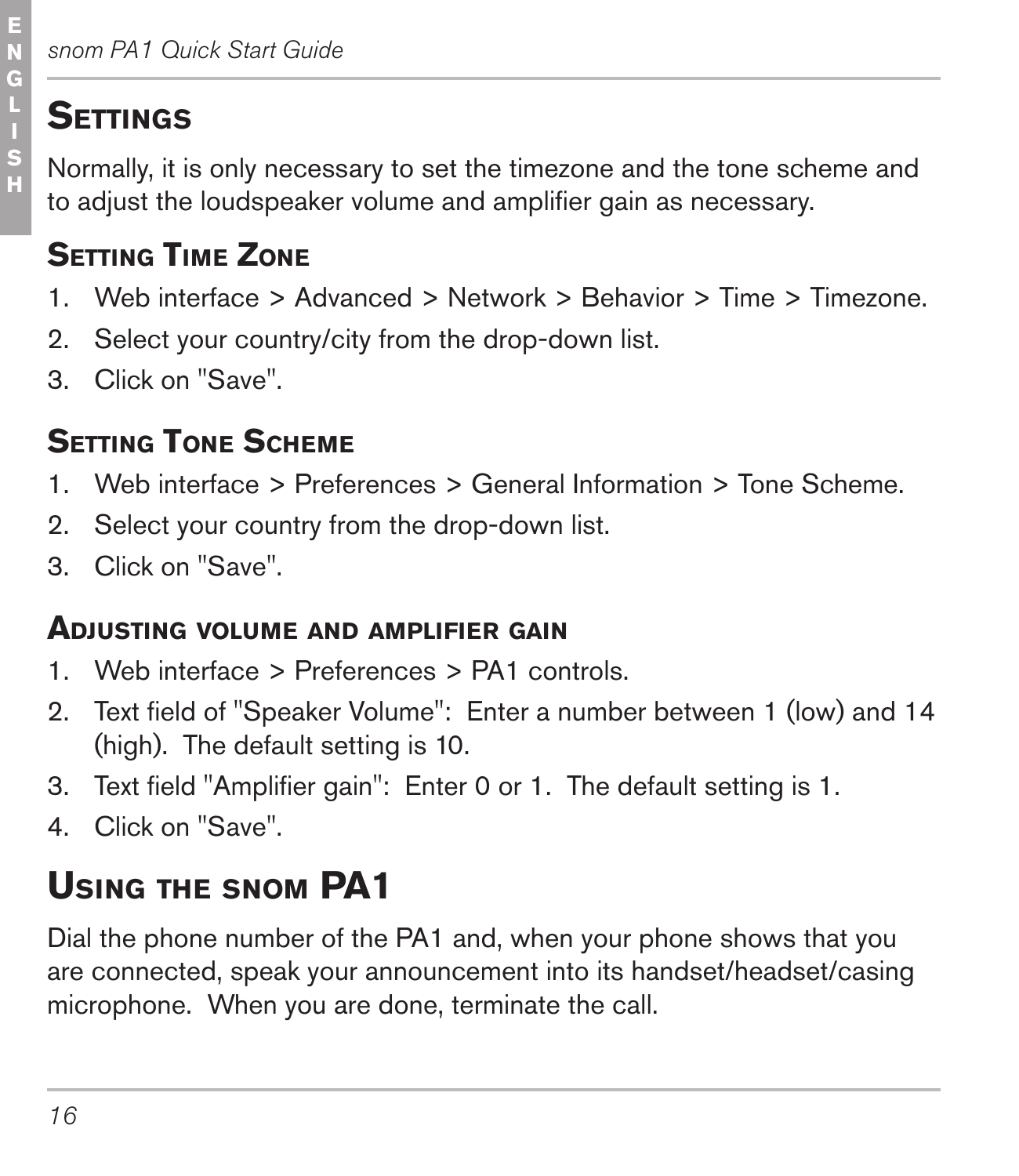# Settings

Normally, it is only necessary to set the timezone and the tone scheme and to adjust the loudspeaker volume and amplifier gain as necessary.

## Setting Time Zone

1. Web interface > Advanced > Network > Behavior > Time > Timezone.
2. Select your country/city from the drop-down list.
3. Click on "Save".

## Setting Tone Scheme

1. Web interface > Preferences > General Information > Tone Scheme.
2. Select your country from the drop-down list.
3. Click on "Save".

## Adjusting volume and amplifier gain

1. Web interface > Preferences > PA1 controls.
2. Text field of "Speaker Volume": Enter a number between 1 (low) and 14 (high). The default setting is 10.
3. Text field "Amplifier gain": Enter 0 or 1. The default setting is 1.
4. Click on "Save".

# Using the snom PA1

Dial the phone number of the PA1 and, when your phone shows that you are connected, speak your announcement into its handset/headset/casing microphone. When you are done, terminate the call.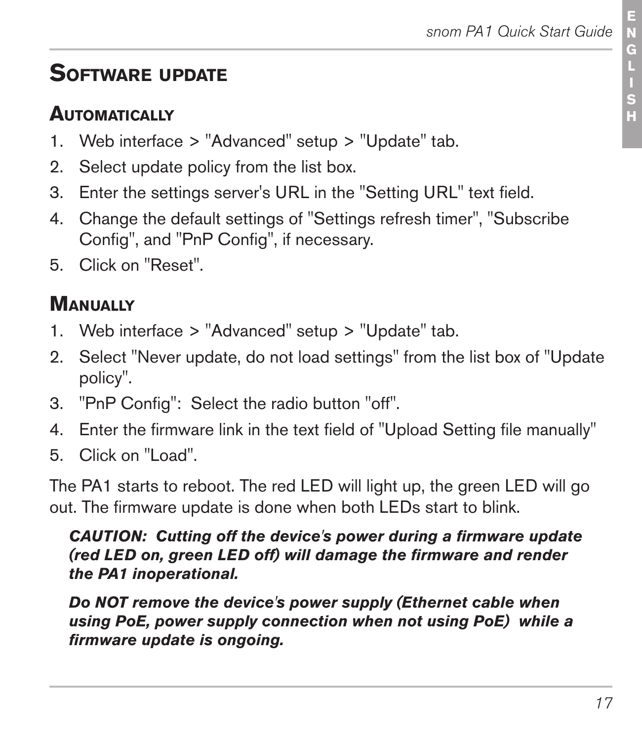# Software update

## Automatically

1. Web interface > "Advanced" setup > "Update" tab.
2. Select update policy from the list box.
3. Enter the settings server's URL in the "Setting URL" text field.
4. Change the default settings of "Settings refresh timer", "Subscribe Config", and "PnP Config", if necessary.
5. Click on "Reset".

## Manually

1. Web interface > "Advanced" setup > "Update" tab.
2. Select "Never update, do not load settings" from the list box of "Update policy".
3. "PnP Config": Select the radio button "off".
4. Enter the firmware link in the text field of "Upload Setting file manually"
5. Click on "Load".

The PA1 starts to reboot. The red LED will light up, the green LED will go out. The firmware update is done when both LEDs start to blink.

***CAUTION: Cutting off the device's power during a firmware update (red LED on, green LED off) will damage the firmware and render the PA1 inoperational.***

***Do NOT remove the device's power supply (Ethernet cable when using PoE, power supply connection when not using PoE) while a firmware update is ongoing.***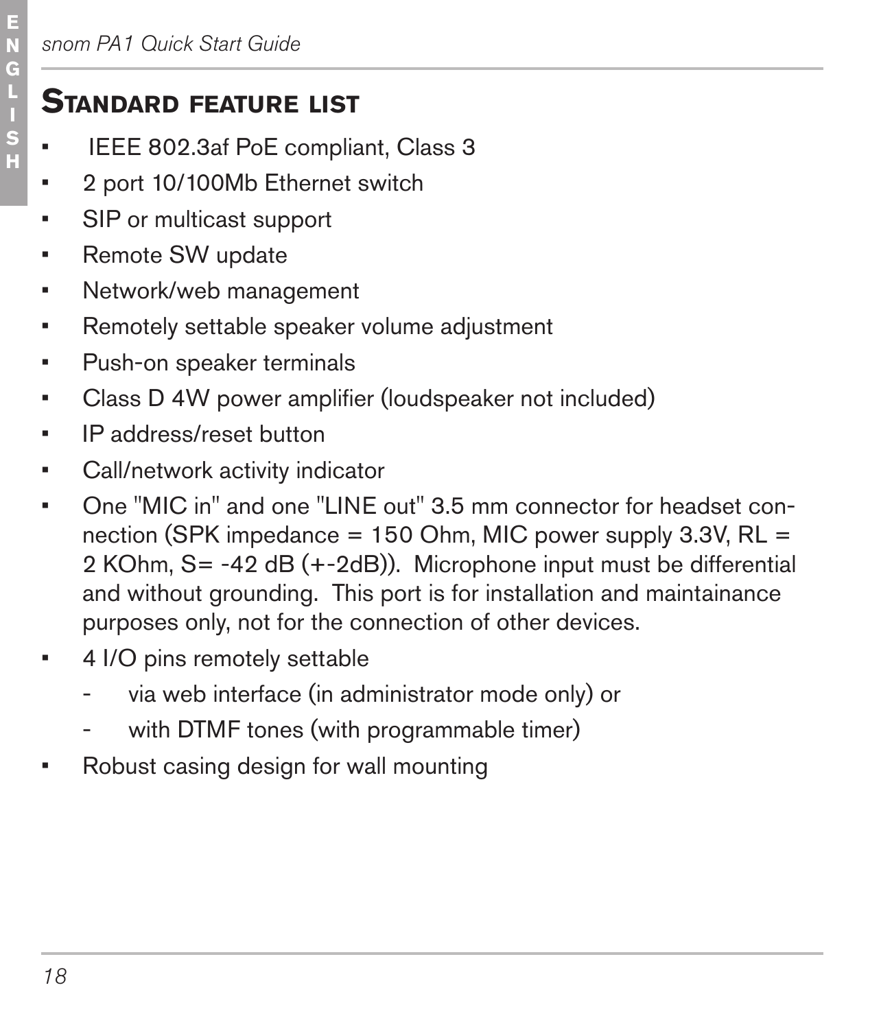## Standard feature list

- IEEE 802.3af PoE compliant, Class 3
- 2 port 10/100Mb Ethernet switch
- SIP or multicast support
- Remote SW update
- Network/web management
- Remotely settable speaker volume adjustment
- Push-on speaker terminals
- Class D 4W power amplifier (loudspeaker not included)
- IP address/reset button
- Call/network activity indicator
- One "MIC in" and one "LINE out" 3.5 mm connector for headset connection (SPK impedance = 150 Ohm, MIC power supply 3.3V, RL = 2 KOhm, S= -42 dB (+-2dB)). Microphone input must be differential and without grounding. This port is for installation and maintainance purposes only, not for the connection of other devices.
- 4 I/O pins remotely settable
  - via web interface (in administrator mode only) or
  - with DTMF tones (with programmable timer)
- Robust casing design for wall mounting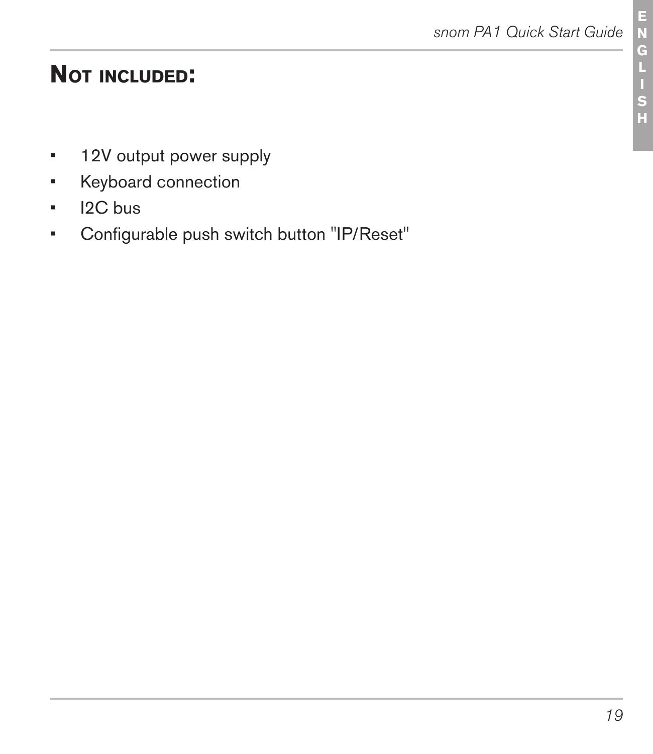## Not included:

- 12V output power supply
- Keyboard connection
- I2C bus
- Configurable push switch button "IP/Reset"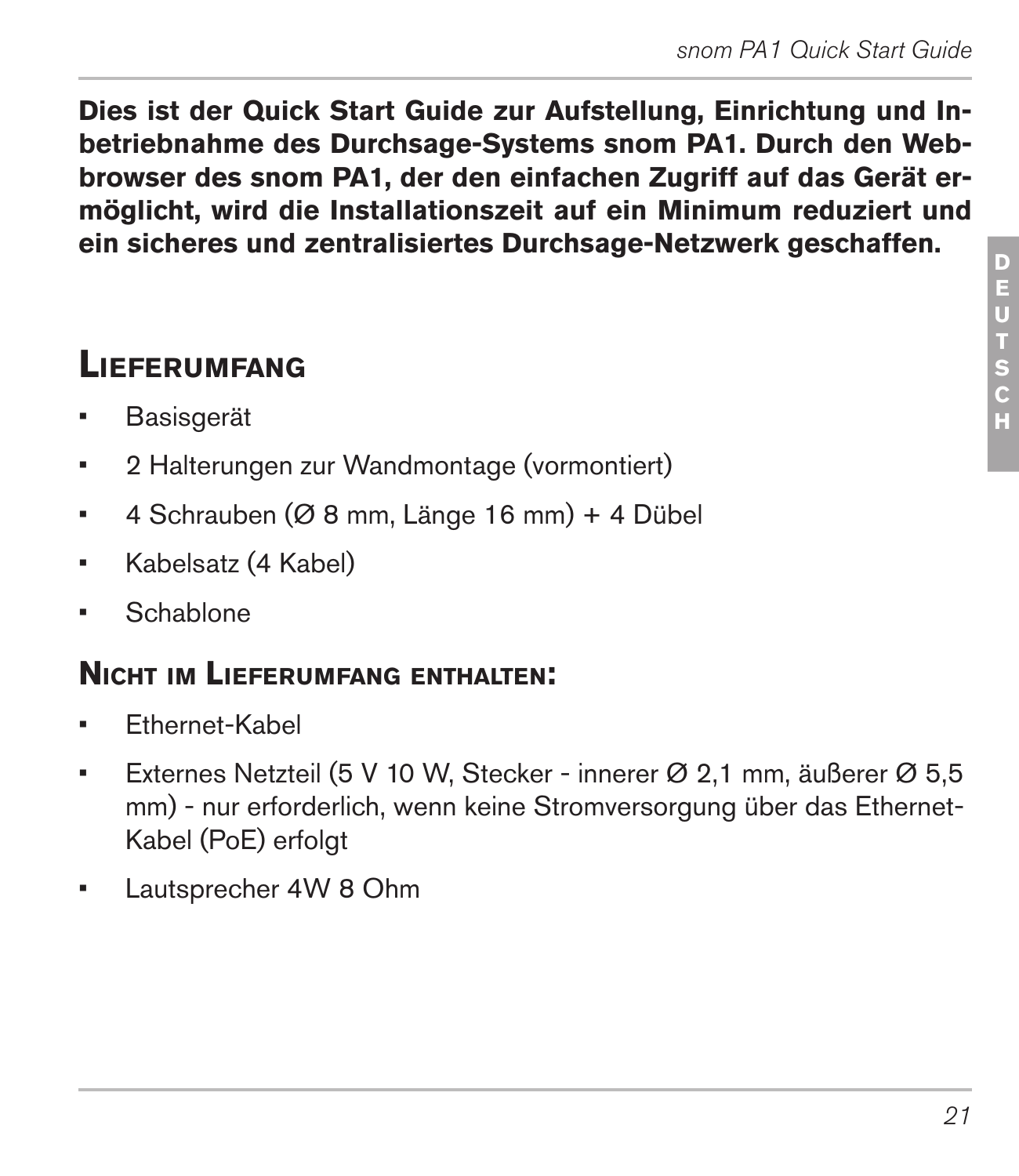**Dies ist der Quick Start Guide zur Aufstellung, Einrichtung und Inbetriebnahme des Durchsage-Systems snom PA1. Durch den Webbrowser des snom PA1, der den einfachen Zugriff auf das Gerät ermöglicht, wird die Installationszeit auf ein Minimum reduziert und ein sicheres und zentralisiertes Durchsage-Netzwerk geschaffen.**

## Lieferumfang

- Basisgerät
- 2 Halterungen zur Wandmontage (vormontiert)
- 4 Schrauben (Ø 8 mm, Länge 16 mm) + 4 Dübel
- Kabelsatz (4 Kabel)
- Schablone

### Nicht im Lieferumfang enthalten:

- Ethernet-Kabel
- Externes Netzteil (5 V 10 W, Stecker - innerer Ø 2,1 mm, äußerer Ø 5,5 mm) - nur erforderlich, wenn keine Stromversorgung über das Ethernet-Kabel (PoE) erfolgt
- Lautsprecher 4W 8 Ohm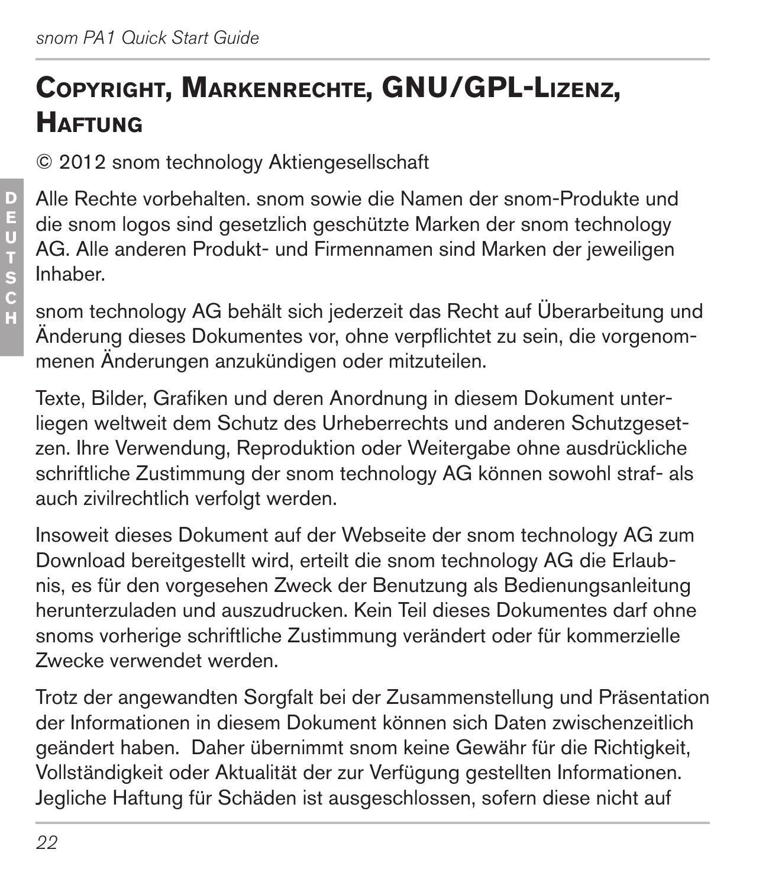## Copyright, Markenrechte, GNU/GPL-Lizenz, Haftung

© 2012 snom technology Aktiengesellschaft

Alle Rechte vorbehalten. snom sowie die Namen der snom-Produkte und die snom logos sind gesetzlich geschützte Marken der snom technology AG. Alle anderen Produkt- und Firmennamen sind Marken der jeweiligen Inhaber.

snom technology AG behält sich jederzeit das Recht auf Überarbeitung und Änderung dieses Dokumentes vor, ohne verpflichtet zu sein, die vorgenommenen Änderungen anzukündigen oder mitzuteilen.

Texte, Bilder, Grafiken und deren Anordnung in diesem Dokument unterliegen weltweit dem Schutz des Urheberrechts und anderen Schutzgesetzen. Ihre Verwendung, Reproduktion oder Weitergabe ohne ausdrückliche schriftliche Zustimmung der snom technology AG können sowohl straf- als auch zivilrechtlich verfolgt werden.

Insoweit dieses Dokument auf der Webseite der snom technology AG zum Download bereitgestellt wird, erteilt die snom technology AG die Erlaubnis, es für den vorgesehen Zweck der Benutzung als Bedienungsanleitung herunterzuladen und auszudrucken. Kein Teil dieses Dokumentes darf ohne snoms vorherige schriftliche Zustimmung verändert oder für kommerzielle Zwecke verwendet werden.

Trotz der angewandten Sorgfalt bei der Zusammenstellung und Präsentation der Informationen in diesem Dokument können sich Daten zwischenzeitlich geändert haben. Daher übernimmt snom keine Gewähr für die Richtigkeit, Vollständigkeit oder Aktualität der zur Verfügung gestellten Informationen. Jegliche Haftung für Schäden ist ausgeschlossen, sofern diese nicht auf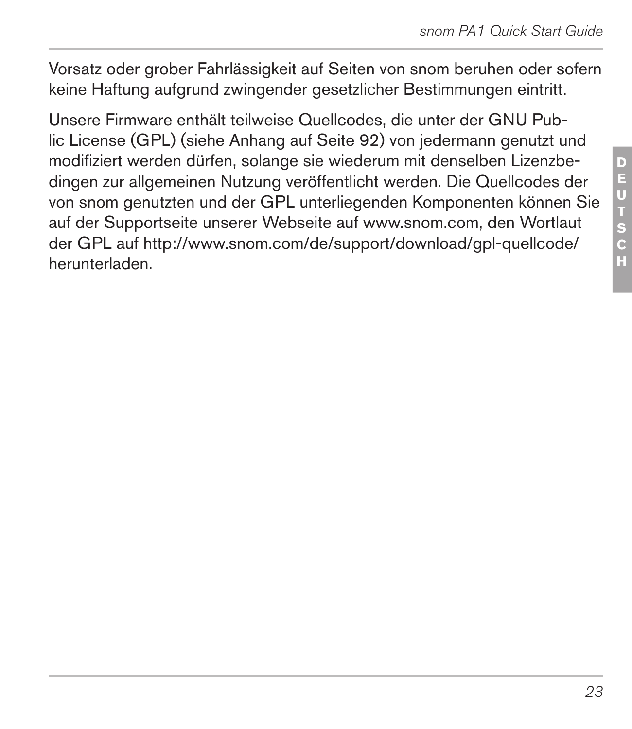Vorsatz oder grober Fahrlässigkeit auf Seiten von snom beruhen oder sofern keine Haftung aufgrund zwingender gesetzlicher Bestimmungen eintritt.

Unsere Firmware enthält teilweise Quellcodes, die unter der GNU Public License (GPL) (siehe Anhang auf Seite 92) von jedermann genutzt und modifiziert werden dürfen, solange sie wiederum mit denselben Lizenzbedingen zur allgemeinen Nutzung veröffentlicht werden. Die Quellcodes der von snom genutzten und der GPL unterliegenden Komponenten können Sie auf der Supportseite unserer Webseite auf www.snom.com, den Wortlaut der GPL auf http://www.snom.com/de/support/download/gpl-quellcode/ herunterladen.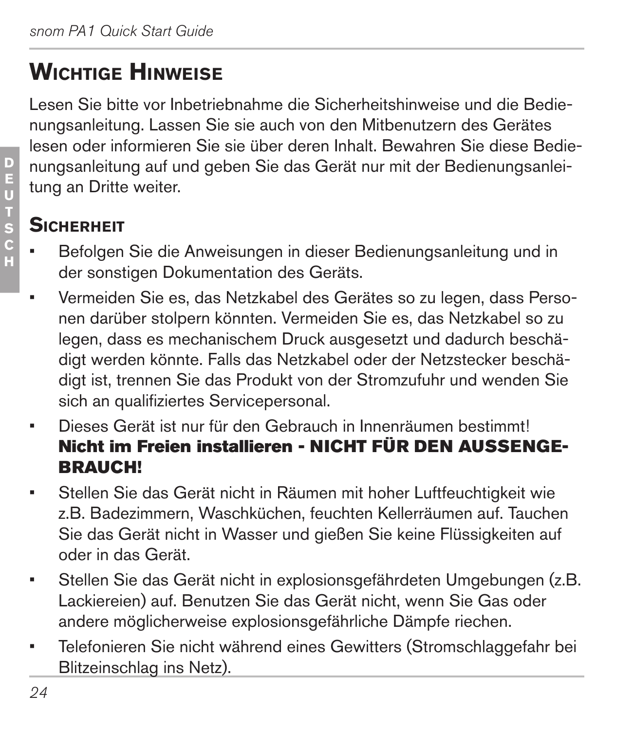# Wichtige Hinweise

Lesen Sie bitte vor Inbetriebnahme die Sicherheitshinweise und die Bedienungsanleitung. Lassen Sie sie auch von den Mitbenutzern des Gerätes lesen oder informieren Sie sie über deren Inhalt. Bewahren Sie diese Bedienungsanleitung auf und geben Sie das Gerät nur mit der Bedienungsanleitung an Dritte weiter.

## Sicherheit

- Befolgen Sie die Anweisungen in dieser Bedienungsanleitung und in der sonstigen Dokumentation des Geräts.
- Vermeiden Sie es, das Netzkabel des Gerätes so zu legen, dass Personen darüber stolpern könnten. Vermeiden Sie es, das Netzkabel so zu legen, dass es mechanischem Druck ausgesetzt und dadurch beschädigt werden könnte. Falls das Netzkabel oder der Netzstecker beschädigt ist, trennen Sie das Produkt von der Stromzufuhr und wenden Sie sich an qualifiziertes Servicepersonal.
- Dieses Gerät ist nur für den Gebrauch in Innenräumen bestimmt! **Nicht im Freien installieren - NICHT FÜR DEN AUSSENGEBRAUCH!**
- Stellen Sie das Gerät nicht in Räumen mit hoher Luftfeuchtigkeit wie z.B. Badezimmern, Waschküchen, feuchten Kellerräumen auf. Tauchen Sie das Gerät nicht in Wasser und gießen Sie keine Flüssigkeiten auf oder in das Gerät.
- Stellen Sie das Gerät nicht in explosionsgefährdeten Umgebungen (z.B. Lackiereien) auf. Benutzen Sie das Gerät nicht, wenn Sie Gas oder andere möglicherweise explosionsgefährliche Dämpfe riechen.
- Telefonieren Sie nicht während eines Gewitters (Stromschlaggefahr bei Blitzeinschlag ins Netz).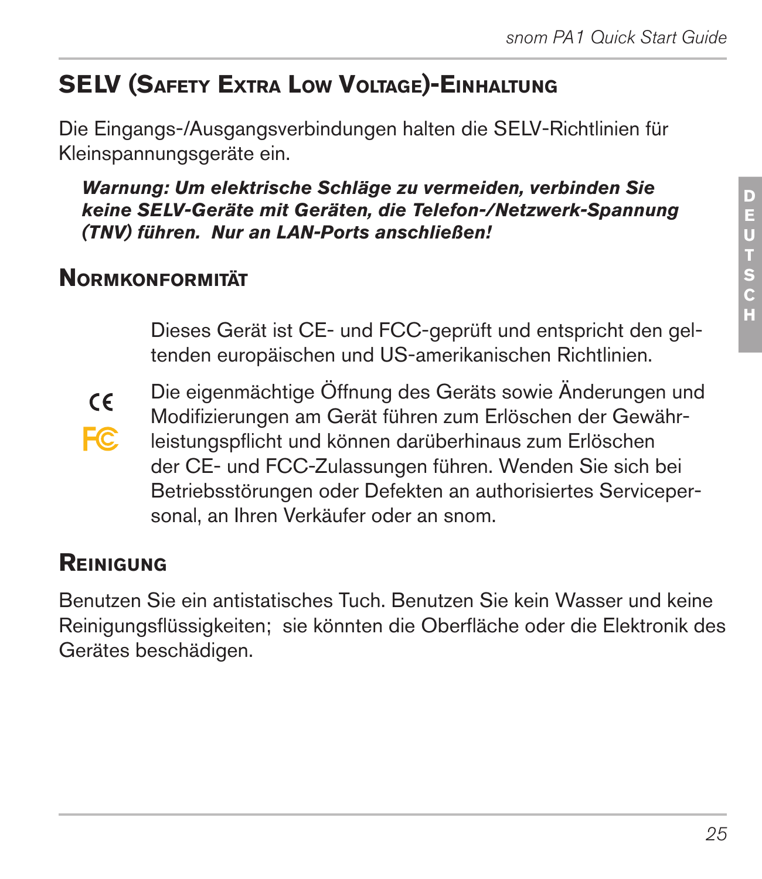## SELV (Safety Extra Low Voltage)-Einhaltung

Die Eingangs-/Ausgangsverbindungen halten die SELV-Richtlinien für Kleinspannungsgeräte ein.

***Warnung: Um elektrische Schläge zu vermeiden, verbinden Sie keine SELV-Geräte mit Geräten, die Telefon-/Netzwerk-Spannung (TNV) führen. Nur an LAN-Ports anschließen!***

## Normkonformität

Dieses Gerät ist CE- und FCC-geprüft und entspricht den geltenden europäischen und US-amerikanischen Richtlinien.

Die eigenmächtige Öffnung des Geräts sowie Änderungen und Modifizierungen am Gerät führen zum Erlöschen der Gewährleistungspflicht und können darüberhinaus zum Erlöschen der CE- und FCC-Zulassungen führen. Wenden Sie sich bei Betriebsstörungen oder Defekten an authorisiertes Servicepersonal, an Ihren Verkäufer oder an snom.

## Reinigung

Benutzen Sie ein antistatisches Tuch. Benutzen Sie kein Wasser und keine Reinigungsflüssigkeiten; sie könnten die Oberfläche oder die Elektronik des Gerätes beschädigen.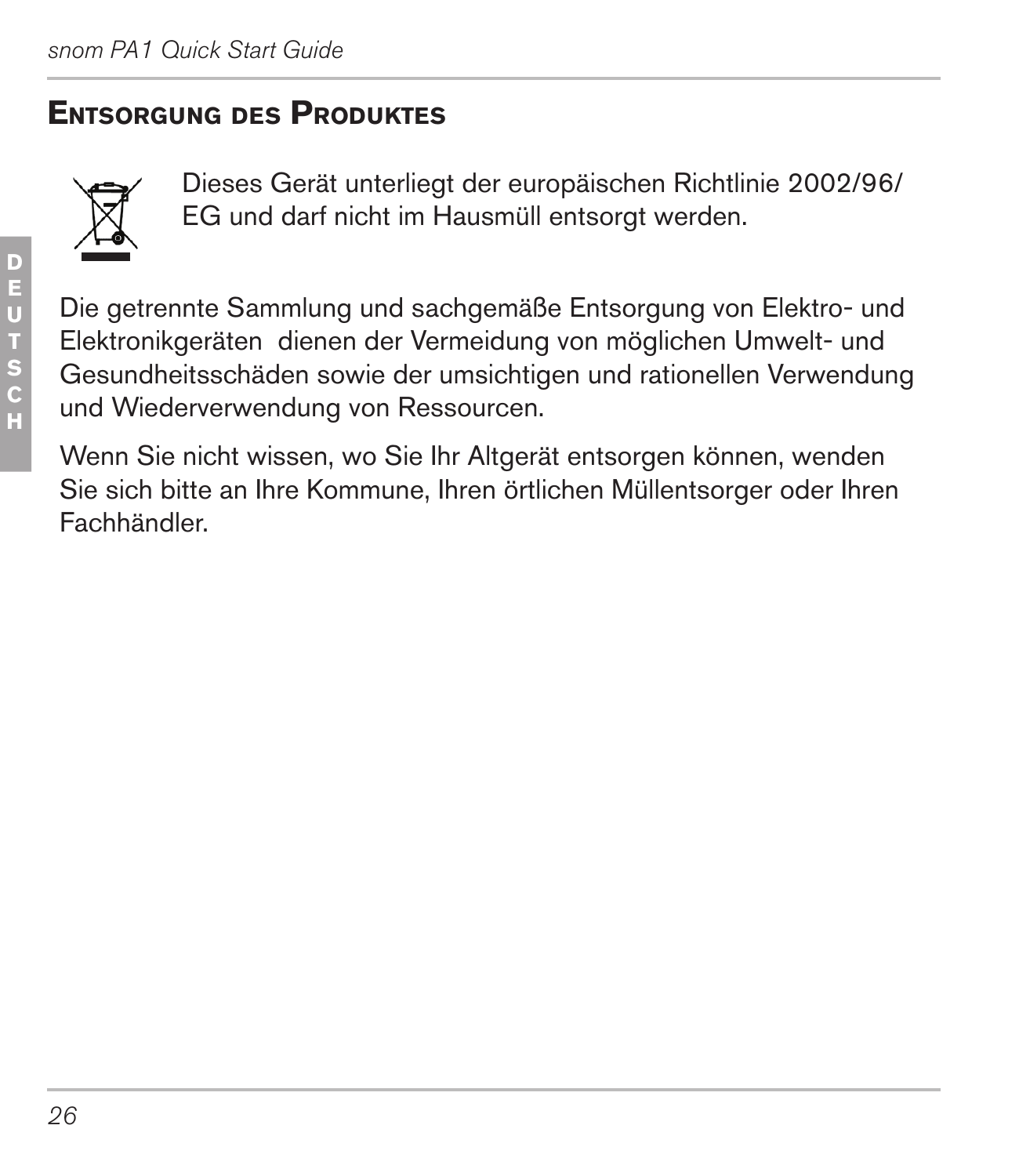## Entsorgung des Produktes

Dieses Gerät unterliegt der europäischen Richtlinie 2002/96/EG und darf nicht im Hausmüll entsorgt werden.

Die getrennte Sammlung und sachgemäße Entsorgung von Elektro- und Elektronikgeräten dienen der Vermeidung von möglichen Umwelt- und Gesundheitsschäden sowie der umsichtigen und rationellen Verwendung und Wiederverwendung von Ressourcen.

Wenn Sie nicht wissen, wo Sie Ihr Altgerät entsorgen können, wenden Sie sich bitte an Ihre Kommune, Ihren örtlichen Müllentsorger oder Ihren Fachhändler.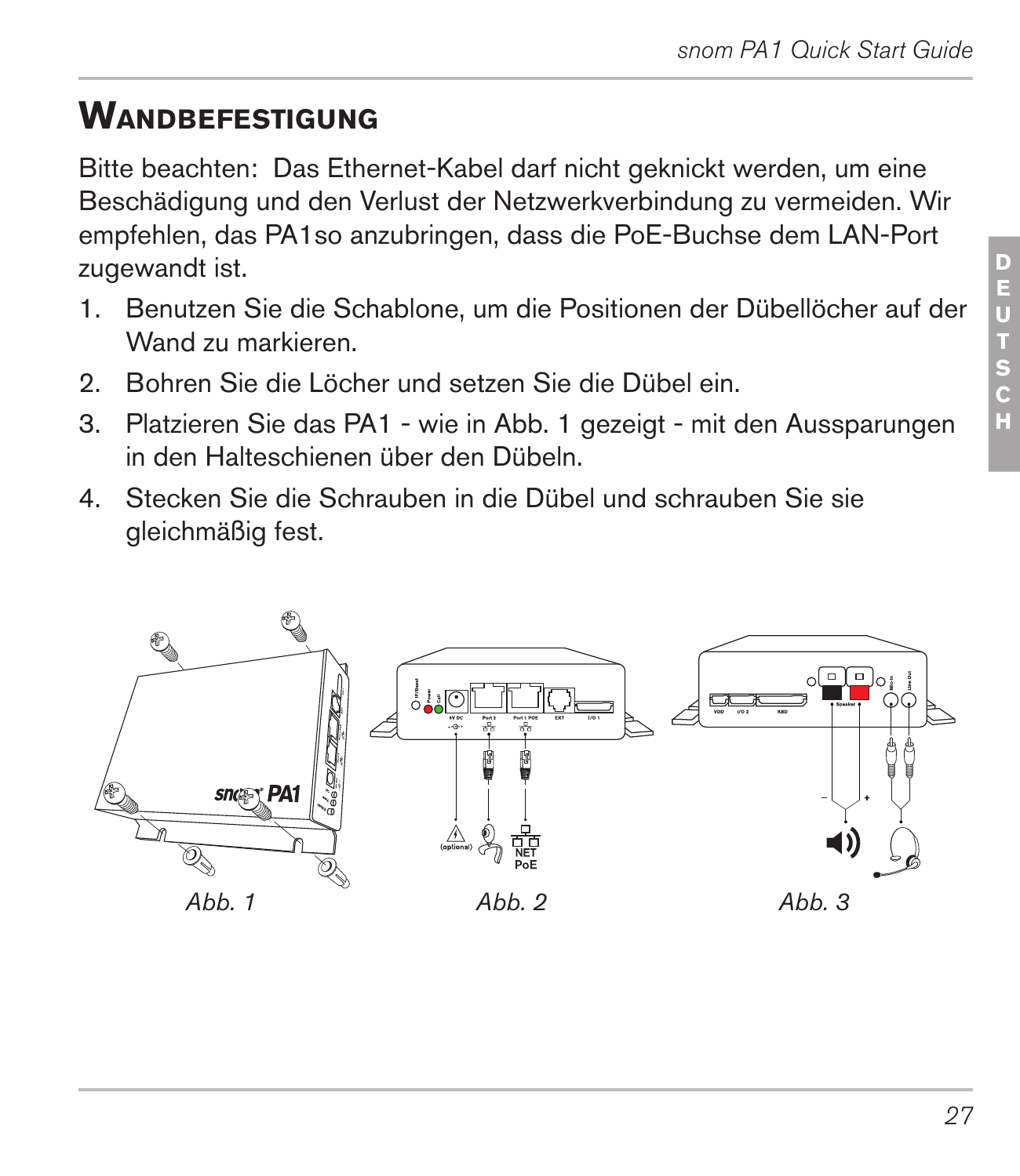# Wandbefestigung

Bitte beachten: Das Ethernet-Kabel darf nicht geknickt werden, um eine Beschädigung und den Verlust der Netzwerkverbindung zu vermeiden. Wir empfehlen, das PA1so anzubringen, dass die PoE-Buchse dem LAN-Port zugewandt ist.

1. Benutzen Sie die Schablone, um die Positionen der Dübellöcher auf der Wand zu markieren.
2. Bohren Sie die Löcher und setzen Sie die Dübel ein.
3. Platzieren Sie das PA1 - wie in Abb. 1 gezeigt - mit den Aussparungen in den Halteschienen über den Dübeln.
4. Stecken Sie die Schrauben in die Dübel und schrauben Sie sie gleichmäßig fest.

*Abb. 1*

*Abb. 2*

*Abb. 3*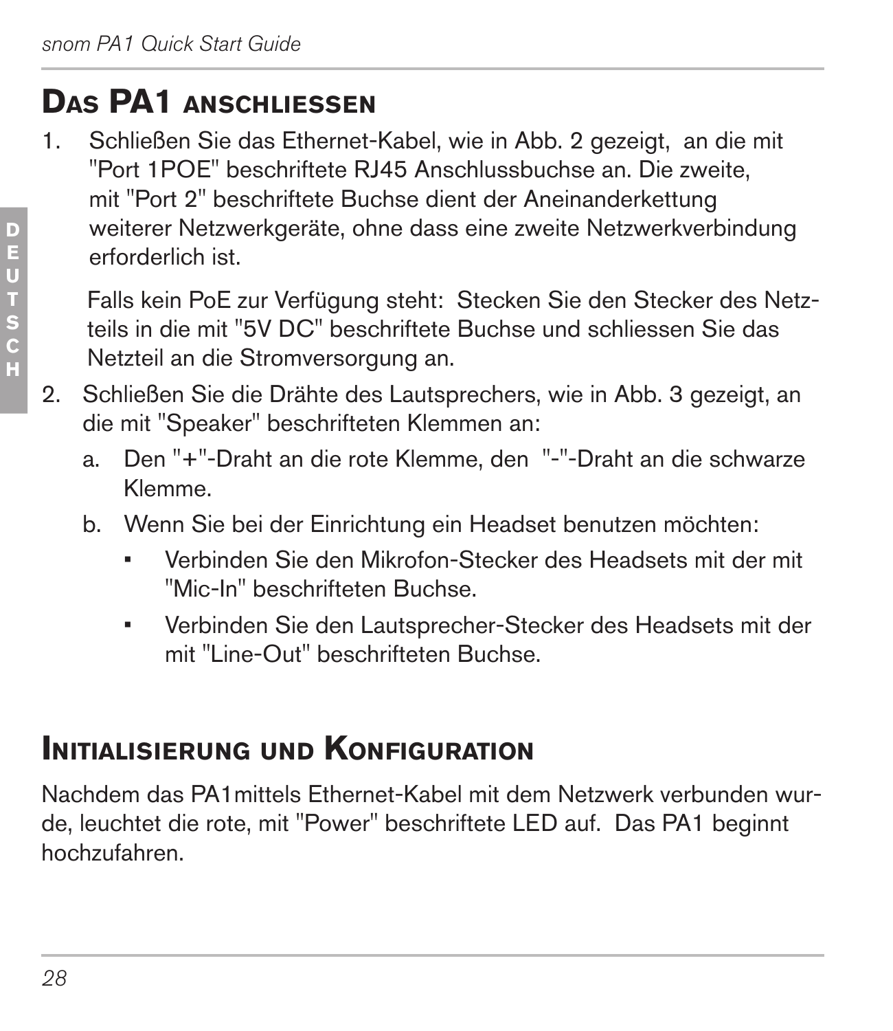## Das PA1 anschliessen

1. Schließen Sie das Ethernet-Kabel, wie in Abb. 2 gezeigt, an die mit "Port 1POE" beschriftete RJ45 Anschlussbuchse an. Die zweite, mit "Port 2" beschriftete Buchse dient der Aneinanderkettung weiterer Netzwerkgeräte, ohne dass eine zweite Netzwerkverbindung erforderlich ist.

   Falls kein PoE zur Verfügung steht: Stecken Sie den Stecker des Netzteils in die mit "5V DC" beschriftete Buchse und schliessen Sie das Netzteil an die Stromversorgung an.

2. Schließen Sie die Drähte des Lautsprechers, wie in Abb. 3 gezeigt, an die mit "Speaker" beschrifteten Klemmen an:
   a. Den "+"-Draht an die rote Klemme, den "-"-Draht an die schwarze Klemme.
   b. Wenn Sie bei der Einrichtung ein Headset benutzen möchten:
      - Verbinden Sie den Mikrofon-Stecker des Headsets mit der mit "Mic-In" beschrifteten Buchse.
      - Verbinden Sie den Lautsprecher-Stecker des Headsets mit der mit "Line-Out" beschrifteten Buchse.

## Initialisierung und Konfiguration

Nachdem das PA1mittels Ethernet-Kabel mit dem Netzwerk verbunden wurde, leuchtet die rote, mit "Power" beschriftete LED auf. Das PA1 beginnt hochzufahren.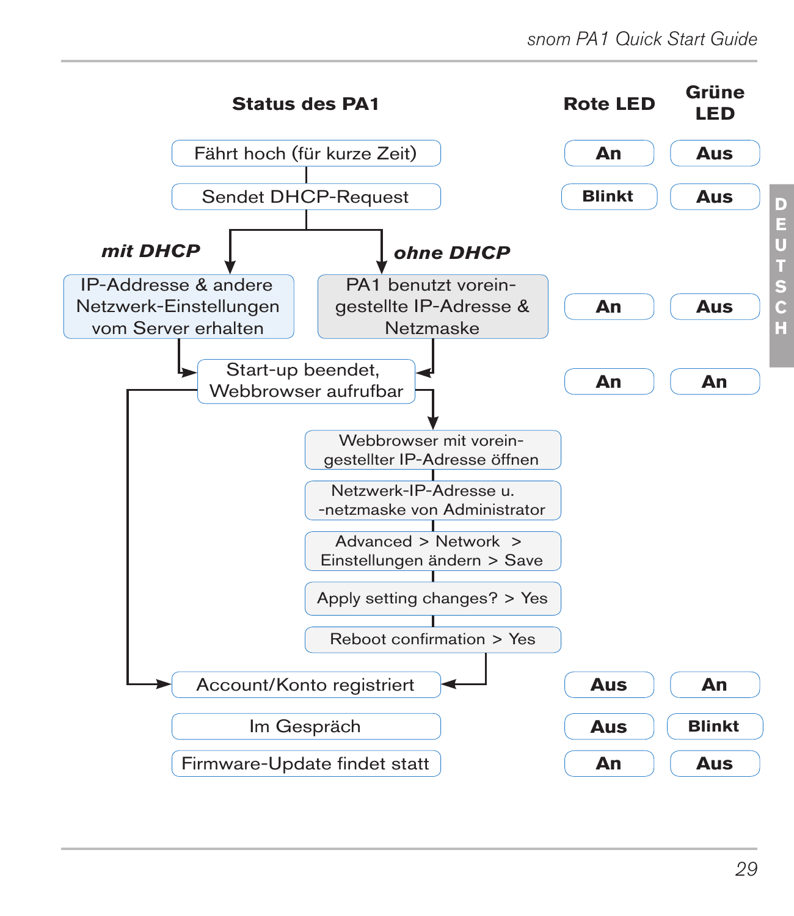| Status des PA1 | Rote LED | Grüne LED |
|---|---|---|
| Fährt hoch (für kurze Zeit) | An | Aus |
| Sendet DHCP-Request | Blinkt | Aus |
| ***mit DHCP:*** IP-Addresse & andere Netzwerk-Einstellungen vom Server erhalten / ***ohne DHCP:*** PA1 benutzt voreingestellte IP-Adresse & Netzmaske | An | Aus |
| Start-up beendet, Webbrowser aufrufbar | An | An |
| Account/Konto registriert | Aus | An |
| Im Gespräch | Aus | Blinkt |
| Firmware-Update findet statt | An | Aus |

Ablauf nach „Start-up beendet, Webbrowser aufrufbar" (ohne DHCP):

1. Webbrowser mit voreingestellter IP-Adresse öffnen
2. Netzwerk-IP-Adresse u. -netzmaske von Administrator
3. Advanced > Network > Einstellungen ändern > Save
4. Apply setting changes? > Yes
5. Reboot confirmation > Yes
6. Account/Konto registriert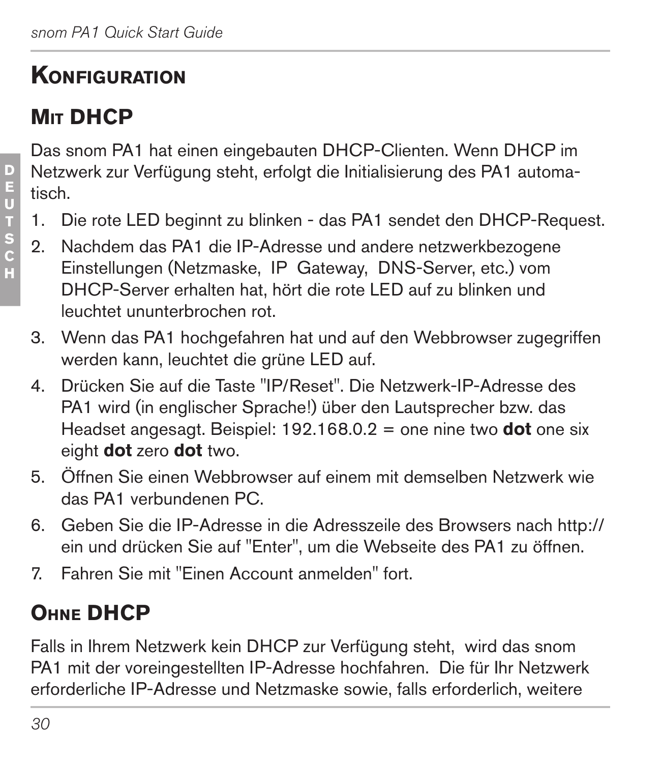## Konfiguration

### Mit DHCP

Das snom PA1 hat einen eingebauten DHCP-Clienten. Wenn DHCP im Netzwerk zur Verfügung steht, erfolgt die Initialisierung des PA1 automatisch.

1. Die rote LED beginnt zu blinken - das PA1 sendet den DHCP-Request.
2. Nachdem das PA1 die IP-Adresse und andere netzwerkbezogene Einstellungen (Netzmaske, IP Gateway, DNS-Server, etc.) vom DHCP-Server erhalten hat, hört die rote LED auf zu blinken und leuchtet ununterbrochen rot.
3. Wenn das PA1 hochgefahren hat und auf den Webbrowser zugegriffen werden kann, leuchtet die grüne LED auf.
4. Drücken Sie auf die Taste "IP/Reset". Die Netzwerk-IP-Adresse des PA1 wird (in englischer Sprache!) über den Lautsprecher bzw. das Headset angesagt. Beispiel: 192.168.0.2 = one nine two **dot** one six eight **dot** zero **dot** two.
5. Öffnen Sie einen Webbrowser auf einem mit demselben Netzwerk wie das PA1 verbundenen PC.
6. Geben Sie die IP-Adresse in die Adresszeile des Browsers nach http:// ein und drücken Sie auf "Enter", um die Webseite des PA1 zu öffnen.
7. Fahren Sie mit "Einen Account anmelden" fort.

### Ohne DHCP

Falls in Ihrem Netzwerk kein DHCP zur Verfügung steht, wird das snom PA1 mit der voreingestellten IP-Adresse hochfahren. Die für Ihr Netzwerk erforderliche IP-Adresse und Netzmaske sowie, falls erforderlich, weitere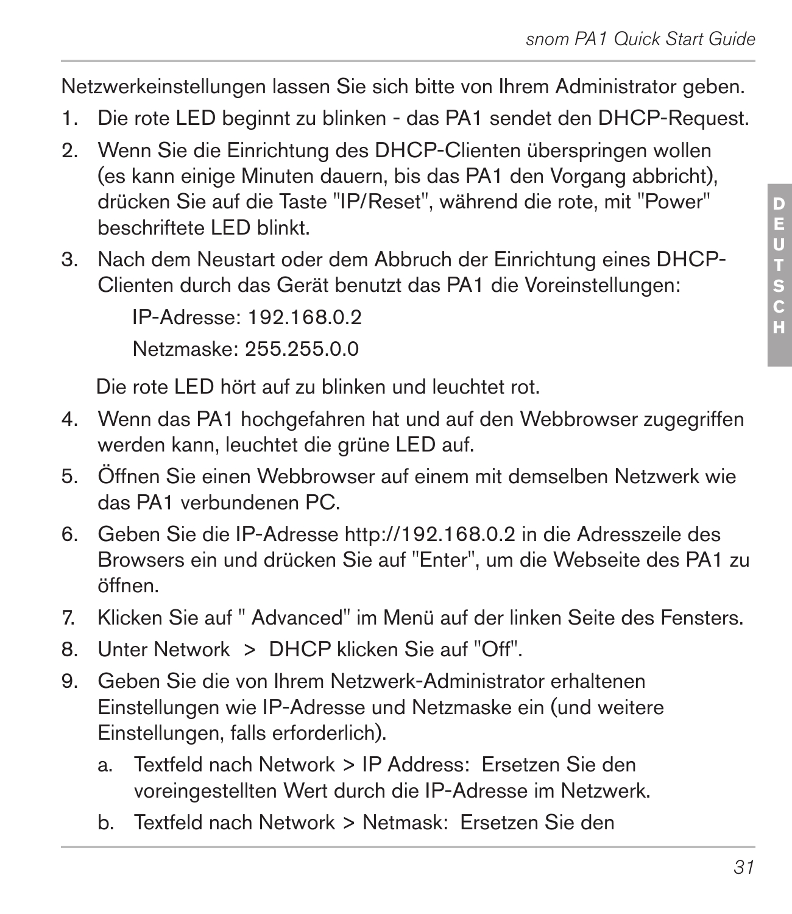Netzwerkeinstellungen lassen Sie sich bitte von Ihrem Administrator geben.

1. Die rote LED beginnt zu blinken - das PA1 sendet den DHCP-Request.
2. Wenn Sie die Einrichtung des DHCP-Clienten überspringen wollen (es kann einige Minuten dauern, bis das PA1 den Vorgang abbricht), drücken Sie auf die Taste "IP/Reset", während die rote, mit "Power" beschriftete LED blinkt.
3. Nach dem Neustart oder dem Abbruch der Einrichtung eines DHCP-Clienten durch das Gerät benutzt das PA1 die Voreinstellungen:

   IP-Adresse: 192.168.0.2

   Netzmaske: 255.255.0.0

   Die rote LED hört auf zu blinken und leuchtet rot.
4. Wenn das PA1 hochgefahren hat und auf den Webbrowser zugegriffen werden kann, leuchtet die grüne LED auf.
5. Öffnen Sie einen Webbrowser auf einem mit demselben Netzwerk wie das PA1 verbundenen PC.
6. Geben Sie die IP-Adresse http://192.168.0.2 in die Adresszeile des Browsers ein und drücken Sie auf "Enter", um die Webseite des PA1 zu öffnen.
7. Klicken Sie auf " Advanced" im Menü auf der linken Seite des Fensters.
8. Unter Network > DHCP klicken Sie auf "Off".
9. Geben Sie die von Ihrem Netzwerk-Administrator erhaltenen Einstellungen wie IP-Adresse und Netzmaske ein (und weitere Einstellungen, falls erforderlich).
   a. Textfeld nach Network > IP Address: Ersetzen Sie den voreingestellten Wert durch die IP-Adresse im Netzwerk.
   b. Textfeld nach Network > Netmask: Ersetzen Sie den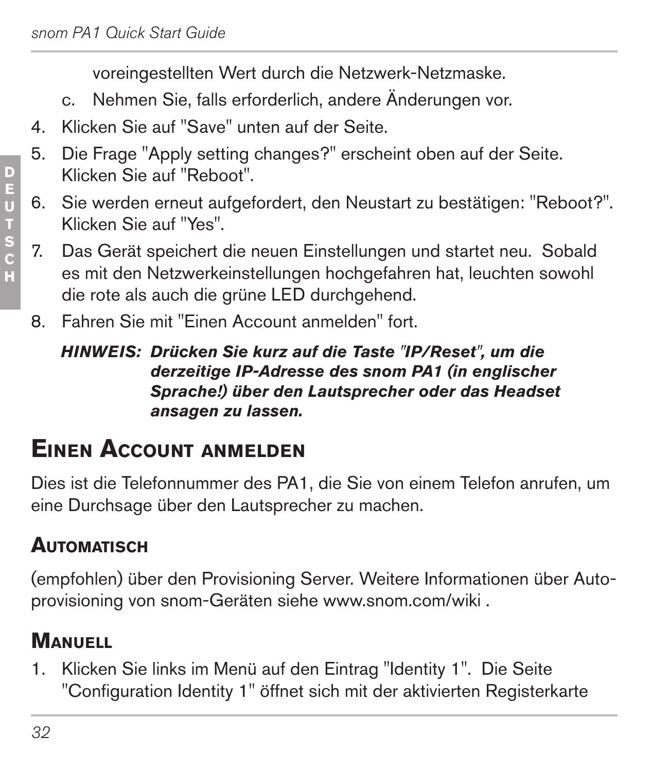voreingestellten Wert durch die Netzwerk-Netzmaske.

   c. Nehmen Sie, falls erforderlich, andere Änderungen vor.

4. Klicken Sie auf "Save" unten auf der Seite.
5. Die Frage "Apply setting changes?" erscheint oben auf der Seite. Klicken Sie auf "Reboot".
6. Sie werden erneut aufgefordert, den Neustart zu bestätigen: "Reboot?". Klicken Sie auf "Yes".
7. Das Gerät speichert die neuen Einstellungen und startet neu. Sobald es mit den Netzwerkeinstellungen hochgefahren hat, leuchten sowohl die rote als auch die grüne LED durchgehend.
8. Fahren Sie mit "Einen Account anmelden" fort.

***HINWEIS: Drücken Sie kurz auf die Taste "IP/Reset", um die derzeitige IP-Adresse des snom PA1 (in englischer Sprache!) über den Lautsprecher oder das Headset ansagen zu lassen.***

## Einen Account anmelden

Dies ist die Telefonnummer des PA1, die Sie von einem Telefon anrufen, um eine Durchsage über den Lautsprecher zu machen.

### Automatisch

(empfohlen) über den Provisioning Server. Weitere Informationen über Auto-provisioning von snom-Geräten siehe www.snom.com/wiki .

### Manuell

1. Klicken Sie links im Menü auf den Eintrag "Identity 1". Die Seite "Configuration Identity 1" öffnet sich mit der aktivierten Registerkarte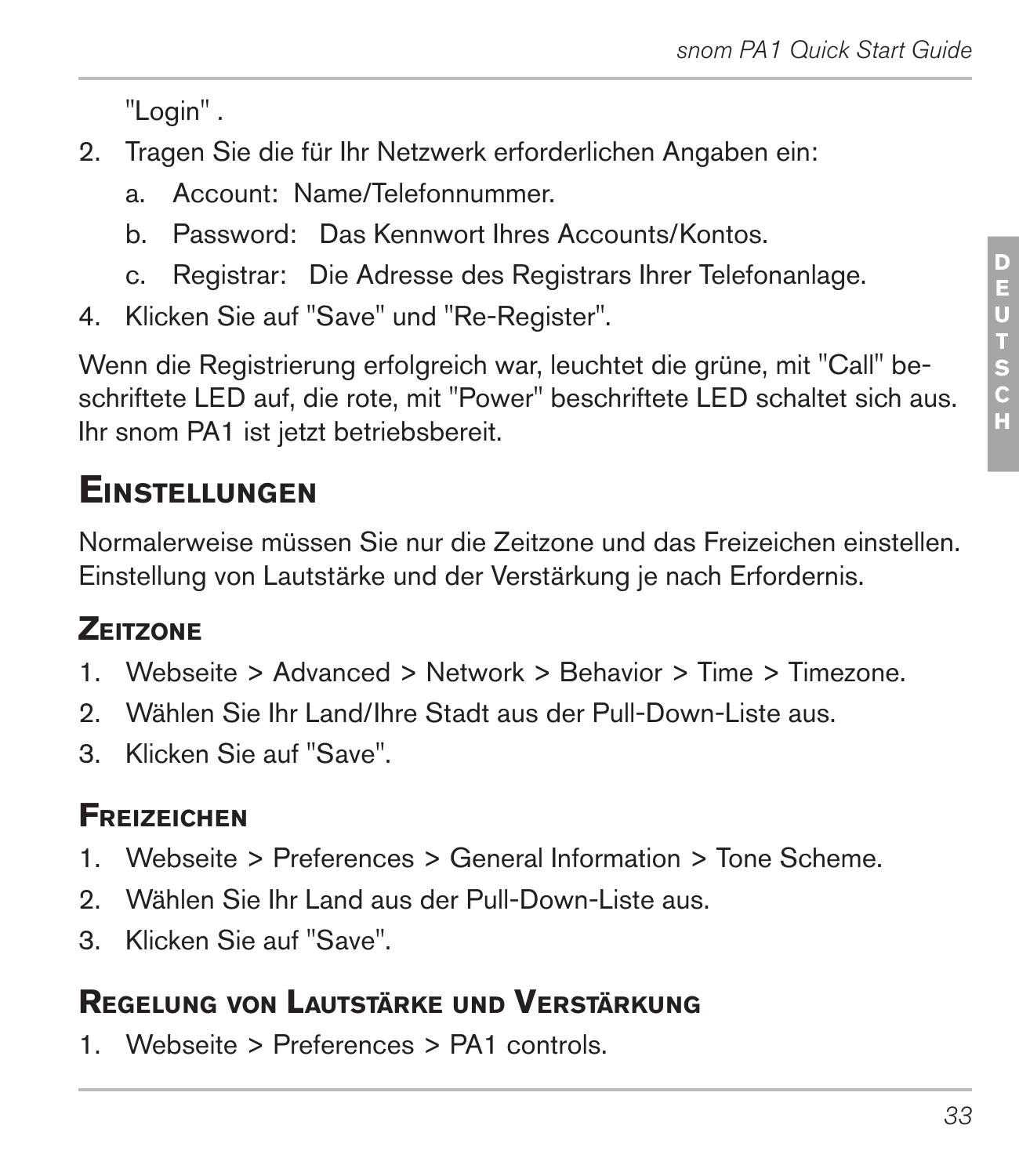"Login" .

2. Tragen Sie die für Ihr Netzwerk erforderlichen Angaben ein:
   a. Account: Name/Telefonnummer.
   b. Password: Das Kennwort Ihres Accounts/Kontos.
   c. Registrar: Die Adresse des Registrars Ihrer Telefonanlage.
4. Klicken Sie auf "Save" und "Re-Register".

Wenn die Registrierung erfolgreich war, leuchtet die grüne, mit "Call" beschriftete LED auf, die rote, mit "Power" beschriftete LED schaltet sich aus. Ihr snom PA1 ist jetzt betriebsbereit.

## Einstellungen

Normalerweise müssen Sie nur die Zeitzone und das Freizeichen einstellen. Einstellung von Lautstärke und der Verstärkung je nach Erfordernis.

### Zeitzone

1. Webseite > Advanced > Network > Behavior > Time > Timezone.
2. Wählen Sie Ihr Land/Ihre Stadt aus der Pull-Down-Liste aus.
3. Klicken Sie auf "Save".

### Freizeichen

1. Webseite > Preferences > General Information > Tone Scheme.
2. Wählen Sie Ihr Land aus der Pull-Down-Liste aus.
3. Klicken Sie auf "Save".

### Regelung von Lautstärke und Verstärkung

1. Webseite > Preferences > PA1 controls.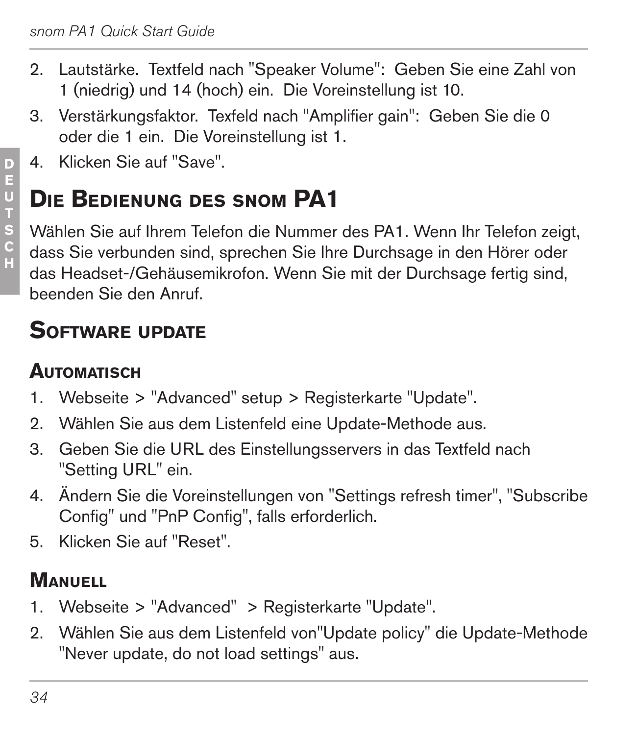2. Lautstärke. Textfeld nach "Speaker Volume": Geben Sie eine Zahl von 1 (niedrig) und 14 (hoch) ein. Die Voreinstellung ist 10.
3. Verstärkungsfaktor. Texfeld nach "Amplifier gain": Geben Sie die 0 oder die 1 ein. Die Voreinstellung ist 1.
4. Klicken Sie auf "Save".

## Die Bedienung des snom PA1

Wählen Sie auf Ihrem Telefon die Nummer des PA1. Wenn Ihr Telefon zeigt, dass Sie verbunden sind, sprechen Sie Ihre Durchsage in den Hörer oder das Headset-/Gehäusemikrofon. Wenn Sie mit der Durchsage fertig sind, beenden Sie den Anruf.

## Software update

### Automatisch

1. Webseite > "Advanced" setup > Registerkarte "Update".
2. Wählen Sie aus dem Listenfeld eine Update-Methode aus.
3. Geben Sie die URL des Einstellungsservers in das Textfeld nach "Setting URL" ein.
4. Ändern Sie die Voreinstellungen von "Settings refresh timer", "Subscribe Config" und "PnP Config", falls erforderlich.
5. Klicken Sie auf "Reset".

### Manuell

1. Webseite > "Advanced" > Registerkarte "Update".
2. Wählen Sie aus dem Listenfeld von"Update policy" die Update-Methode "Never update, do not load settings" aus.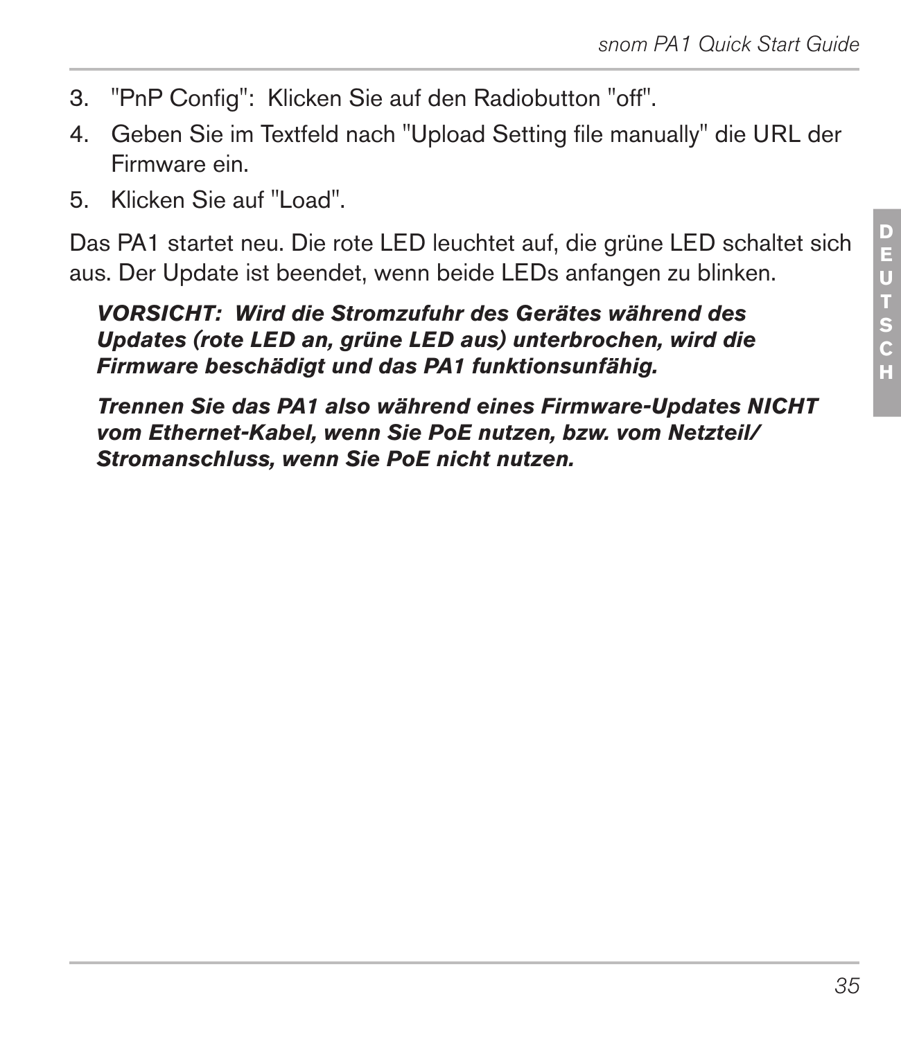3. "PnP Config": Klicken Sie auf den Radiobutton "off".
4. Geben Sie im Textfeld nach "Upload Setting file manually" die URL der Firmware ein.
5. Klicken Sie auf "Load".

Das PA1 startet neu. Die rote LED leuchtet auf, die grüne LED schaltet sich aus. Der Update ist beendet, wenn beide LEDs anfangen zu blinken.

***VORSICHT: Wird die Stromzufuhr des Gerätes während des Updates (rote LED an, grüne LED aus) unterbrochen, wird die Firmware beschädigt und das PA1 funktionsunfähig.***

***Trennen Sie das PA1 also während eines Firmware-Updates NICHT vom Ethernet-Kabel, wenn Sie PoE nutzen, bzw. vom Netzteil/Stromanschluss, wenn Sie PoE nicht nutzen.***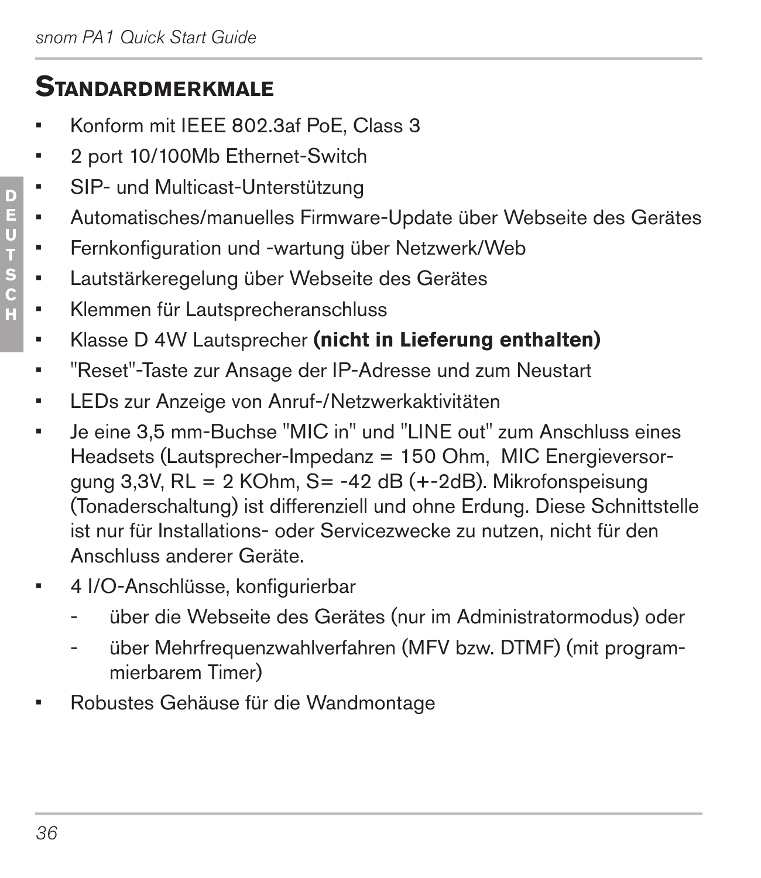## Standardmerkmale

- Konform mit IEEE 802.3af PoE, Class 3
- 2 port 10/100Mb Ethernet-Switch
- SIP- und Multicast-Unterstützung
- Automatisches/manuelles Firmware-Update über Webseite des Gerätes
- Fernkonfiguration und -wartung über Netzwerk/Web
- Lautstärkeregelung über Webseite des Gerätes
- Klemmen für Lautsprecheranschluss
- Klasse D 4W Lautsprecher **(nicht in Lieferung enthalten)**
- "Reset"-Taste zur Ansage der IP-Adresse und zum Neustart
- LEDs zur Anzeige von Anruf-/Netzwerkaktivitäten
- Je eine 3,5 mm-Buchse "MIC in" und "LINE out" zum Anschluss eines Headsets (Lautsprecher-Impedanz = 150 Ohm, MIC Energieversorgung 3,3V, RL = 2 KOhm, S= -42 dB (+-2dB). Mikrofonspeisung (Tonaderschaltung) ist differenziell und ohne Erdung. Diese Schnittstelle ist nur für Installations- oder Servicezwecke zu nutzen, nicht für den Anschluss anderer Geräte.
- 4 I/O-Anschlüsse, konfigurierbar
  - über die Webseite des Gerätes (nur im Administratormodus) oder
  - über Mehrfrequenzwahlverfahren (MFV bzw. DTMF) (mit programmierbarem Timer)
- Robustes Gehäuse für die Wandmontage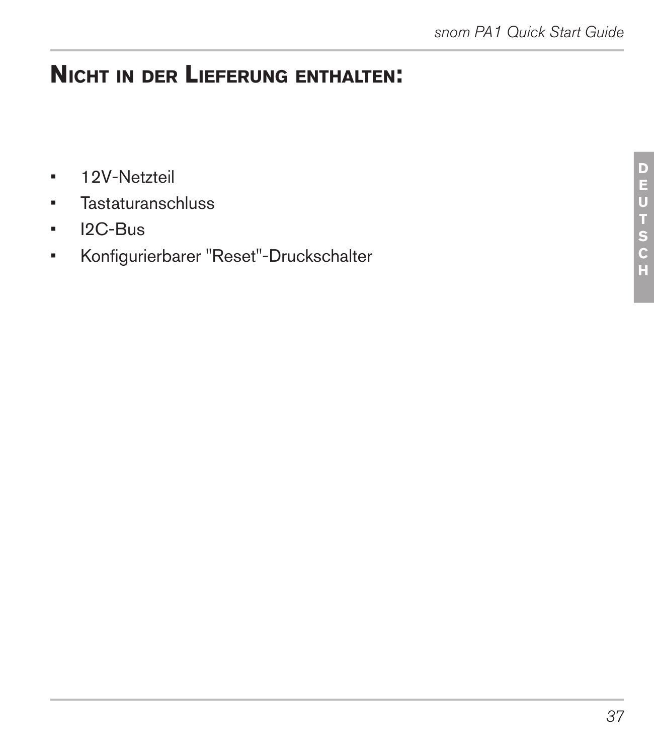## Nicht in der Lieferung enthalten:

- 12V-Netzteil
- Tastaturanschluss
- I2C-Bus
- Konfigurierbarer "Reset"-Druckschalter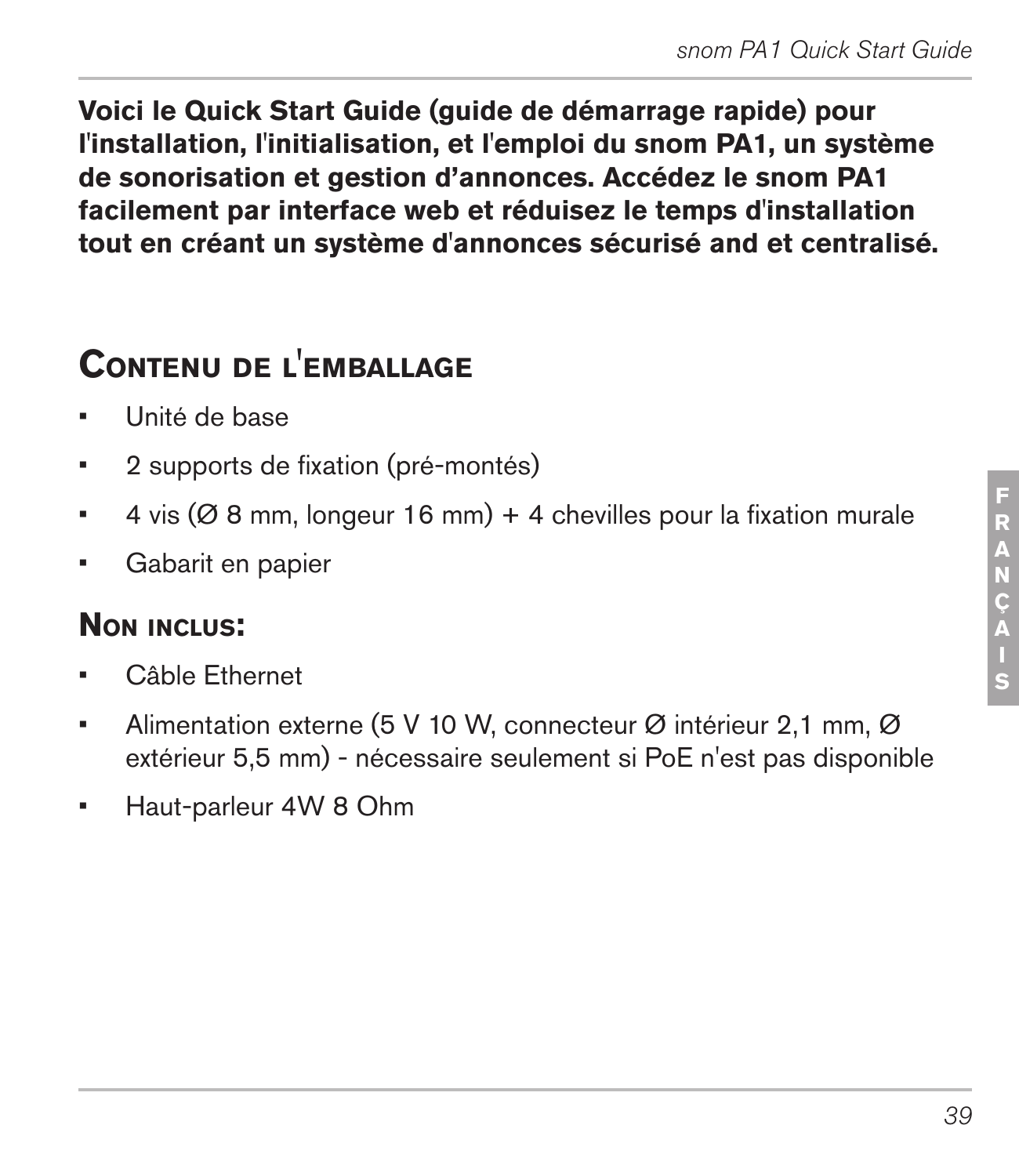**Voici le Quick Start Guide (guide de démarrage rapide) pour l'installation, l'initialisation, et l'emploi du snom PA1, un système de sonorisation et gestion d'annonces. Accédez le snom PA1 facilement par interface web et réduisez le temps d'installation tout en créant un système d'annonces sécurisé and et centralisé.**

## Contenu de l'emballage

- Unité de base
- 2 supports de fixation (pré-montés)
- 4 vis (Ø 8 mm, longeur 16 mm) + 4 chevilles pour la fixation murale
- Gabarit en papier

### Non inclus:

- Câble Ethernet
- Alimentation externe (5 V 10 W, connecteur Ø intérieur 2,1 mm, Ø extérieur 5,5 mm) - nécessaire seulement si PoE n'est pas disponible
- Haut-parleur 4W 8 Ohm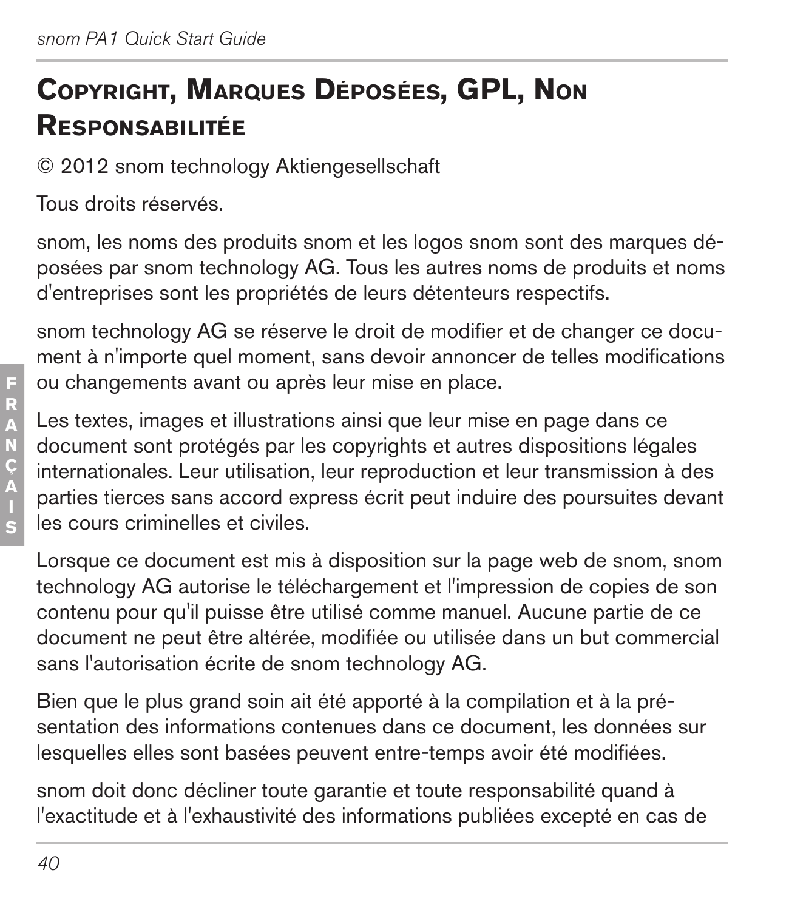## Copyright, Marques Déposées, GPL, Non Responsabilitée

© 2012 snom technology Aktiengesellschaft

Tous droits réservés.

snom, les noms des produits snom et les logos snom sont des marques déposées par snom technology AG. Tous les autres noms de produits et noms d'entreprises sont les propriétés de leurs détenteurs respectifs.

snom technology AG se réserve le droit de modifier et de changer ce document à n'importe quel moment, sans devoir annoncer de telles modifications ou changements avant ou après leur mise en place.

Les textes, images et illustrations ainsi que leur mise en page dans ce document sont protégés par les copyrights et autres dispositions légales internationales. Leur utilisation, leur reproduction et leur transmission à des parties tierces sans accord express écrit peut induire des poursuites devant les cours criminelles et civiles.

Lorsque ce document est mis à disposition sur la page web de snom, snom technology AG autorise le téléchargement et l'impression de copies de son contenu pour qu'il puisse être utilisé comme manuel. Aucune partie de ce document ne peut être altérée, modifiée ou utilisée dans un but commercial sans l'autorisation écrite de snom technology AG.

Bien que le plus grand soin ait été apporté à la compilation et à la présentation des informations contenues dans ce document, les données sur lesquelles elles sont basées peuvent entre-temps avoir été modifiées.

snom doit donc décliner toute garantie et toute responsabilité quand à l'exactitude et à l'exhaustivité des informations publiées excepté en cas de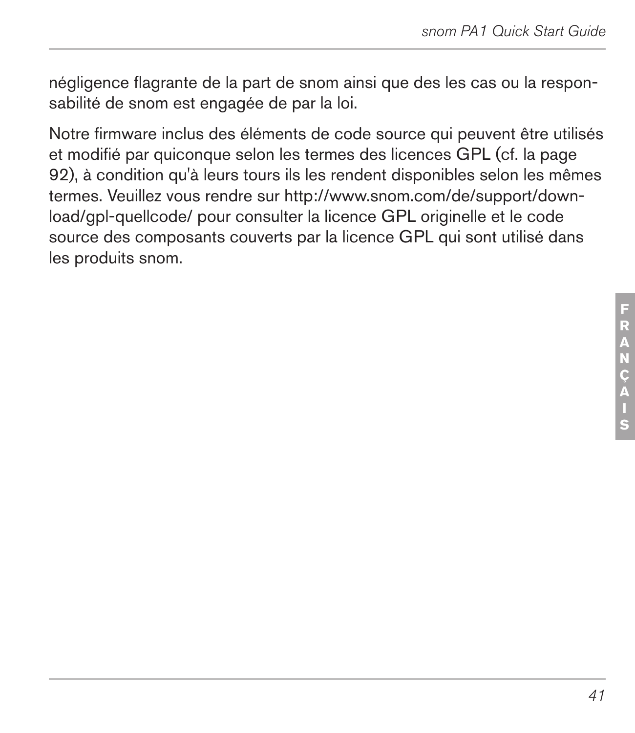négligence flagrante de la part de snom ainsi que des les cas ou la responsabilité de snom est engagée de par la loi.

Notre firmware inclus des éléments de code source qui peuvent être utilisés et modifié par quiconque selon les termes des licences GPL (cf. la page 92), à condition qu'à leurs tours ils les rendent disponibles selon les mêmes termes. Veuillez vous rendre sur http://www.snom.com/de/support/download/gpl-quellcode/ pour consulter la licence GPL originelle et le code source des composants couverts par la licence GPL qui sont utilisé dans les produits snom.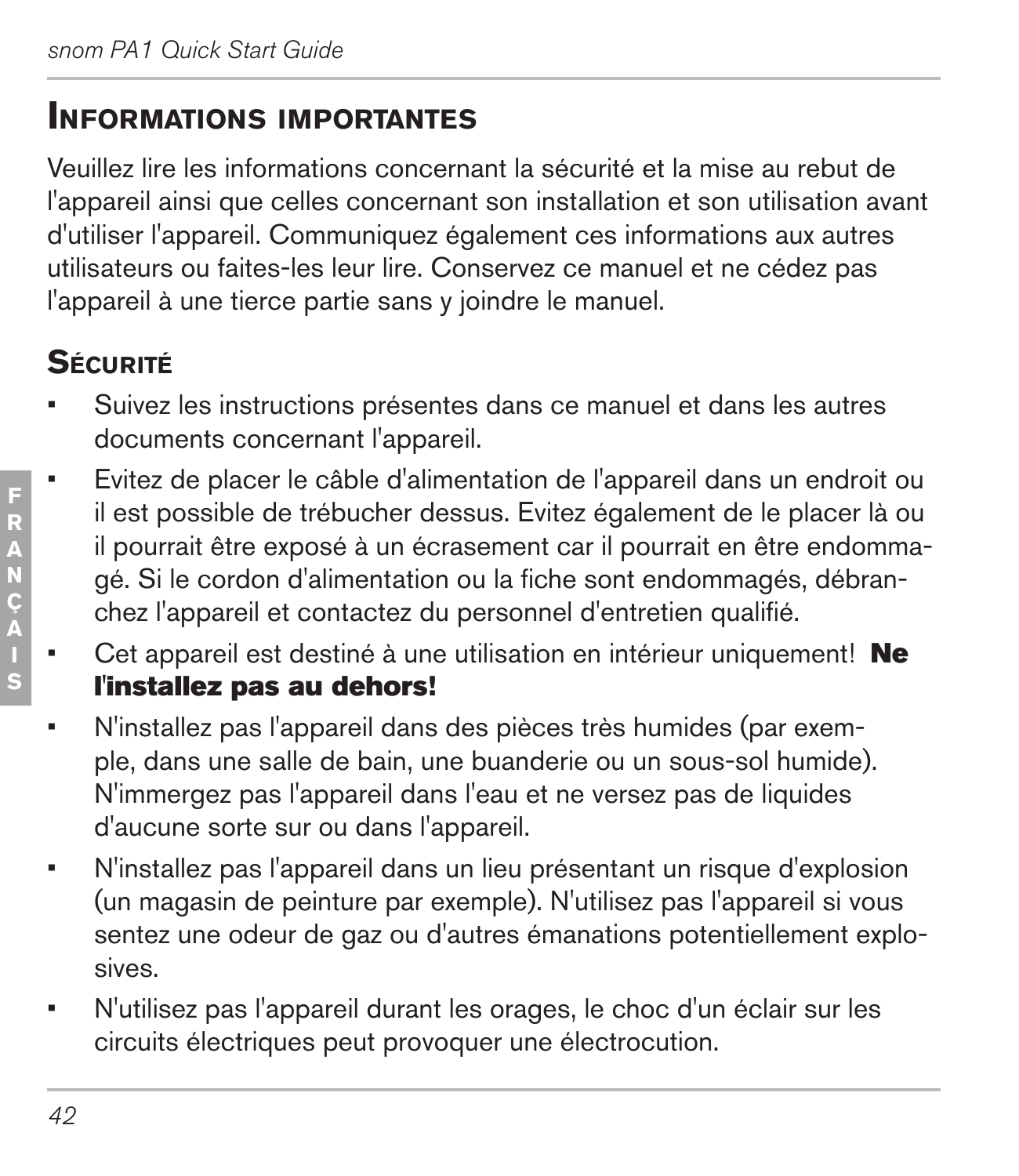## Informations importantes

Veuillez lire les informations concernant la sécurité et la mise au rebut de l'appareil ainsi que celles concernant son installation et son utilisation avant d'utiliser l'appareil. Communiquez également ces informations aux autres utilisateurs ou faites-les leur lire. Conservez ce manuel et ne cédez pas l'appareil à une tierce partie sans y joindre le manuel.

### Sécurité

- Suivez les instructions présentes dans ce manuel et dans les autres documents concernant l'appareil.
- Evitez de placer le câble d'alimentation de l'appareil dans un endroit ou il est possible de trébucher dessus. Evitez également de le placer là ou il pourrait être exposé à un écrasement car il pourrait en être endommagé. Si le cordon d'alimentation ou la fiche sont endommagés, débranchez l'appareil et contactez du personnel d'entretien qualifié.
- Cet appareil est destiné à une utilisation en intérieur uniquement! **Ne l'installez pas au dehors!**
- N'installez pas l'appareil dans des pièces très humides (par exemple, dans une salle de bain, une buanderie ou un sous-sol humide). N'immergez pas l'appareil dans l'eau et ne versez pas de liquides d'aucune sorte sur ou dans l'appareil.
- N'installez pas l'appareil dans un lieu présentant un risque d'explosion (un magasin de peinture par exemple). N'utilisez pas l'appareil si vous sentez une odeur de gaz ou d'autres émanations potentiellement explosives.
- N'utilisez pas l'appareil durant les orages, le choc d'un éclair sur les circuits électriques peut provoquer une électrocution.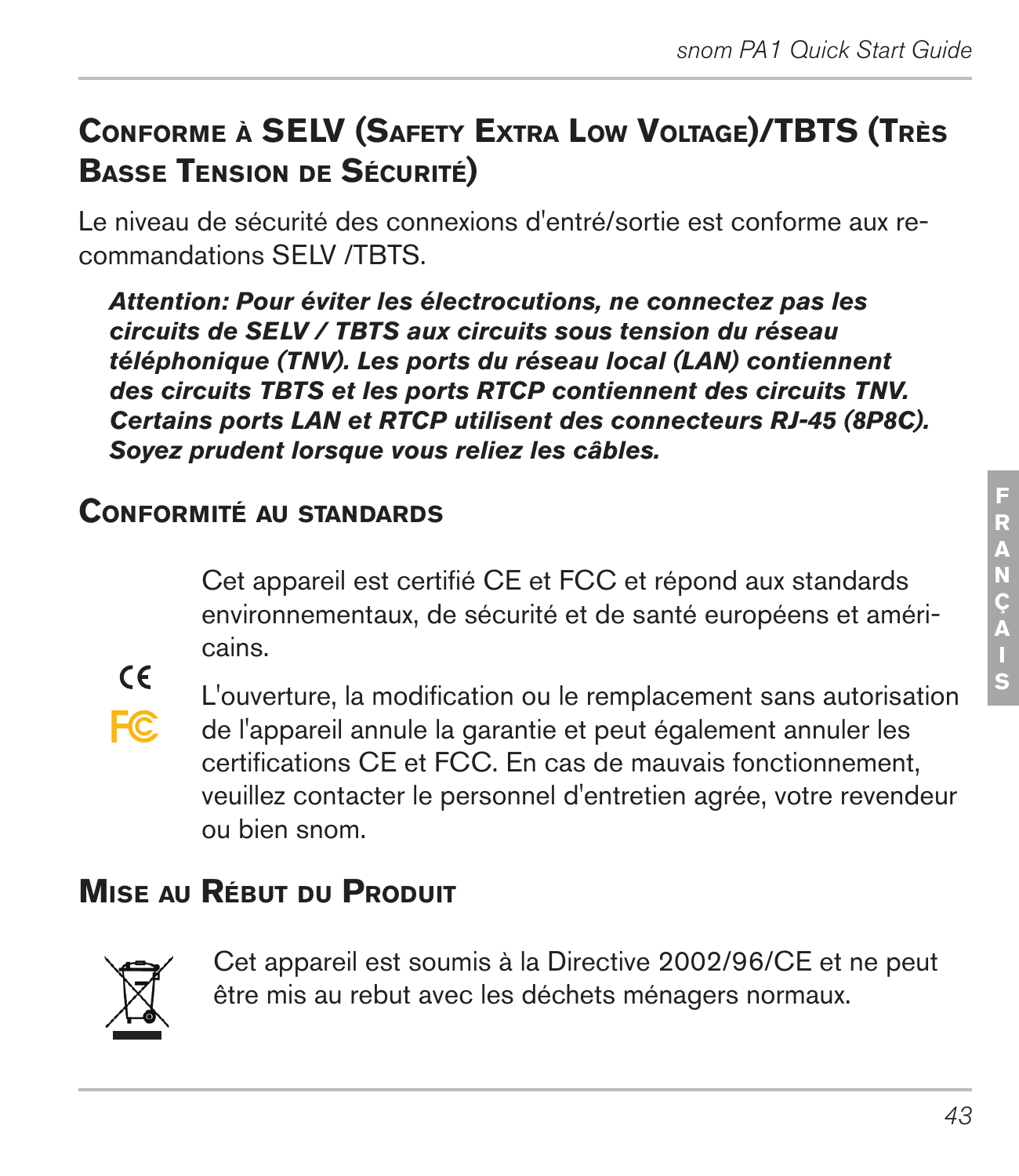## Conforme à SELV (Safety Extra Low Voltage)/TBTS (Très Basse Tension de Sécurité)

Le niveau de sécurité des connexions d'entré/sortie est conforme aux recommandations SELV /TBTS.

***Attention: Pour éviter les électrocutions, ne connectez pas les circuits de SELV / TBTS aux circuits sous tension du réseau téléphonique (TNV). Les ports du réseau local (LAN) contiennent des circuits TBTS et les ports RTCP contiennent des circuits TNV. Certains ports LAN et RTCP utilisent des connecteurs RJ-45 (8P8C). Soyez prudent lorsque vous reliez les câbles.***

## Conformité au standards

Cet appareil est certifié CE et FCC et répond aux standards environnementaux, de sécurité et de santé européens et américains.

L'ouverture, la modification ou le remplacement sans autorisation de l'appareil annule la garantie et peut également annuler les certifications CE et FCC. En cas de mauvais fonctionnement, veuillez contacter le personnel d'entretien agrée, votre revendeur ou bien snom.

## Mise au Rébut du Produit

Cet appareil est soumis à la Directive 2002/96/CE et ne peut être mis au rebut avec les déchets ménagers normaux.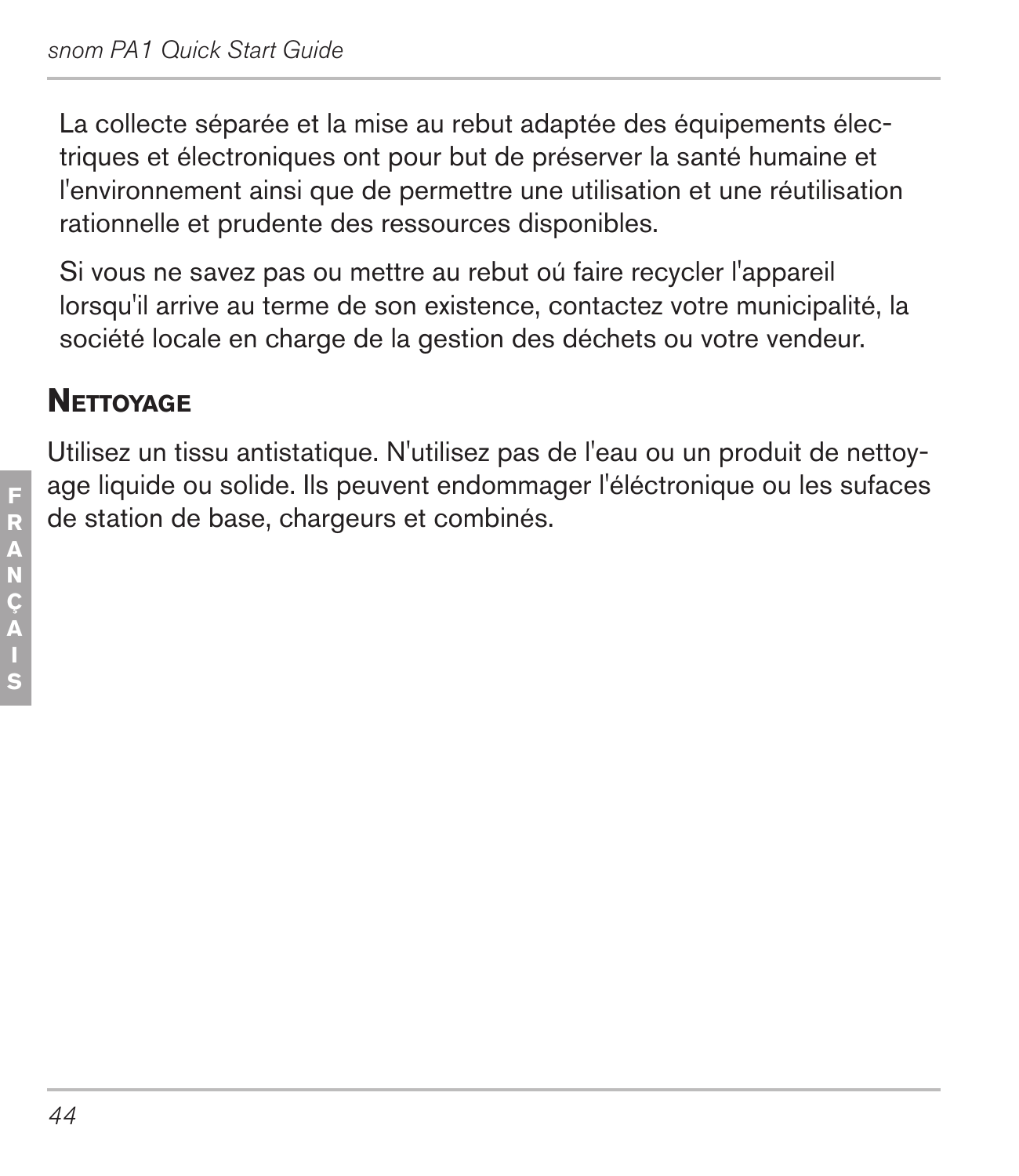La collecte séparée et la mise au rebut adaptée des équipements électriques et électroniques ont pour but de préserver la santé humaine et l'environnement ainsi que de permettre une utilisation et une réutilisation rationnelle et prudente des ressources disponibles.

Si vous ne savez pas ou mettre au rebut oú faire recycler l'appareil lorsqu'il arrive au terme de son existence, contactez votre municipalité, la société locale en charge de la gestion des déchets ou votre vendeur.

## Nettoyage

Utilisez un tissu antistatique. N'utilisez pas de l'eau ou un produit de nettoyage liquide ou solide. Ils peuvent endommager l'éléctronique ou les sufaces de station de base, chargeurs et combinés.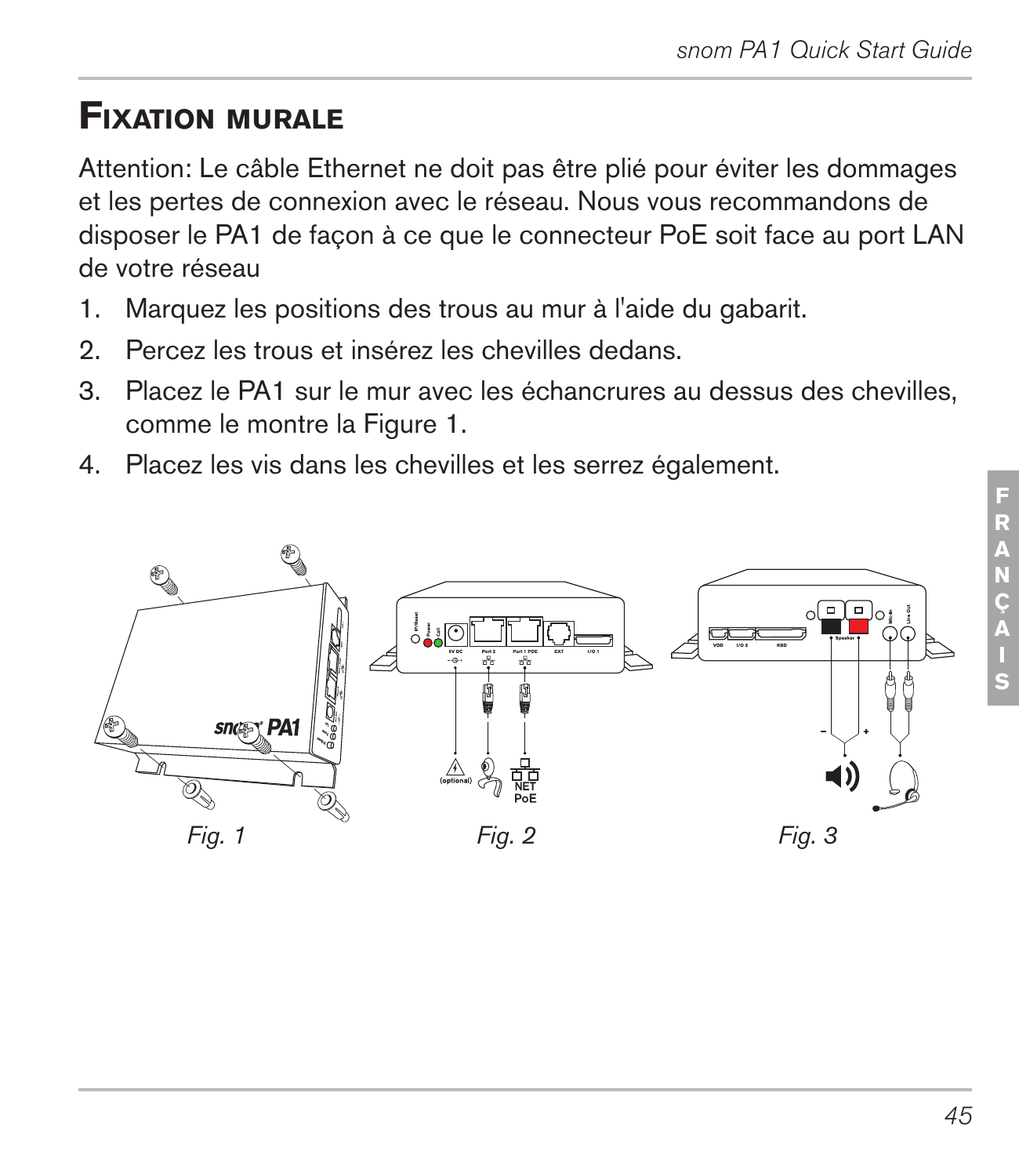# Fixation murale

Attention: Le câble Ethernet ne doit pas être plié pour éviter les dommages et les pertes de connexion avec le réseau. Nous vous recommandons de disposer le PA1 de façon à ce que le connecteur PoE soit face au port LAN de votre réseau

1. Marquez les positions des trous au mur à l'aide du gabarit.
2. Percez les trous et insérez les chevilles dedans.
3. Placez le PA1 sur le mur avec les échancrures au dessus des chevilles, comme le montre la Figure 1.
4. Placez les vis dans les chevilles et les serrez également.

*Fig. 1*

*Fig. 2*

*Fig. 3*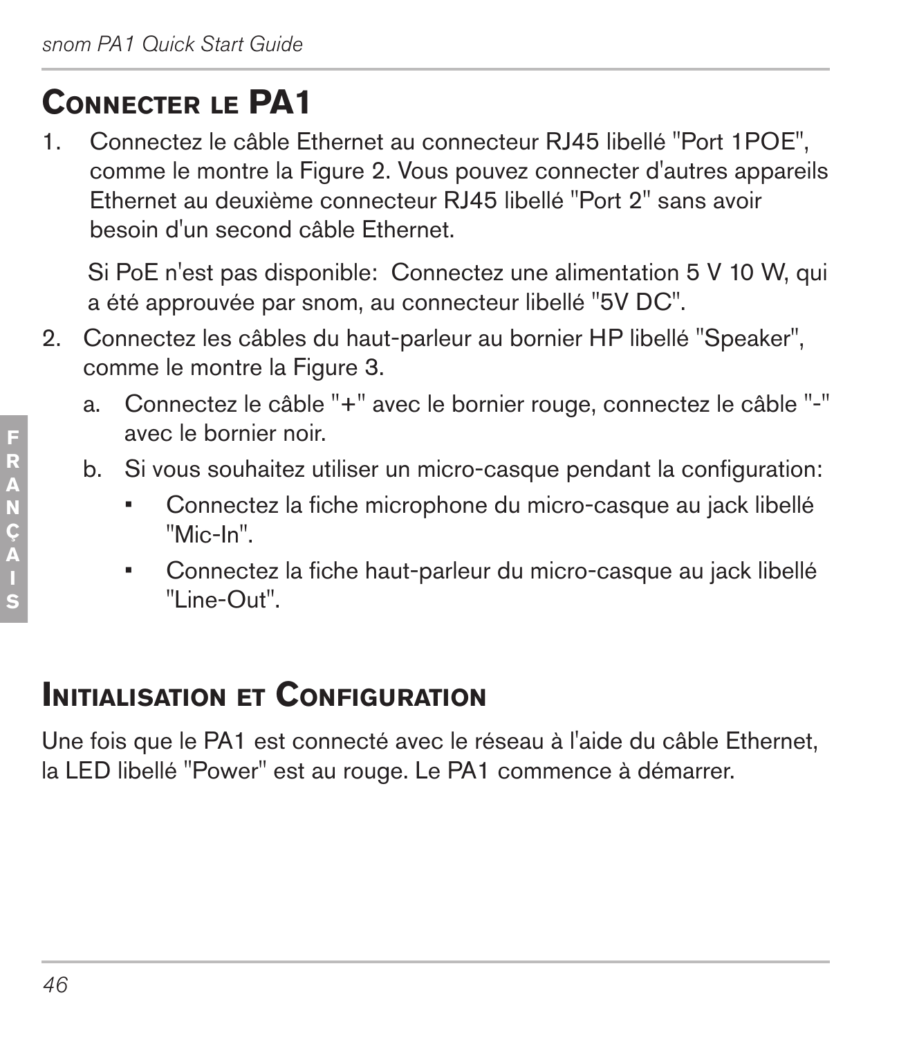# Connecter le PA1

1. Connectez le câble Ethernet au connecteur RJ45 libellé "Port 1POE", comme le montre la Figure 2. Vous pouvez connecter d'autres appareils Ethernet au deuxième connecteur RJ45 libellé "Port 2" sans avoir besoin d'un second câble Ethernet.

   Si PoE n'est pas disponible: Connectez une alimentation 5 V 10 W, qui a été approuvée par snom, au connecteur libellé "5V DC".

2. Connectez les câbles du haut-parleur au bornier HP libellé "Speaker", comme le montre la Figure 3.

   a. Connectez le câble "+" avec le bornier rouge, connectez le câble "-" avec le bornier noir.

   b. Si vous souhaitez utiliser un micro-casque pendant la configuration:

   - Connectez la fiche microphone du micro-casque au jack libellé "Mic-In".
   - Connectez la fiche haut-parleur du micro-casque au jack libellé "Line-Out".

# Initialisation et Configuration

Une fois que le PA1 est connecté avec le réseau à l'aide du câble Ethernet, la LED libellé "Power" est au rouge. Le PA1 commence à démarrer.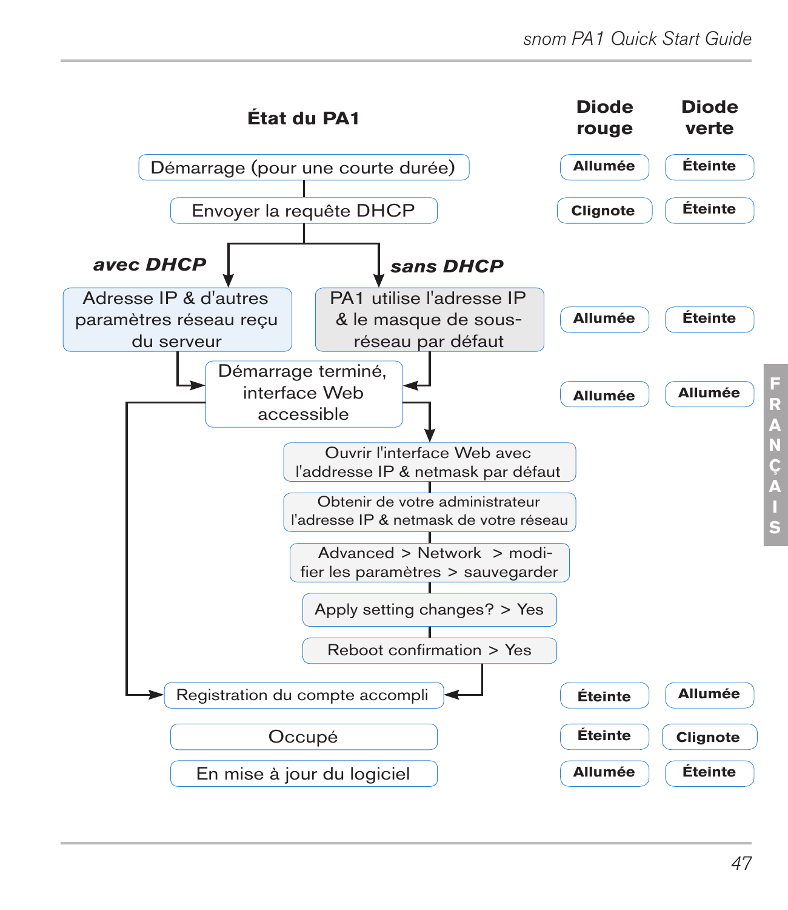| État du PA1 | Diode rouge | Diode verte |
|---|---|---|
| Démarrage (pour une courte durée) | Allumée | Éteinte |
| Envoyer la requête DHCP | Clignote | Éteinte |
| *avec DHCP*: Adresse IP & d'autres paramètres réseau reçu du serveur / *sans DHCP*: PA1 utilise l'adresse IP & le masque de sous-réseau par défaut | Allumée | Éteinte |
| Démarrage terminé, interface Web accessible | Allumée | Allumée |
| Registration du compte accompli | Éteinte | Allumée |
| Occupé | Éteinte | Clignote |
| En mise à jour du logiciel | Allumée | Éteinte |

Démarrage (pour une courte durée) → Envoyer la requête DHCP

- **_avec DHCP_** → Adresse IP & d'autres paramètres réseau reçu du serveur → Démarrage terminé, interface Web accessible → Registration du compte accompli
- **_sans DHCP_** → PA1 utilise l'adresse IP & le masque de sous-réseau par défaut → Démarrage terminé, interface Web accessible →
  1. Ouvrir l'interface Web avec l'addresse IP & netmask par défaut
  2. Obtenir de votre administrateur l'adresse IP & netmask de votre réseau
  3. Advanced > Network > modifier les paramètres > sauvegarder
  4. Apply setting changes? > Yes
  5. Reboot confirmation > Yes
  6. → Registration du compte accompli

FRANÇAIS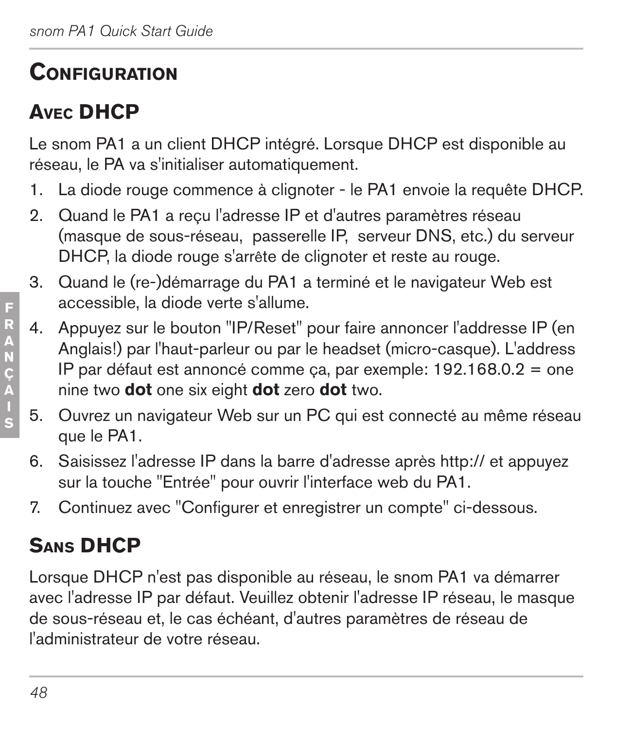# Configuration

## Avec DHCP

Le snom PA1 a un client DHCP intégré. Lorsque DHCP est disponible au réseau, le PA va s'initialiser automatiquement.

1. La diode rouge commence à clignoter - le PA1 envoie la requête DHCP.
2. Quand le PA1 a reçu l'adresse IP et d'autres paramètres réseau (masque de sous-réseau, passerelle IP, serveur DNS, etc.) du serveur DHCP, la diode rouge s'arrête de clignoter et reste au rouge.
3. Quand le (re-)démarrage du PA1 a terminé et le navigateur Web est accessible, la diode verte s'allume.
4. Appuyez sur le bouton "IP/Reset" pour faire annoncer l'addresse IP (en Anglais!) par l'haut-parleur ou par le headset (micro-casque). L'address IP par défaut est annoncé comme ça, par exemple: 192.168.0.2 = one nine two **dot** one six eight **dot** zero **dot** two.
5. Ouvrez un navigateur Web sur un PC qui est connecté au même réseau que le PA1.
6. Saisissez l'adresse IP dans la barre d'adresse après http:// et appuyez sur la touche "Entrée" pour ouvrir l'interface web du PA1.
7. Continuez avec "Configurer et enregistrer un compte" ci-dessous.

## Sans DHCP

Lorsque DHCP n'est pas disponible au réseau, le snom PA1 va démarrer avec l'adresse IP par défaut. Veuillez obtenir l'adresse IP réseau, le masque de sous-réseau et, le cas échéant, d'autres paramètres de réseau de l'administrateur de votre réseau.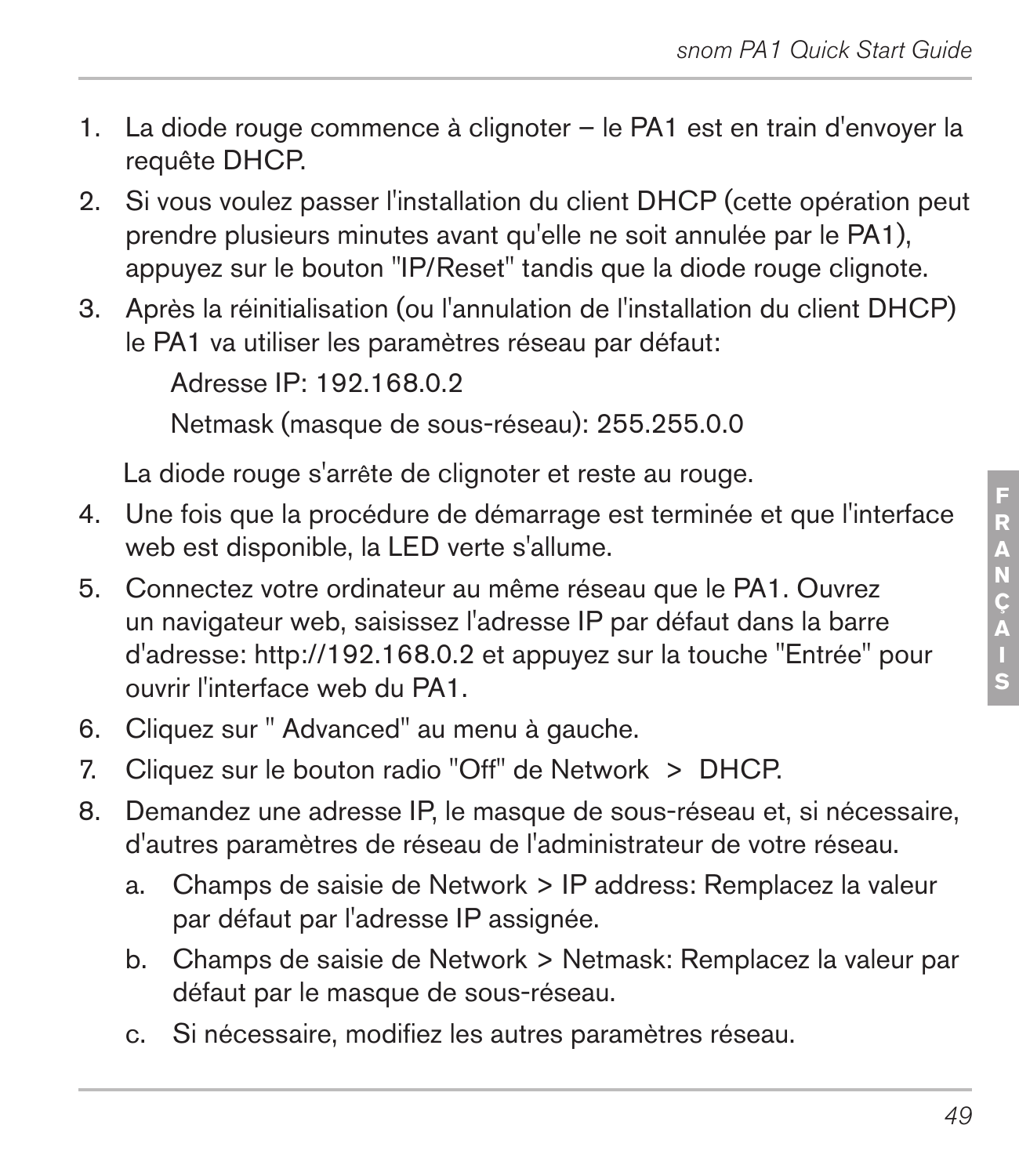1. La diode rouge commence à clignoter – le PA1 est en train d'envoyer la requête DHCP.
2. Si vous voulez passer l'installation du client DHCP (cette opération peut prendre plusieurs minutes avant qu'elle ne soit annulée par le PA1), appuyez sur le bouton "IP/Reset" tandis que la diode rouge clignote.
3. Après la réinitialisation (ou l'annulation de l'installation du client DHCP) le PA1 va utiliser les paramètres réseau par défaut:

   Adresse IP: 192.168.0.2

   Netmask (masque de sous-réseau): 255.255.0.0

   La diode rouge s'arrête de clignoter et reste au rouge.
4. Une fois que la procédure de démarrage est terminée et que l'interface web est disponible, la LED verte s'allume.
5. Connectez votre ordinateur au même réseau que le PA1. Ouvrez un navigateur web, saisissez l'adresse IP par défaut dans la barre d'adresse: http://192.168.0.2 et appuyez sur la touche "Entrée" pour ouvrir l'interface web du PA1.
6. Cliquez sur " Advanced" au menu à gauche.
7. Cliquez sur le bouton radio "Off" de Network > DHCP.
8. Demandez une adresse IP, le masque de sous-réseau et, si nécessaire, d'autres paramètres de réseau de l'administrateur de votre réseau.
   a. Champs de saisie de Network > IP address: Remplacez la valeur par défaut par l'adresse IP assignée.
   b. Champs de saisie de Network > Netmask: Remplacez la valeur par défaut par le masque de sous-réseau.
   c. Si nécessaire, modifiez les autres paramètres réseau.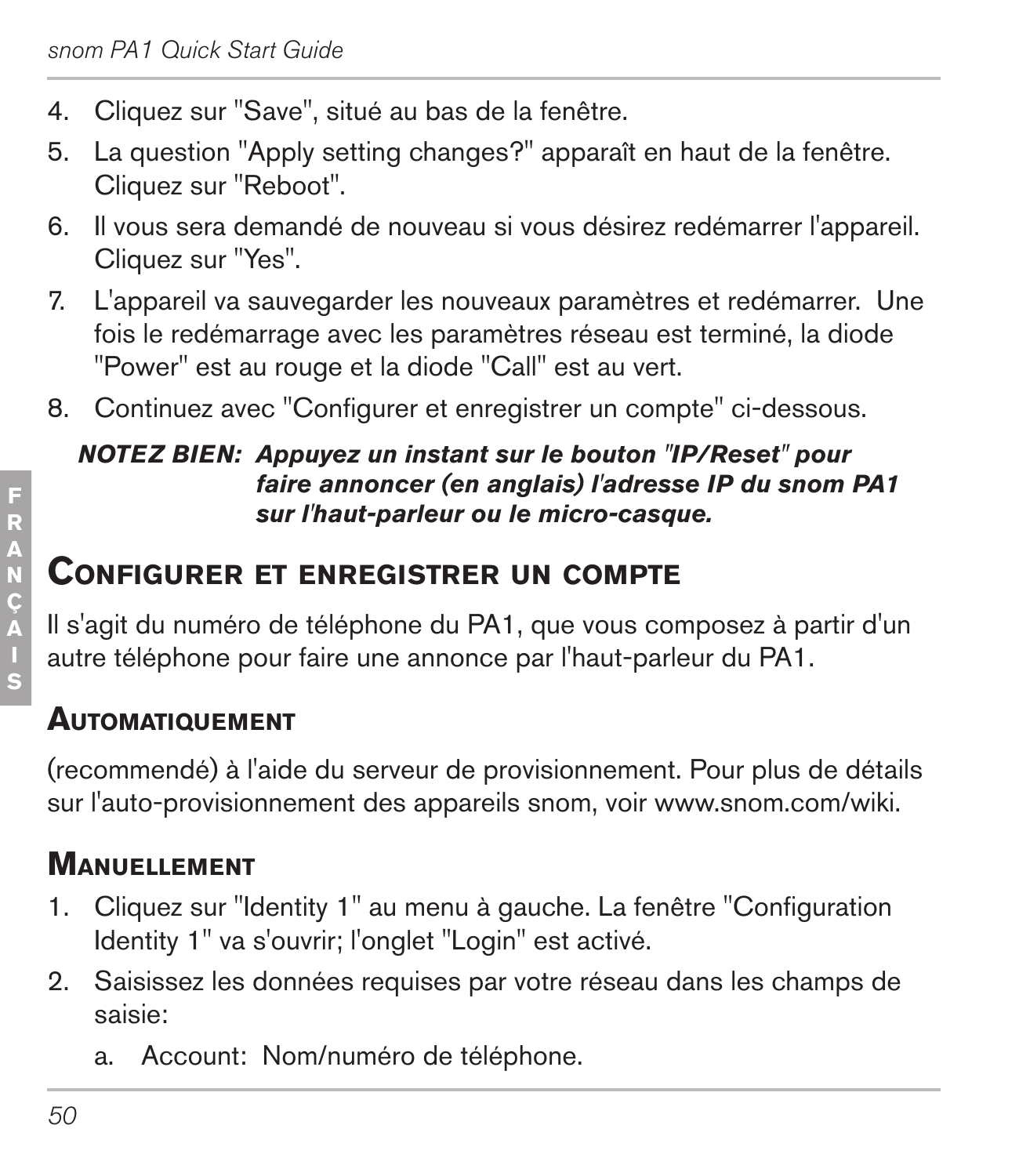4. Cliquez sur "Save", situé au bas de la fenêtre.
5. La question "Apply setting changes?" apparaît en haut de la fenêtre. Cliquez sur "Reboot".
6. Il vous sera demandé de nouveau si vous désirez redémarrer l'appareil. Cliquez sur "Yes".
7. L'appareil va sauvegarder les nouveaux paramètres et redémarrer. Une fois le redémarrage avec les paramètres réseau est terminé, la diode "Power" est au rouge et la diode "Call" est au vert.
8. Continuez avec "Configurer et enregistrer un compte" ci-dessous.

***NOTEZ BIEN: Appuyez un instant sur le bouton "IP/Reset" pour faire annoncer (en anglais) l'adresse IP du snom PA1 sur l'haut-parleur ou le micro-casque.***

## Configurer et enregistrer un compte

Il s'agit du numéro de téléphone du PA1, que vous composez à partir d'un autre téléphone pour faire une annonce par l'haut-parleur du PA1.

### Automatiquement

(recommendé) à l'aide du serveur de provisionnement. Pour plus de détails sur l'auto-provisionnement des appareils snom, voir www.snom.com/wiki.

### Manuellement

1. Cliquez sur "Identity 1" au menu à gauche. La fenêtre "Configuration Identity 1" va s'ouvrir; l'onglet "Login" est activé.
2. Saisissez les données requises par votre réseau dans les champs de saisie:
   a. Account: Nom/numéro de téléphone.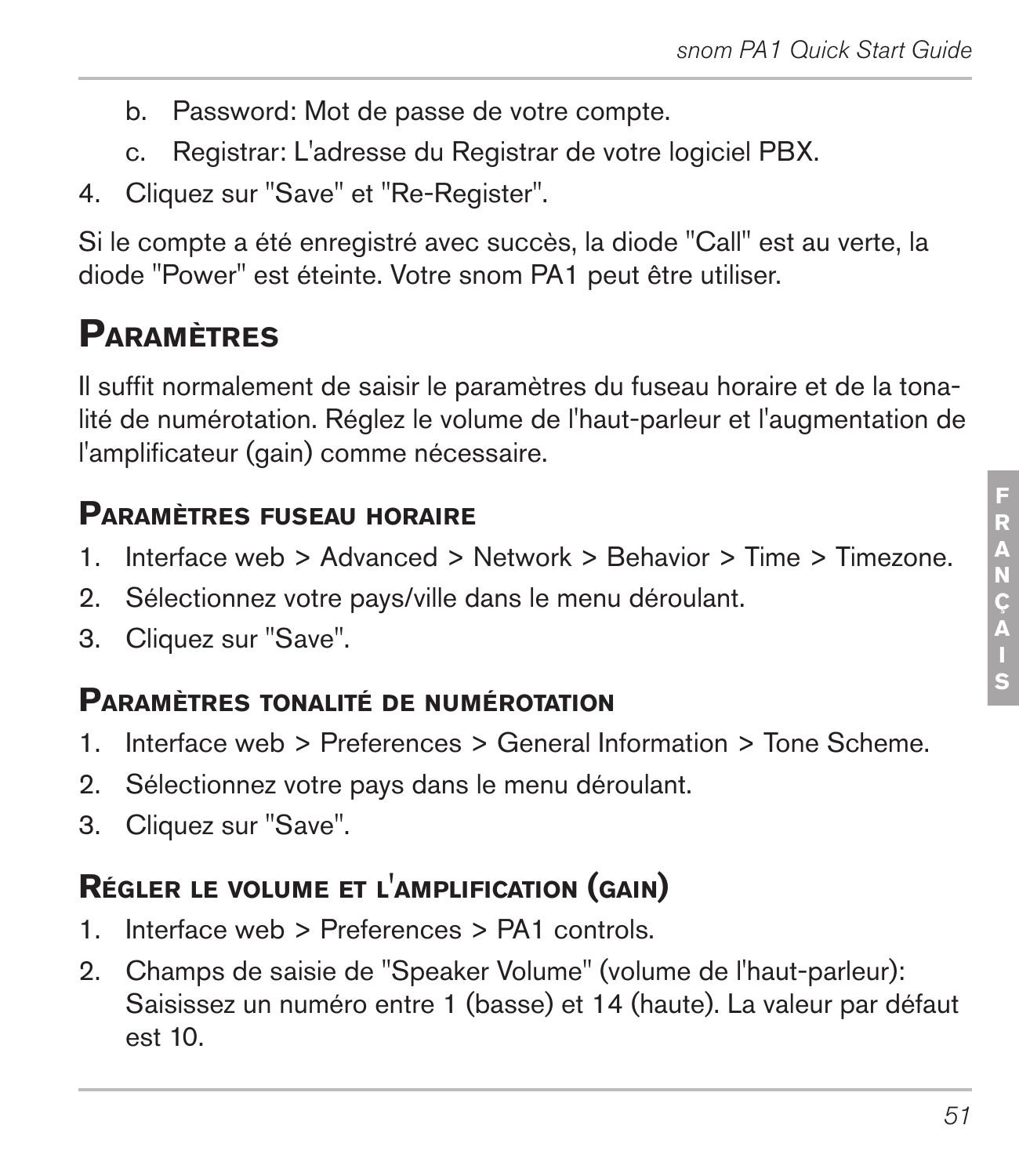b. Password: Mot de passe de votre compte.
c. Registrar: L'adresse du Registrar de votre logiciel PBX.

4. Cliquez sur "Save" et "Re-Register".

Si le compte a été enregistré avec succès, la diode "Call" est au verte, la diode "Power" est éteinte. Votre snom PA1 peut être utiliser.

## Paramètres

Il suffit normalement de saisir le paramètres du fuseau horaire et de la tonalité de numérotation. Réglez le volume de l'haut-parleur et l'augmentation de l'amplificateur (gain) comme nécessaire.

### Paramètres fuseau horaire

1. Interface web > Advanced > Network > Behavior > Time > Timezone.
2. Sélectionnez votre pays/ville dans le menu déroulant.
3. Cliquez sur "Save".

### Paramètres tonalité de numérotation

1. Interface web > Preferences > General Information > Tone Scheme.
2. Sélectionnez votre pays dans le menu déroulant.
3. Cliquez sur "Save".

### Régler le volume et l'amplification (gain)

1. Interface web > Preferences > PA1 controls.
2. Champs de saisie de "Speaker Volume" (volume de l'haut-parleur): Saisissez un numéro entre 1 (basse) et 14 (haute). La valeur par défaut est 10.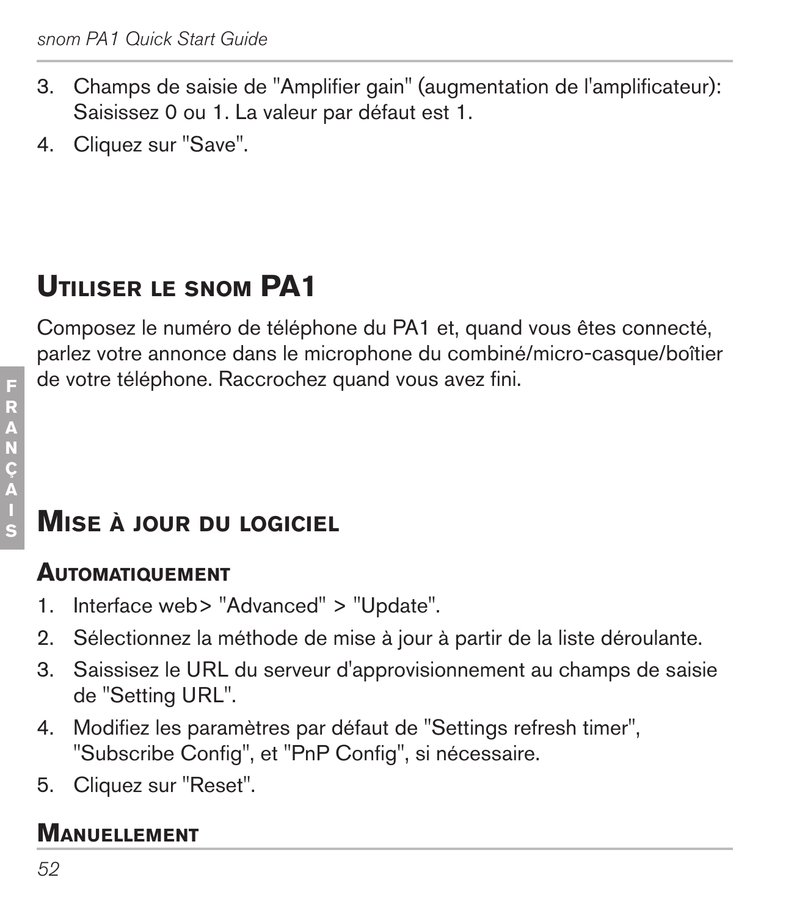3. Champs de saisie de "Amplifier gain" (augmentation de l'amplificateur): Saisissez 0 ou 1. La valeur par défaut est 1.
4. Cliquez sur "Save".

## Utiliser le snom PA1

Composez le numéro de téléphone du PA1 et, quand vous êtes connecté, parlez votre annonce dans le microphone du combiné/micro-casque/boîtier de votre téléphone. Raccrochez quand vous avez fini.

## Mise à jour du logiciel

### Automatiquement

1. Interface web> "Advanced" > "Update".
2. Sélectionnez la méthode de mise à jour à partir de la liste déroulante.
3. Saissisez le URL du serveur d'approvisionnement au champs de saisie de "Setting URL".
4. Modifiez les paramètres par défaut de "Settings refresh timer", "Subscribe Config", et "PnP Config", si nécessaire.
5. Cliquez sur "Reset".

### Manuellement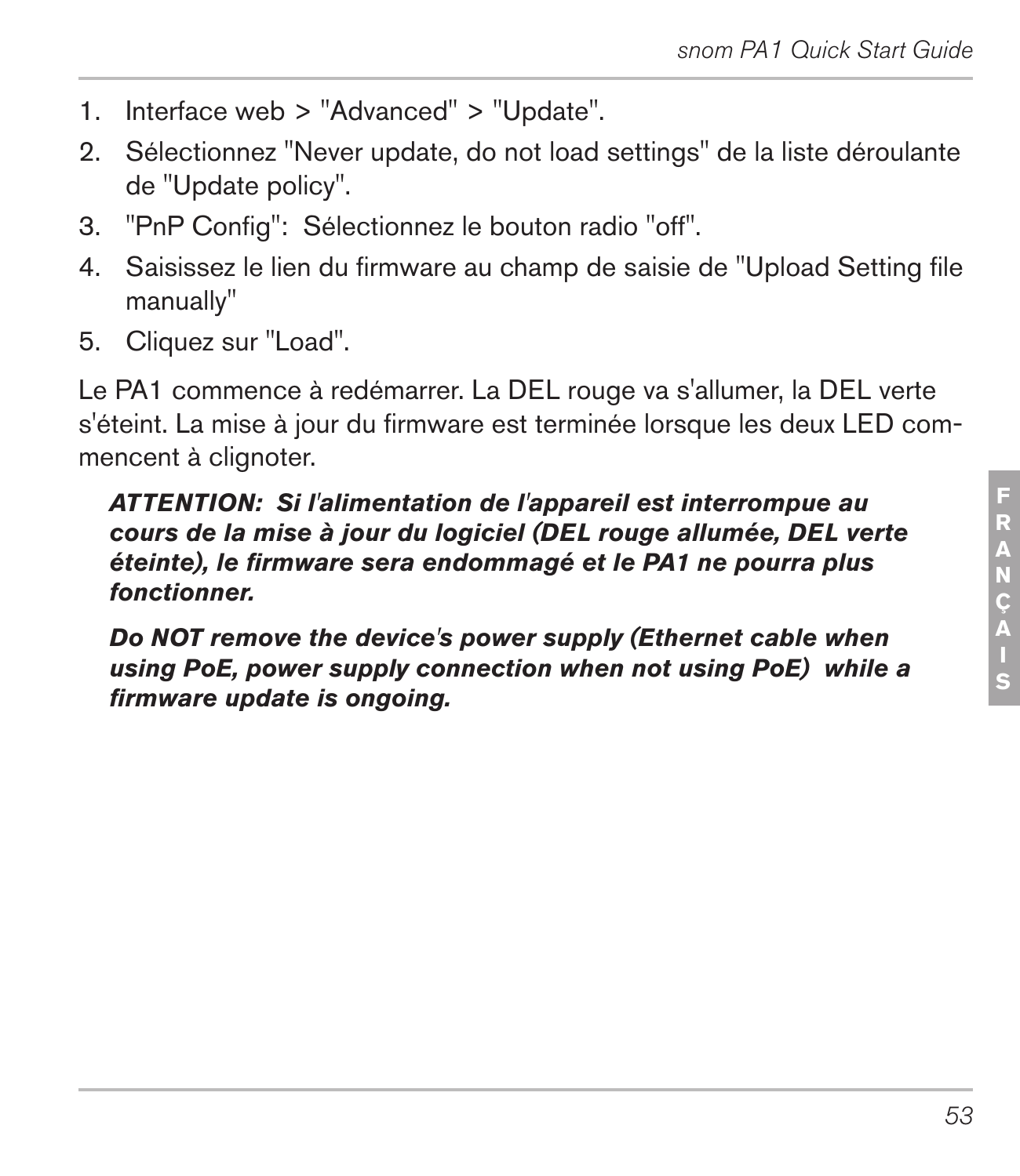1. Interface web > "Advanced" > "Update".
2. Sélectionnez "Never update, do not load settings" de la liste déroulante de "Update policy".
3. "PnP Config": Sélectionnez le bouton radio "off".
4. Saisissez le lien du firmware au champ de saisie de "Upload Setting file manually"
5. Cliquez sur "Load".

Le PA1 commence à redémarrer. La DEL rouge va s'allumer, la DEL verte s'éteint. La mise à jour du firmware est terminée lorsque les deux LED commencent à clignoter.

***ATTENTION: Si l'alimentation de l'appareil est interrompue au cours de la mise à jour du logiciel (DEL rouge allumée, DEL verte éteinte), le firmware sera endommagé et le PA1 ne pourra plus fonctionner.***

***Do NOT remove the device's power supply (Ethernet cable when using PoE, power supply connection when not using PoE) while a firmware update is ongoing.***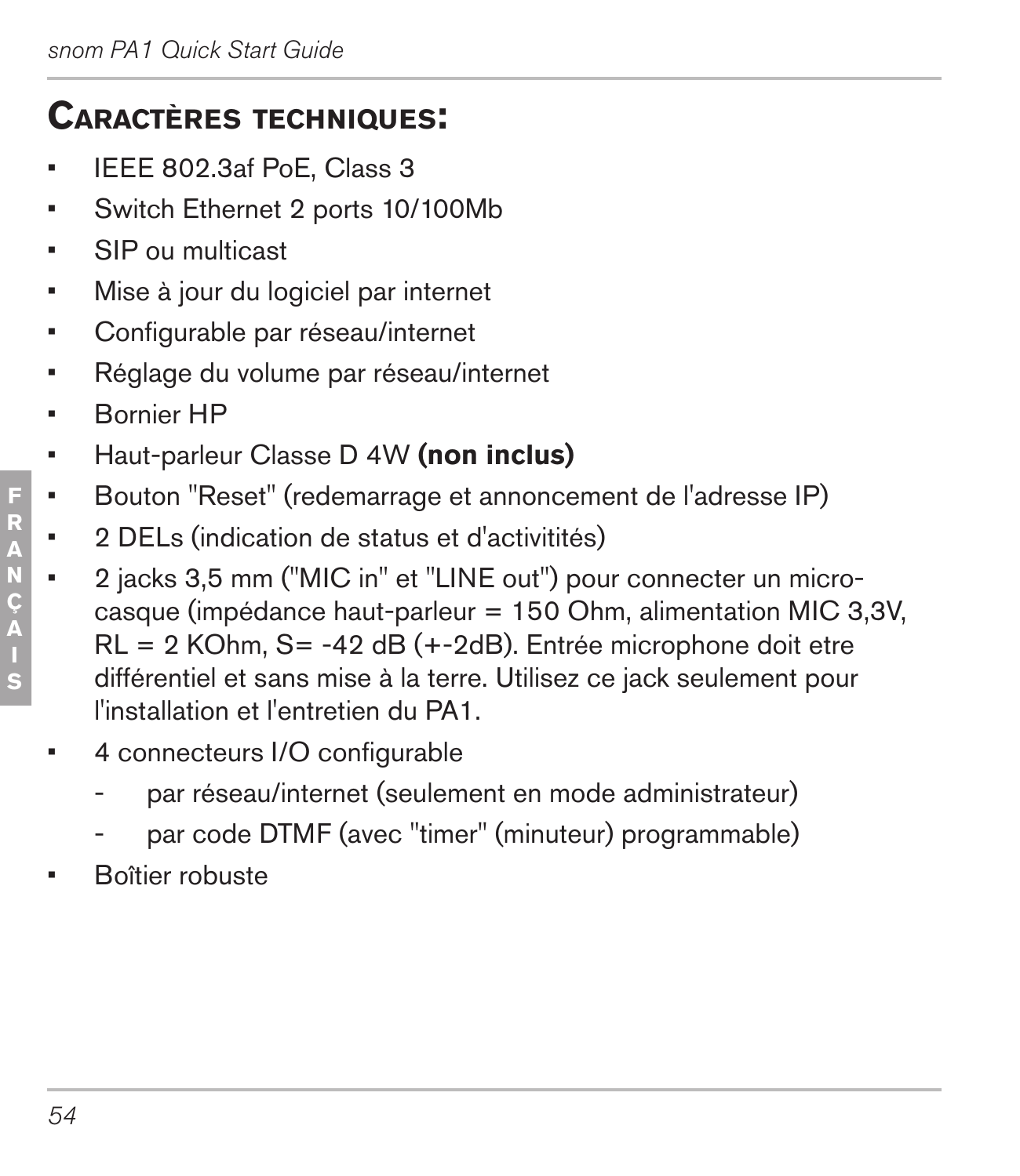## Caractères techniques:

- IEEE 802.3af PoE, Class 3
- Switch Ethernet 2 ports 10/100Mb
- SIP ou multicast
- Mise à jour du logiciel par internet
- Configurable par réseau/internet
- Réglage du volume par réseau/internet
- Bornier HP
- Haut-parleur Classe D 4W **(non inclus)**
- Bouton "Reset" (redemarrage et annoncement de l'adresse IP)
- 2 DELs (indication de status et d'activitités)
- 2 jacks 3,5 mm ("MIC in" et "LINE out") pour connecter un micro-casque (impédance haut-parleur = 150 Ohm, alimentation MIC 3,3V, RL = 2 KOhm, S= -42 dB (+-2dB). Entrée microphone doit etre différentiel et sans mise à la terre. Utilisez ce jack seulement pour l'installation et l'entretien du PA1.
- 4 connecteurs I/O configurable
  - par réseau/internet (seulement en mode administrateur)
  - par code DTMF (avec "timer" (minuteur) programmable)
- Boîtier robuste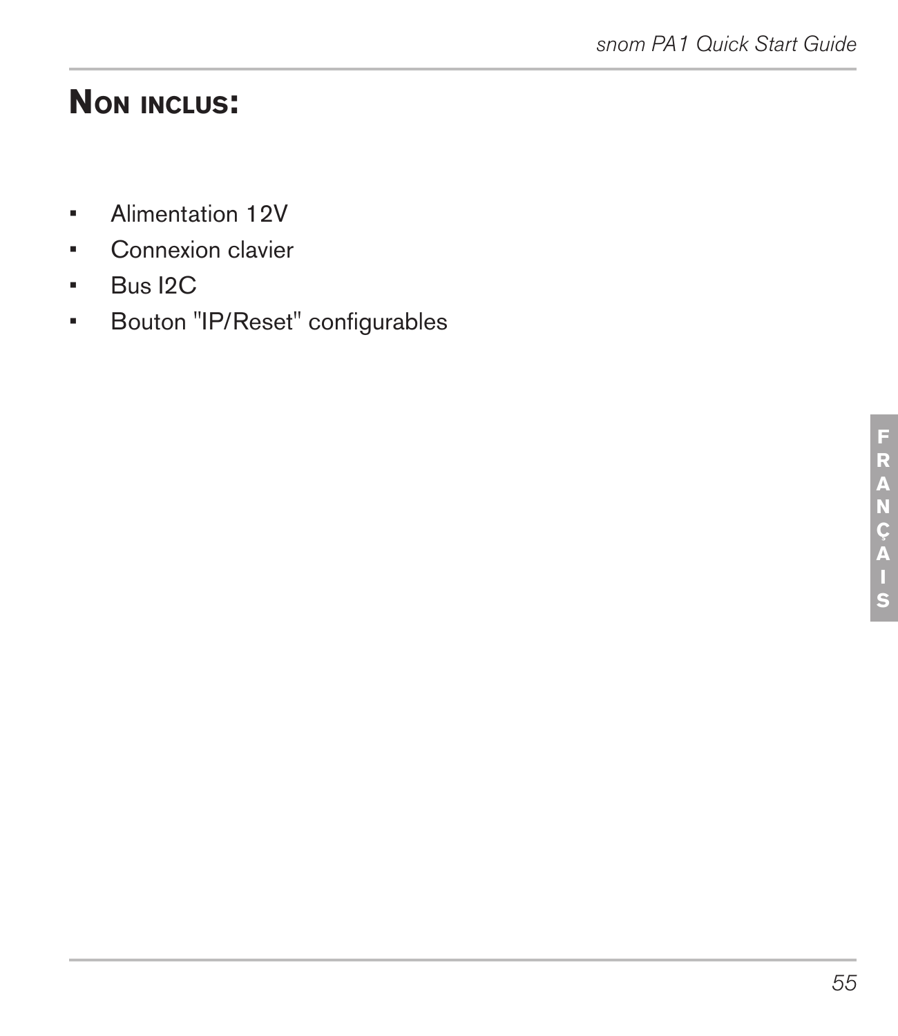## Non inclus:

- Alimentation 12V
- Connexion clavier
- Bus I2C
- Bouton "IP/Reset" configurables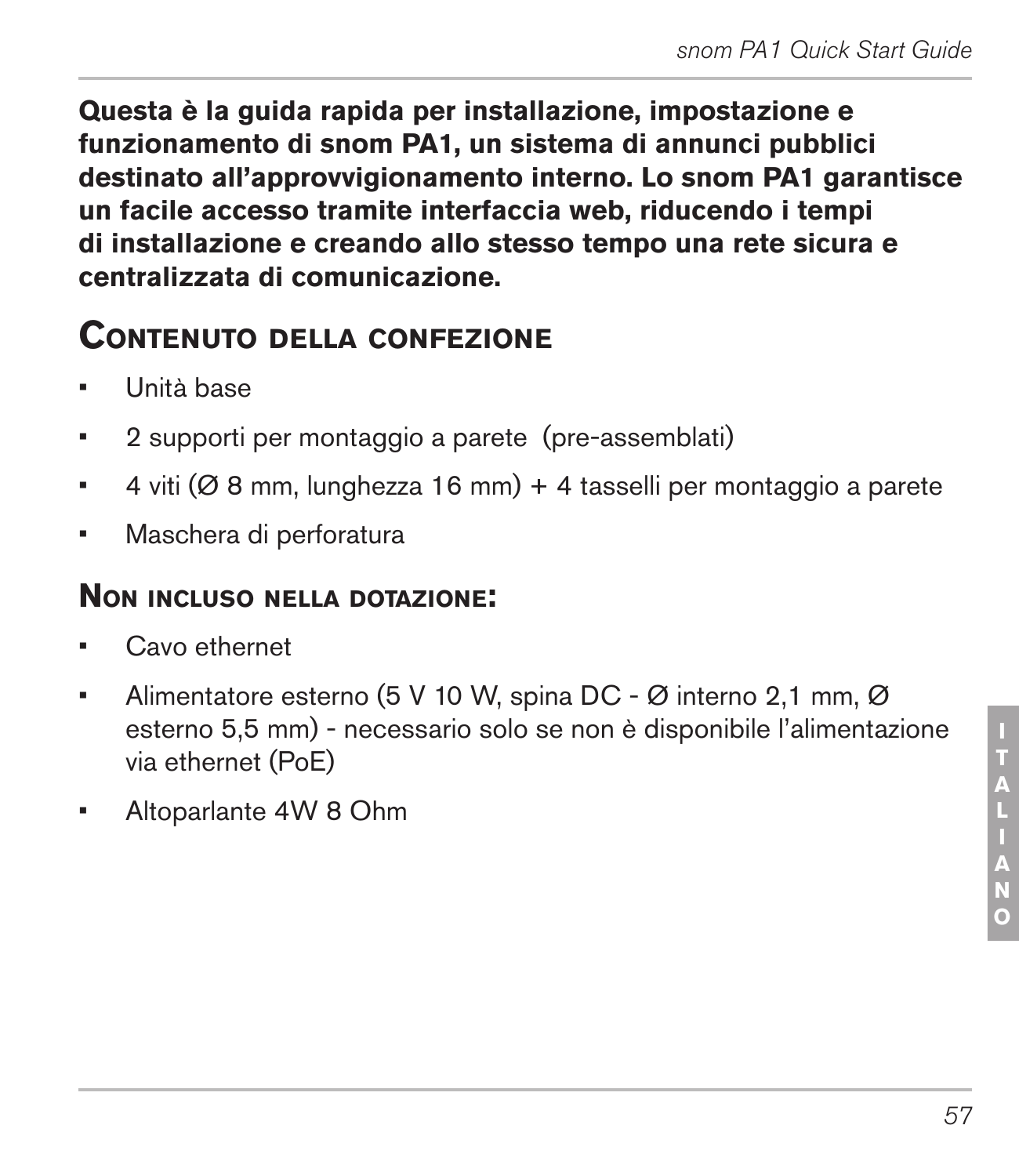**Questa è la guida rapida per installazione, impostazione e funzionamento di snom PA1, un sistema di annunci pubblici destinato all'approvvigionamento interno. Lo snom PA1 garantisce un facile accesso tramite interfaccia web, riducendo i tempi di installazione e creando allo stesso tempo una rete sicura e centralizzata di comunicazione.**

## Contenuto della confezione

- Unità base
- 2 supporti per montaggio a parete (pre-assemblati)
- 4 viti (Ø 8 mm, lunghezza 16 mm) + 4 tasselli per montaggio a parete
- Maschera di perforatura

### Non incluso nella dotazione:

- Cavo ethernet
- Alimentatore esterno (5 V 10 W, spina DC - Ø interno 2,1 mm, Ø esterno 5,5 mm) - necessario solo se non è disponibile l'alimentazione via ethernet (PoE)
- Altoparlante 4W 8 Ohm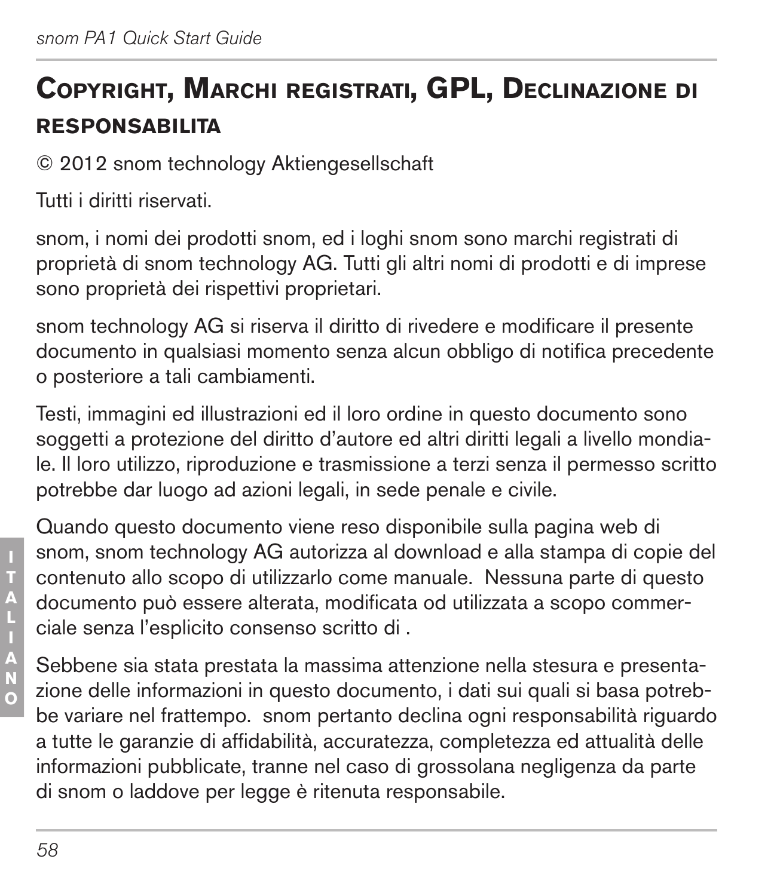# Copyright, Marchi registrati, GPL, Declinazione di responsabilita

© 2012 snom technology Aktiengesellschaft

Tutti i diritti riservati.

snom, i nomi dei prodotti snom, ed i loghi snom sono marchi registrati di proprietà di snom technology AG. Tutti gli altri nomi di prodotti e di imprese sono proprietà dei rispettivi proprietari.

snom technology AG si riserva il diritto di rivedere e modificare il presente documento in qualsiasi momento senza alcun obbligo di notifica precedente o posteriore a tali cambiamenti.

Testi, immagini ed illustrazioni ed il loro ordine in questo documento sono soggetti a protezione del diritto d'autore ed altri diritti legali a livello mondiale. Il loro utilizzo, riproduzione e trasmissione a terzi senza il permesso scritto potrebbe dar luogo ad azioni legali, in sede penale e civile.

Quando questo documento viene reso disponibile sulla pagina web di snom, snom technology AG autorizza al download e alla stampa di copie del contenuto allo scopo di utilizzarlo come manuale. Nessuna parte di questo documento può essere alterata, modificata od utilizzata a scopo commerciale senza l'esplicito consenso scritto di .

Sebbene sia stata prestata la massima attenzione nella stesura e presentazione delle informazioni in questo documento, i dati sui quali si basa potrebbe variare nel frattempo. snom pertanto declina ogni responsabilità riguardo a tutte le garanzie di affidabilità, accuratezza, completezza ed attualità delle informazioni pubblicate, tranne nel caso di grossolana negligenza da parte di snom o laddove per legge è ritenuta responsabile.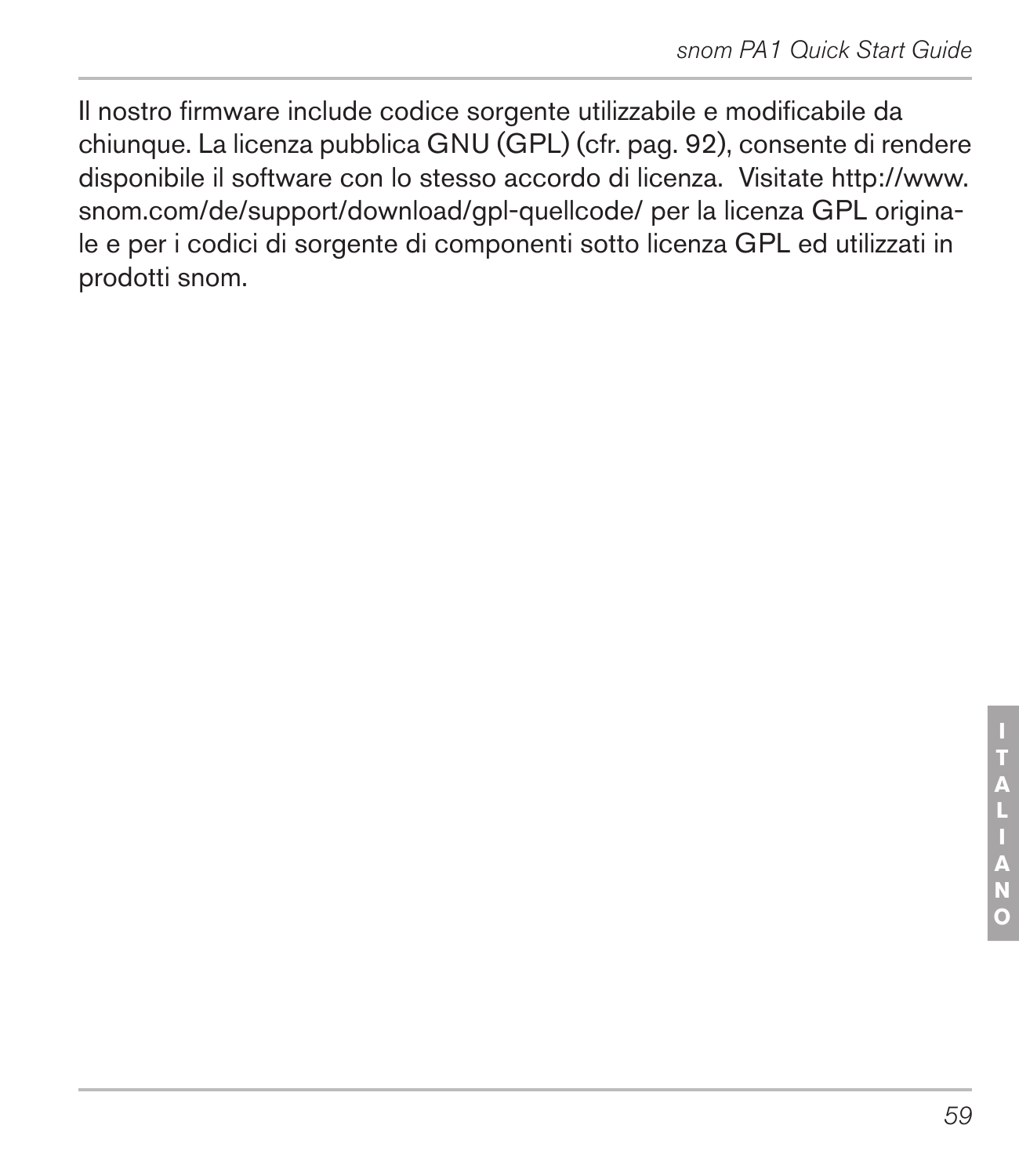Il nostro firmware include codice sorgente utilizzabile e modificabile da chiunque. La licenza pubblica GNU (GPL) (cfr. pag. 92), consente di rendere disponibile il software con lo stesso accordo di licenza. Visitate http://www.snom.com/de/support/download/gpl-quellcode/ per la licenza GPL originale e per i codici di sorgente di componenti sotto licenza GPL ed utilizzati in prodotti snom.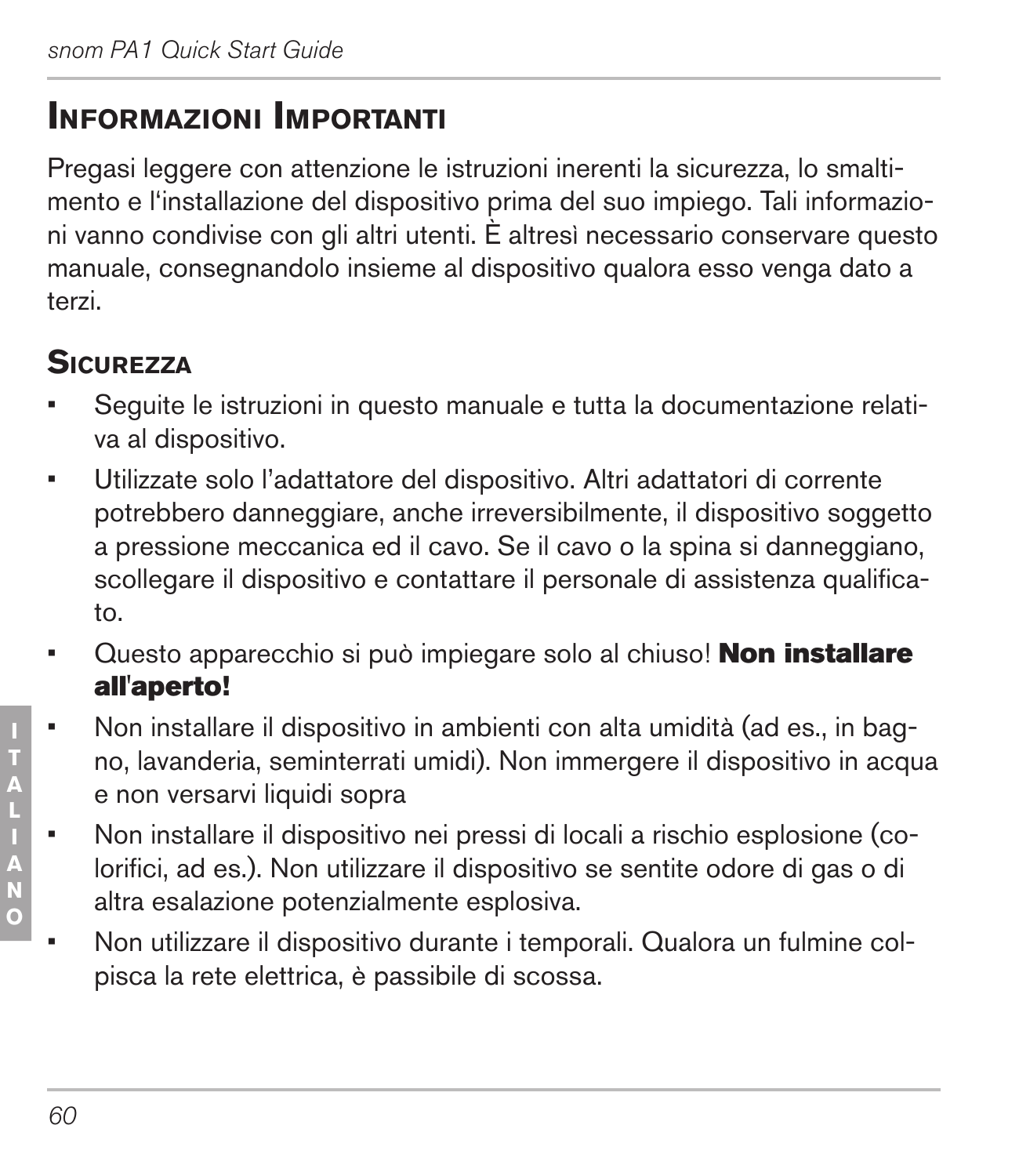## Informazioni Importanti

Pregasi leggere con attenzione le istruzioni inerenti la sicurezza, lo smaltimento e l'installazione del dispositivo prima del suo impiego. Tali informazioni vanno condivise con gli altri utenti. È altresì necessario conservare questo manuale, consegnandolo insieme al dispositivo qualora esso venga dato a terzi.

### Sicurezza

- Seguite le istruzioni in questo manuale e tutta la documentazione relativa al dispositivo.
- Utilizzate solo l'adattatore del dispositivo. Altri adattatori di corrente potrebbero danneggiare, anche irreversibilmente, il dispositivo soggetto a pressione meccanica ed il cavo. Se il cavo o la spina si danneggiano, scollegare il dispositivo e contattare il personale di assistenza qualificato.
- Questo apparecchio si può impiegare solo al chiuso! **Non installare all'aperto!**
- Non installare il dispositivo in ambienti con alta umidità (ad es., in bagno, lavanderia, seminterrati umidi). Non immergere il dispositivo in acqua e non versarvi liquidi sopra
- Non installare il dispositivo nei pressi di locali a rischio esplosione (colorifici, ad es.). Non utilizzare il dispositivo se sentite odore di gas o di altra esalazione potenzialmente esplosiva.
- Non utilizzare il dispositivo durante i temporali. Qualora un fulmine colpisca la rete elettrica, è passibile di scossa.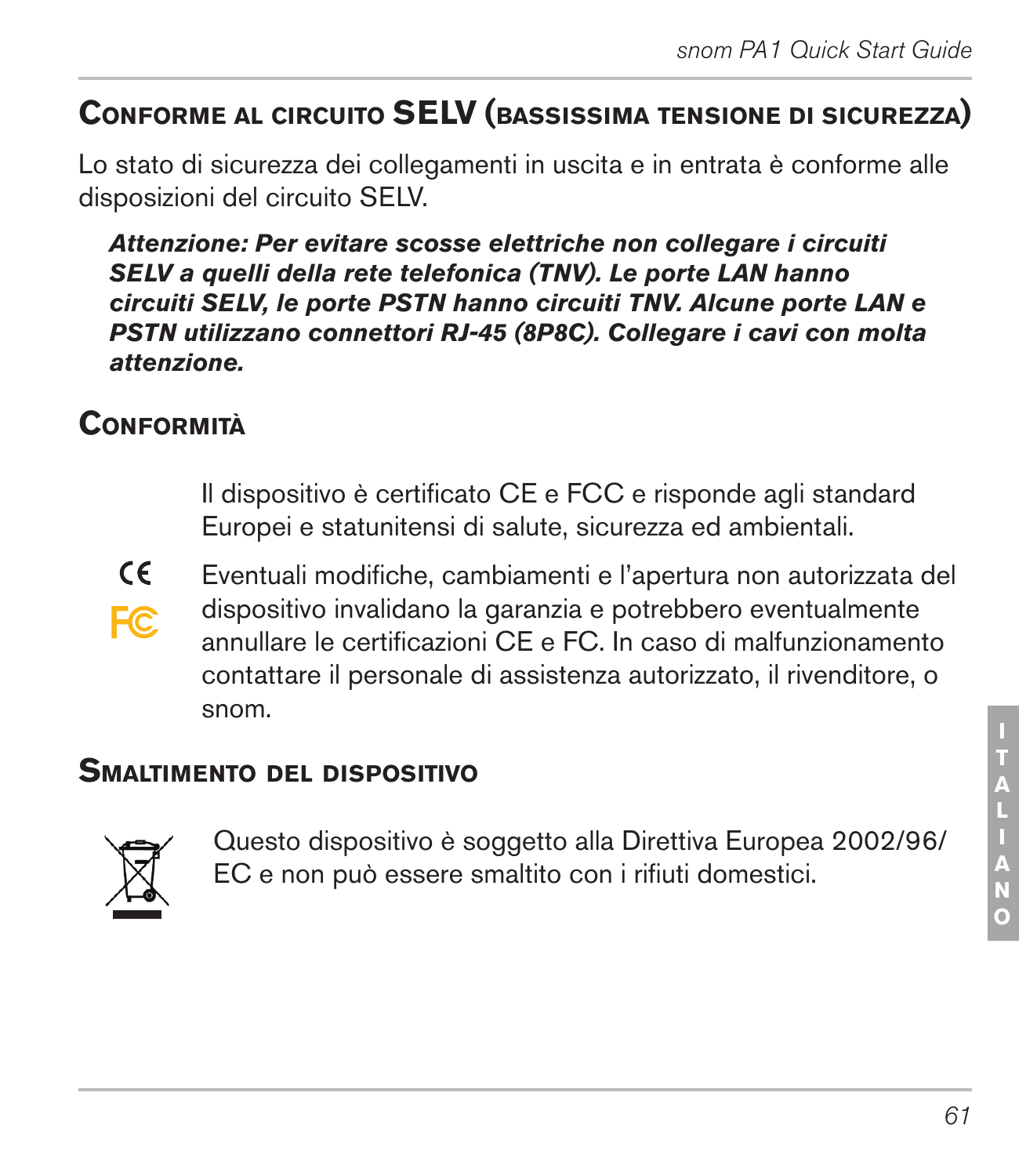## Conforme al circuito SELV (bassissima tensione di sicurezza)

Lo stato di sicurezza dei collegamenti in uscita e in entrata è conforme alle disposizioni del circuito SELV.

***Attenzione: Per evitare scosse elettriche non collegare i circuiti SELV a quelli della rete telefonica (TNV). Le porte LAN hanno circuiti SELV, le porte PSTN hanno circuiti TNV. Alcune porte LAN e PSTN utilizzano connettori RJ-45 (8P8C). Collegare i cavi con molta attenzione.***

## Conformità

Il dispositivo è certificato CE e FCC e risponde agli standard Europei e statunitensi di salute, sicurezza ed ambientali.

Eventuali modifiche, cambiamenti e l'apertura non autorizzata del dispositivo invalidano la garanzia e potrebbero eventualmente annullare le certificazioni CE e FC. In caso di malfunzionamento contattare il personale di assistenza autorizzato, il rivenditore, o snom.

## Smaltimento del dispositivo

Questo dispositivo è soggetto alla Direttiva Europea 2002/96/EC e non può essere smaltito con i rifiuti domestici.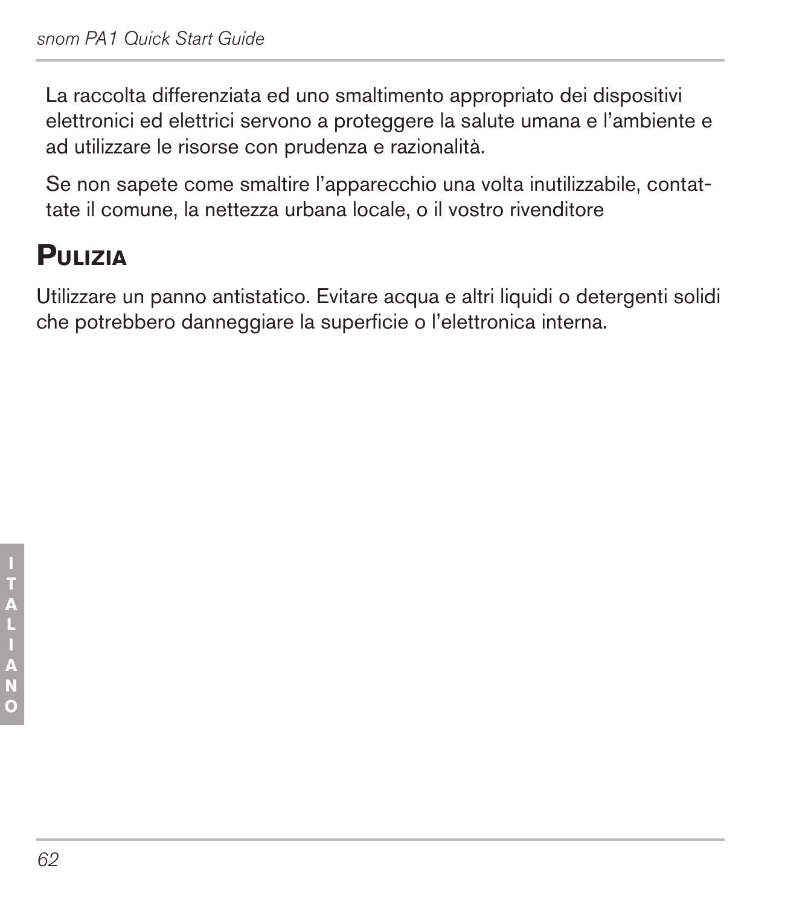La raccolta differenziata ed uno smaltimento appropriato dei dispositivi elettronici ed elettrici servono a proteggere la salute umana e l'ambiente e ad utilizzare le risorse con prudenza e razionalità.

Se non sapete come smaltire l'apparecchio una volta inutilizzabile, contattate il comune, la nettezza urbana locale, o il vostro rivenditore

## Pulizia

Utilizzare un panno antistatico. Evitare acqua e altri liquidi o detergenti solidi che potrebbero danneggiare la superficie o l'elettronica interna.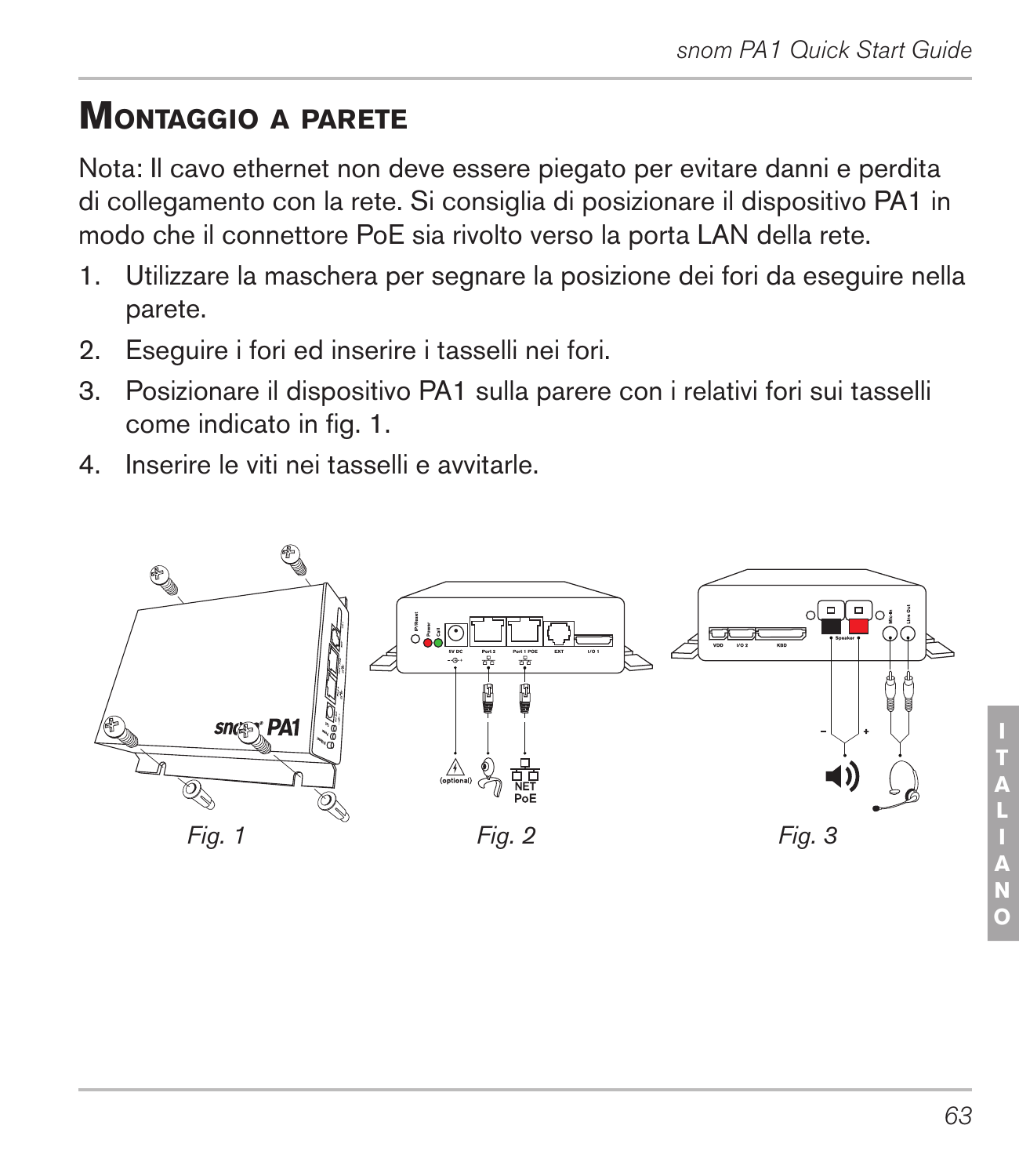## Montaggio a parete

Nota: Il cavo ethernet non deve essere piegato per evitare danni e perdita di collegamento con la rete. Si consiglia di posizionare il dispositivo PA1 in modo che il connettore PoE sia rivolto verso la porta LAN della rete.

1. Utilizzare la maschera per segnare la posizione dei fori da eseguire nella parete.
2. Eseguire i fori ed inserire i tasselli nei fori.
3. Posizionare il dispositivo PA1 sulla parere con i relativi fori sui tasselli come indicato in fig. 1.
4. Inserire le viti nei tasselli e avvitarle.

*Fig. 1*

*Fig. 2*

*Fig. 3*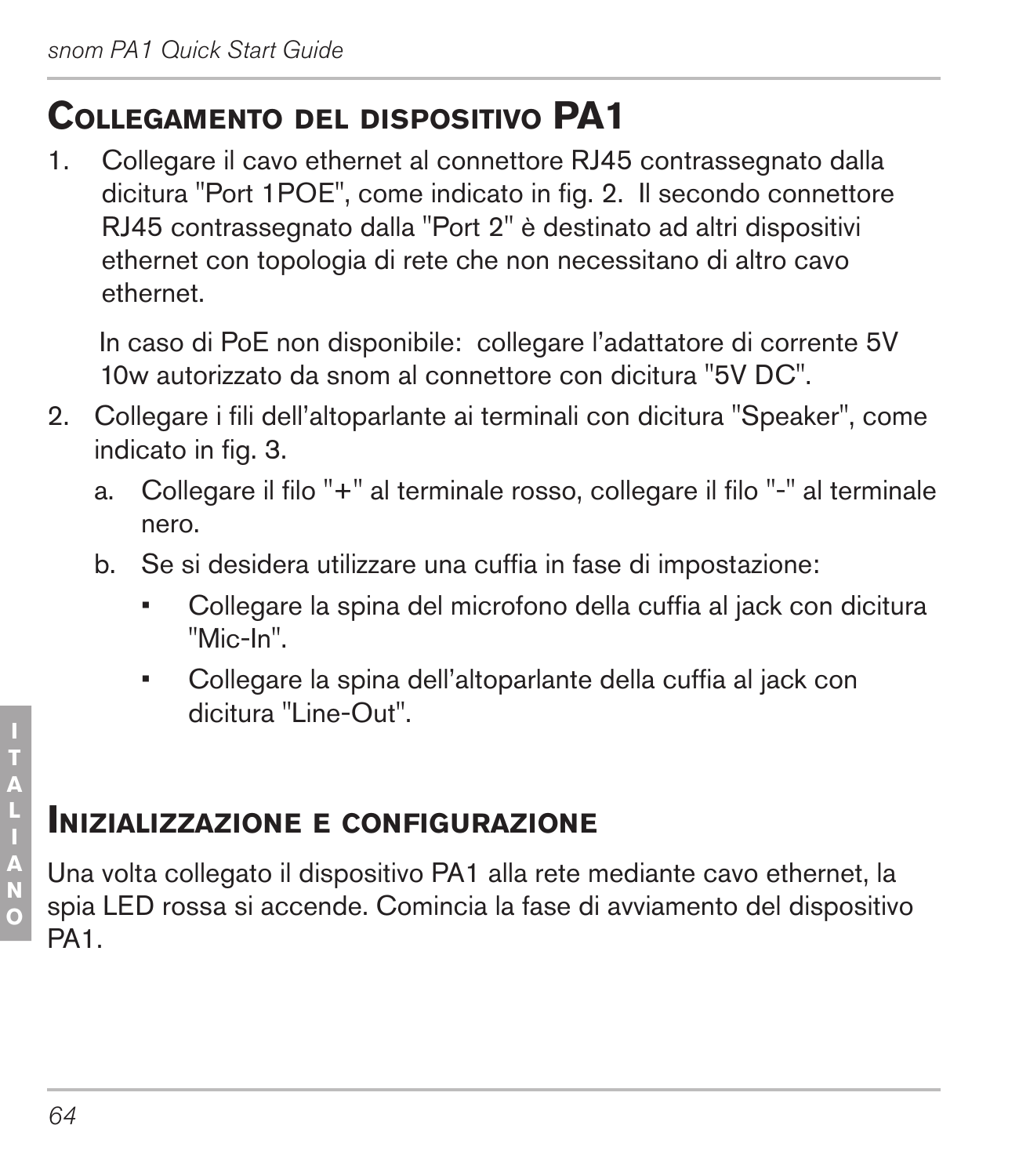## Collegamento del dispositivo PA1

1. Collegare il cavo ethernet al connettore RJ45 contrassegnato dalla dicitura "Port 1POE", come indicato in fig. 2. Il secondo connettore RJ45 contrassegnato dalla "Port 2" è destinato ad altri dispositivi ethernet con topologia di rete che non necessitano di altro cavo ethernet.

   In caso di PoE non disponibile: collegare l'adattatore di corrente 5V 10w autorizzato da snom al connettore con dicitura "5V DC".

2. Collegare i fili dell'altoparlante ai terminali con dicitura "Speaker", come indicato in fig. 3.
   a. Collegare il filo "+" al terminale rosso, collegare il filo "-" al terminale nero.
   b. Se si desidera utilizzare una cuffia in fase di impostazione:
      - Collegare la spina del microfono della cuffia al jack con dicitura "Mic-In".
      - Collegare la spina dell'altoparlante della cuffia al jack con dicitura "Line-Out".

## Inizializzazione e configurazione

Una volta collegato il dispositivo PA1 alla rete mediante cavo ethernet, la spia LED rossa si accende. Comincia la fase di avviamento del dispositivo PA1.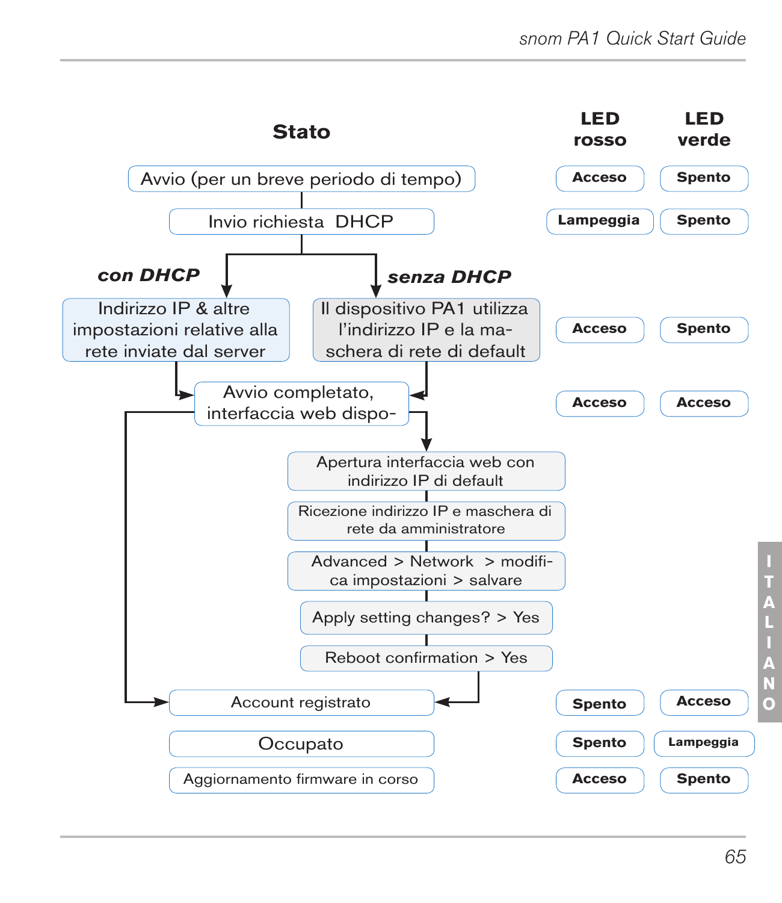| Stato | LED rosso | LED verde |
|---|---|---|
| Avvio (per un breve periodo di tempo) | Acceso | Spento |
| Invio richiesta DHCP | Lampeggia | Spento |
| **con DHCP:** Indirizzo IP & altre impostazioni relative alla rete inviate dal server / **senza DHCP:** Il dispositivo PA1 utilizza l'indirizzo IP e la maschera di rete di default | Acceso | Spento |
| Avvio completato, interfaccia web dispo- | Acceso | Acceso |
| Apertura interfaccia web con indirizzo IP di default | | |
| Ricezione indirizzo IP e maschera di rete da amministratore | | |
| Advanced > Network > modifica impostazioni > salvare | | |
| Apply setting changes? > Yes | | |
| Reboot confirmation > Yes | | |
| Account registrato | Spento | Acceso |
| Occupato | Spento | Lampeggia |
| Aggiornamento firmware in corso | Acceso | Spento |

ITALIANO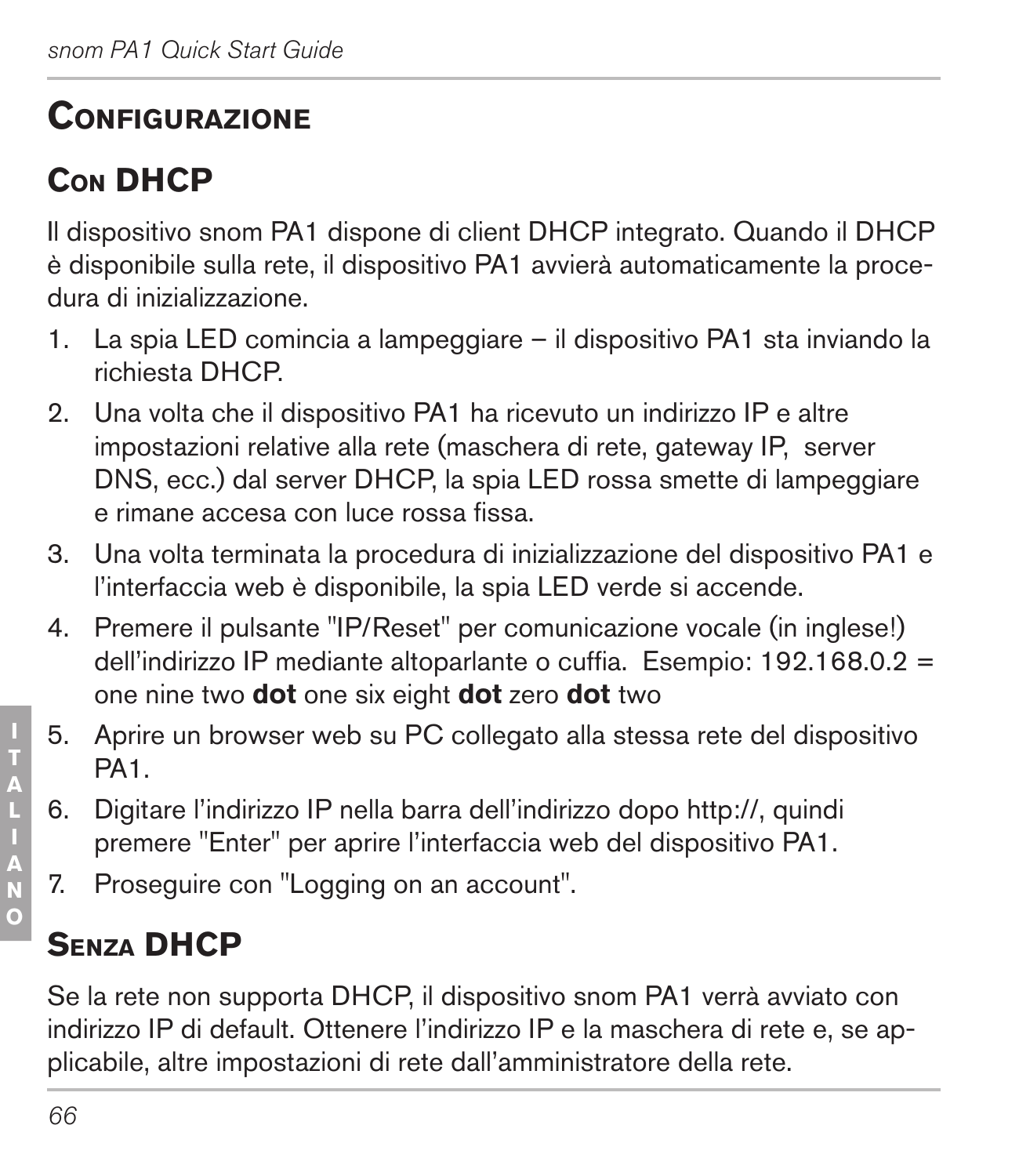# Configurazione

## Con DHCP

Il dispositivo snom PA1 dispone di client DHCP integrato. Quando il DHCP è disponibile sulla rete, il dispositivo PA1 avvierà automaticamente la procedura di inizializzazione.

1. La spia LED comincia a lampeggiare – il dispositivo PA1 sta inviando la richiesta DHCP.
2. Una volta che il dispositivo PA1 ha ricevuto un indirizzo IP e altre impostazioni relative alla rete (maschera di rete, gateway IP, server DNS, ecc.) dal server DHCP, la spia LED rossa smette di lampeggiare e rimane accesa con luce rossa fissa.
3. Una volta terminata la procedura di inizializzazione del dispositivo PA1 e l'interfaccia web è disponibile, la spia LED verde si accende.
4. Premere il pulsante "IP/Reset" per comunicazione vocale (in inglese!) dell'indirizzo IP mediante altoparlante o cuffia. Esempio: 192.168.0.2 = one nine two **dot** one six eight **dot** zero **dot** two
5. Aprire un browser web su PC collegato alla stessa rete del dispositivo PA1.
6. Digitare l'indirizzo IP nella barra dell'indirizzo dopo http://, quindi premere "Enter" per aprire l'interfaccia web del dispositivo PA1.
7. Proseguire con "Logging on an account".

## Senza DHCP

Se la rete non supporta DHCP, il dispositivo snom PA1 verrà avviato con indirizzo IP di default. Ottenere l'indirizzo IP e la maschera di rete e, se applicabile, altre impostazioni di rete dall'amministratore della rete.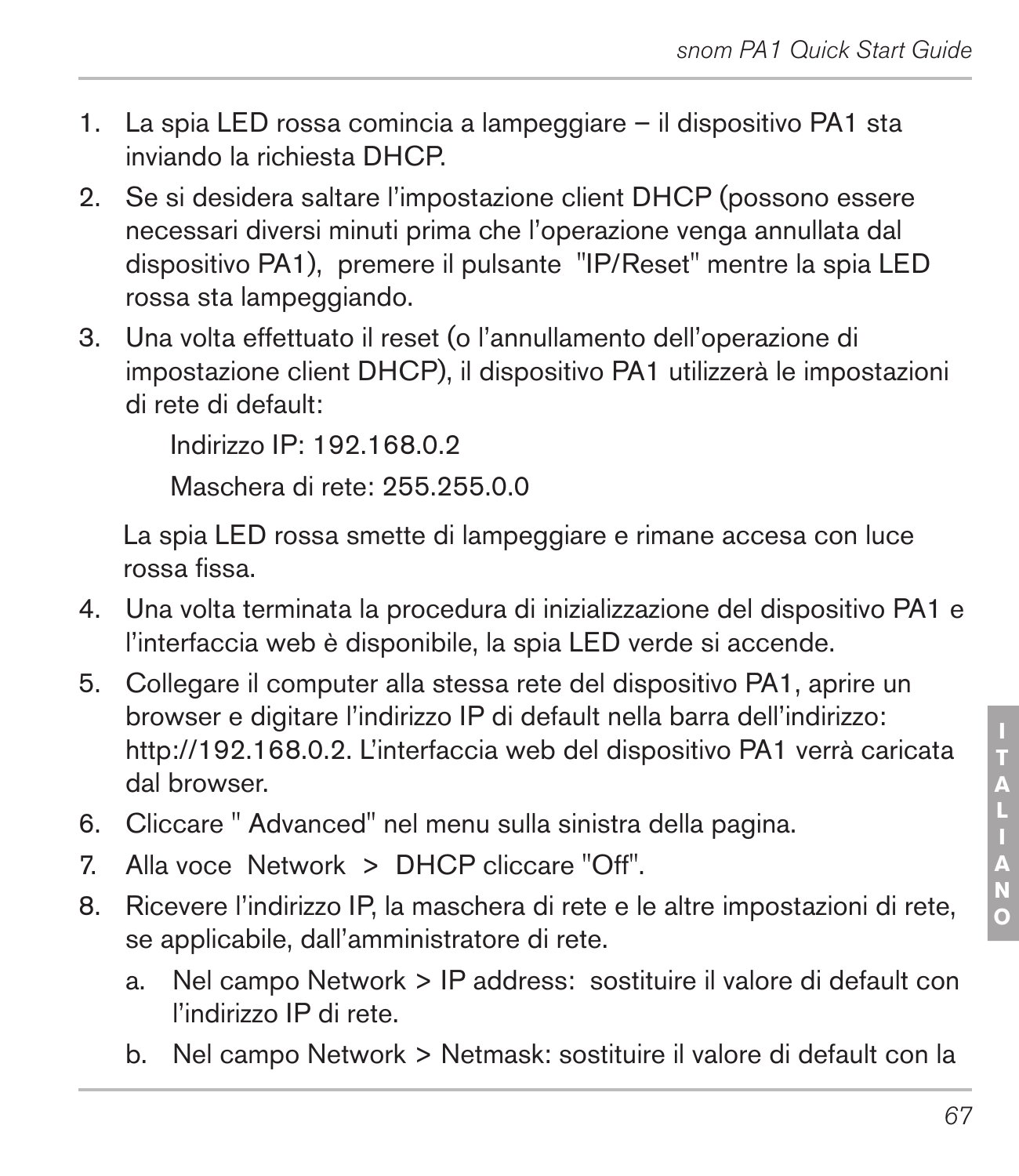1. La spia LED rossa comincia a lampeggiare – il dispositivo PA1 sta inviando la richiesta DHCP.
2. Se si desidera saltare l'impostazione client DHCP (possono essere necessari diversi minuti prima che l'operazione venga annullata dal dispositivo PA1), premere il pulsante "IP/Reset" mentre la spia LED rossa sta lampeggiando.
3. Una volta effettuato il reset (o l'annullamento dell'operazione di impostazione client DHCP), il dispositivo PA1 utilizzerà le impostazioni di rete di default:

   Indirizzo IP: 192.168.0.2

   Maschera di rete: 255.255.0.0

   La spia LED rossa smette di lampeggiare e rimane accesa con luce rossa fissa.
4. Una volta terminata la procedura di inizializzazione del dispositivo PA1 e l'interfaccia web è disponibile, la spia LED verde si accende.
5. Collegare il computer alla stessa rete del dispositivo PA1, aprire un browser e digitare l'indirizzo IP di default nella barra dell'indirizzo: http://192.168.0.2. L'interfaccia web del dispositivo PA1 verrà caricata dal browser.
6. Cliccare " Advanced" nel menu sulla sinistra della pagina.
7. Alla voce Network > DHCP cliccare "Off".
8. Ricevere l'indirizzo IP, la maschera di rete e le altre impostazioni di rete, se applicabile, dall'amministratore di rete.
   a. Nel campo Network > IP address: sostituire il valore di default con l'indirizzo IP di rete.
   b. Nel campo Network > Netmask: sostituire il valore di default con la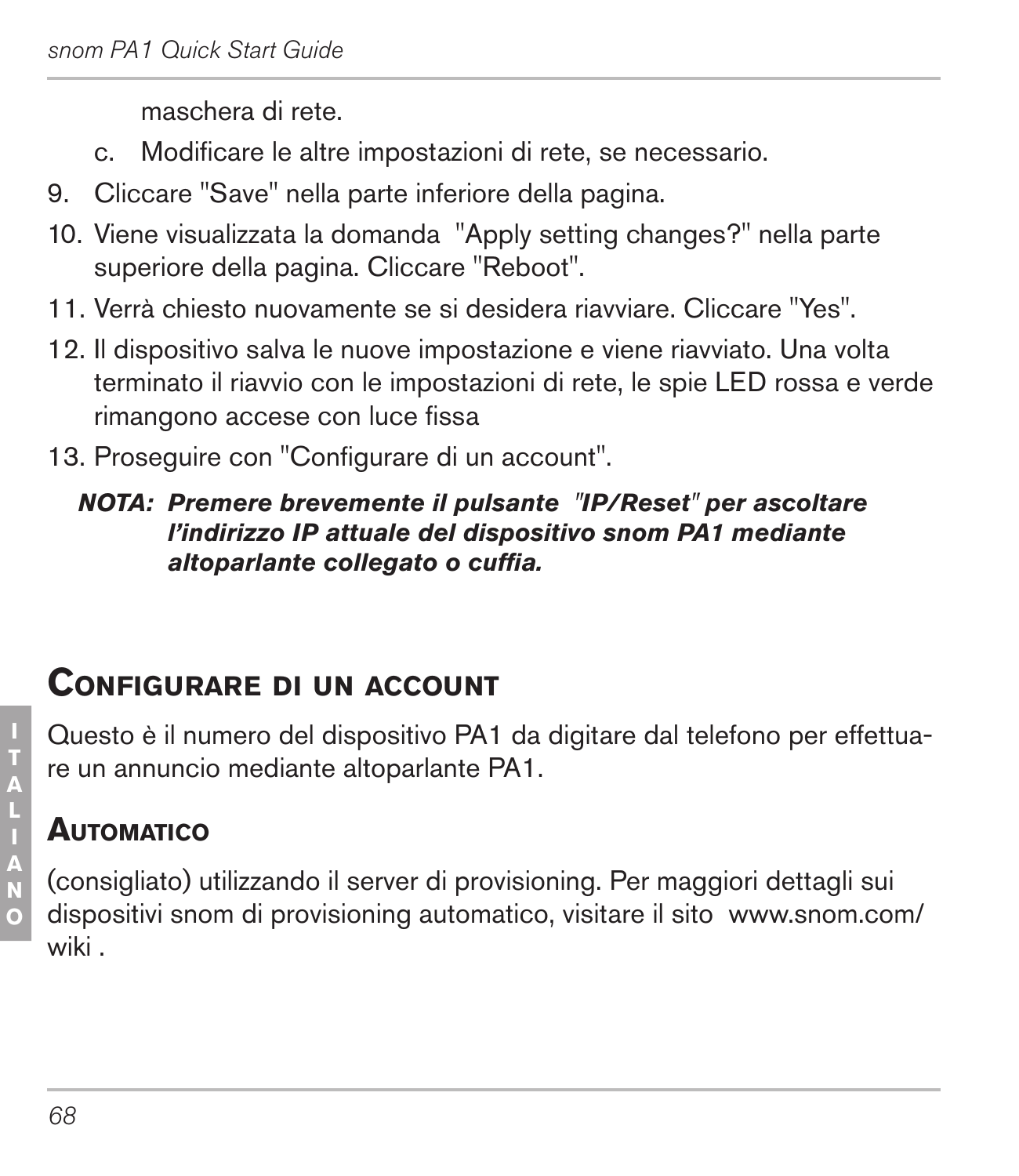maschera di rete.

   c. Modificare le altre impostazioni di rete, se necessario.

9. Cliccare "Save" nella parte inferiore della pagina.
10. Viene visualizzata la domanda "Apply setting changes?" nella parte superiore della pagina. Cliccare "Reboot".
11. Verrà chiesto nuovamente se si desidera riavviare. Cliccare "Yes".
12. Il dispositivo salva le nuove impostazione e viene riavviato. Una volta terminato il riavvio con le impostazioni di rete, le spie LED rossa e verde rimangono accese con luce fissa
13. Proseguire con "Configurare di un account".

***NOTA: Premere brevemente il pulsante "IP/Reset" per ascoltare l'indirizzo IP attuale del dispositivo snom PA1 mediante altoparlante collegato o cuffia.***

## Configurare di un account

Questo è il numero del dispositivo PA1 da digitare dal telefono per effettuare un annuncio mediante altoparlante PA1.

### Automatico

(consigliato) utilizzando il server di provisioning. Per maggiori dettagli sui dispositivi snom di provisioning automatico, visitare il sito www.snom.com/wiki .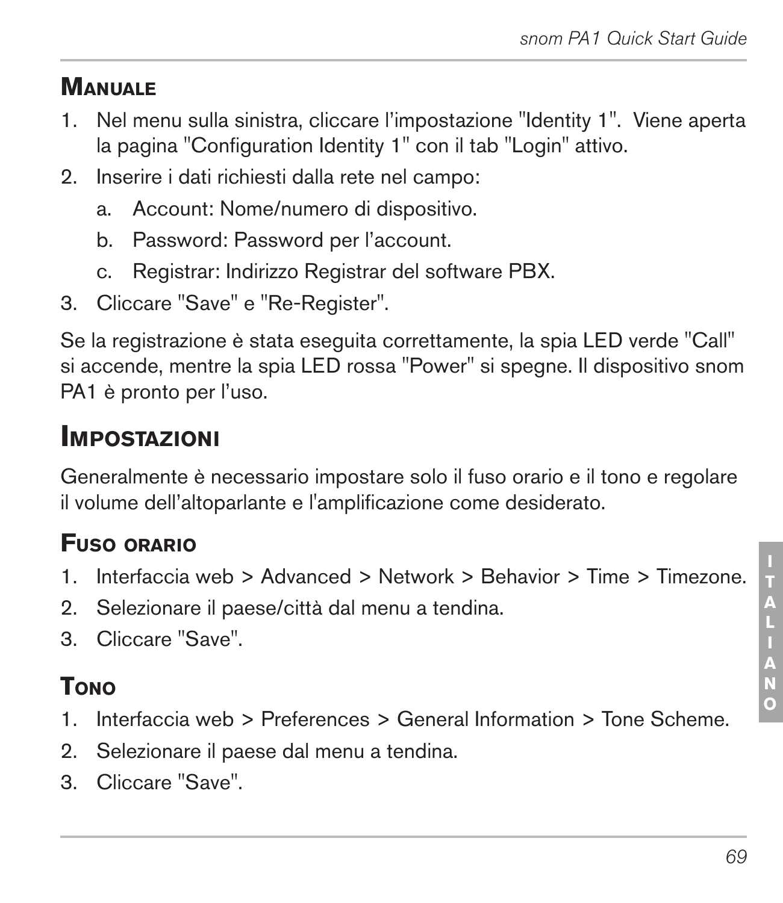### Manuale

1. Nel menu sulla sinistra, cliccare l'impostazione "Identity 1". Viene aperta la pagina "Configuration Identity 1" con il tab "Login" attivo.
2. Inserire i dati richiesti dalla rete nel campo:
   a. Account: Nome/numero di dispositivo.
   b. Password: Password per l'account.
   c. Registrar: Indirizzo Registrar del software PBX.
3. Cliccare "Save" e "Re-Register".

Se la registrazione è stata eseguita correttamente, la spia LED verde "Call" si accende, mentre la spia LED rossa "Power" si spegne. Il dispositivo snom PA1 è pronto per l'uso.

## Impostazioni

Generalmente è necessario impostare solo il fuso orario e il tono e regolare il volume dell'altoparlante e l'amplificazione come desiderato.

### Fuso orario

1. Interfaccia web > Advanced > Network > Behavior > Time > Timezone.
2. Selezionare il paese/città dal menu a tendina.
3. Cliccare "Save".

### Tono

1. Interfaccia web > Preferences > General Information > Tone Scheme.
2. Selezionare il paese dal menu a tendina.
3. Cliccare "Save".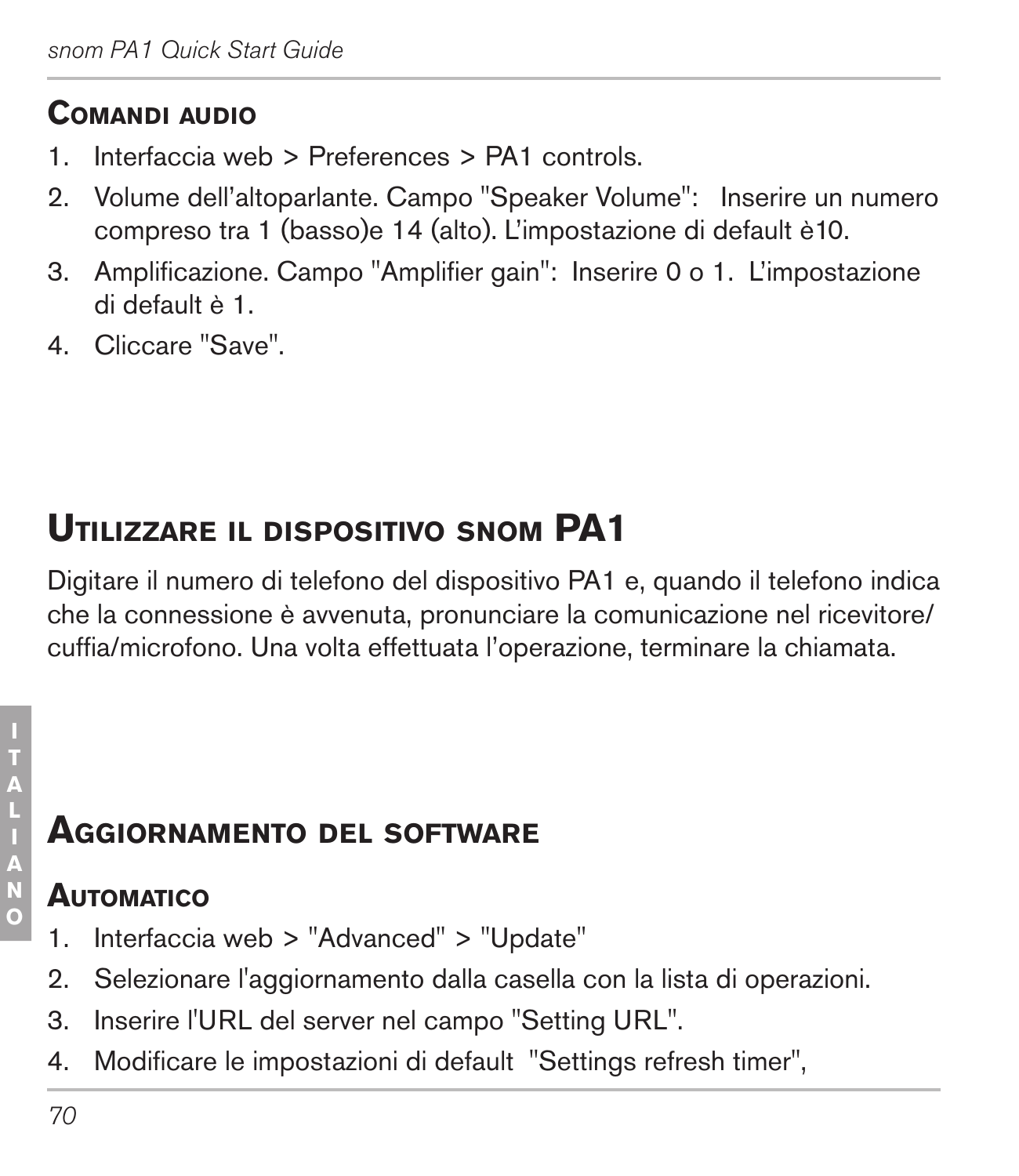### Comandi audio

1. Interfaccia web > Preferences > PA1 controls.
2. Volume dell'altoparlante. Campo "Speaker Volume": Inserire un numero compreso tra 1 (basso)e 14 (alto). L'impostazione di default è10.
3. Amplificazione. Campo "Amplifier gain": Inserire 0 o 1. L'impostazione di default è 1.
4. Cliccare "Save".

## Utilizzare il dispositivo snom PA1

Digitare il numero di telefono del dispositivo PA1 e, quando il telefono indica che la connessione è avvenuta, pronunciare la comunicazione nel ricevitore/cuffia/microfono. Una volta effettuata l'operazione, terminare la chiamata.

## Aggiornamento del software

### Automatico

1. Interfaccia web > "Advanced" > "Update"
2. Selezionare l'aggiornamento dalla casella con la lista di operazioni.
3. Inserire l'URL del server nel campo "Setting URL".
4. Modificare le impostazioni di default "Settings refresh timer",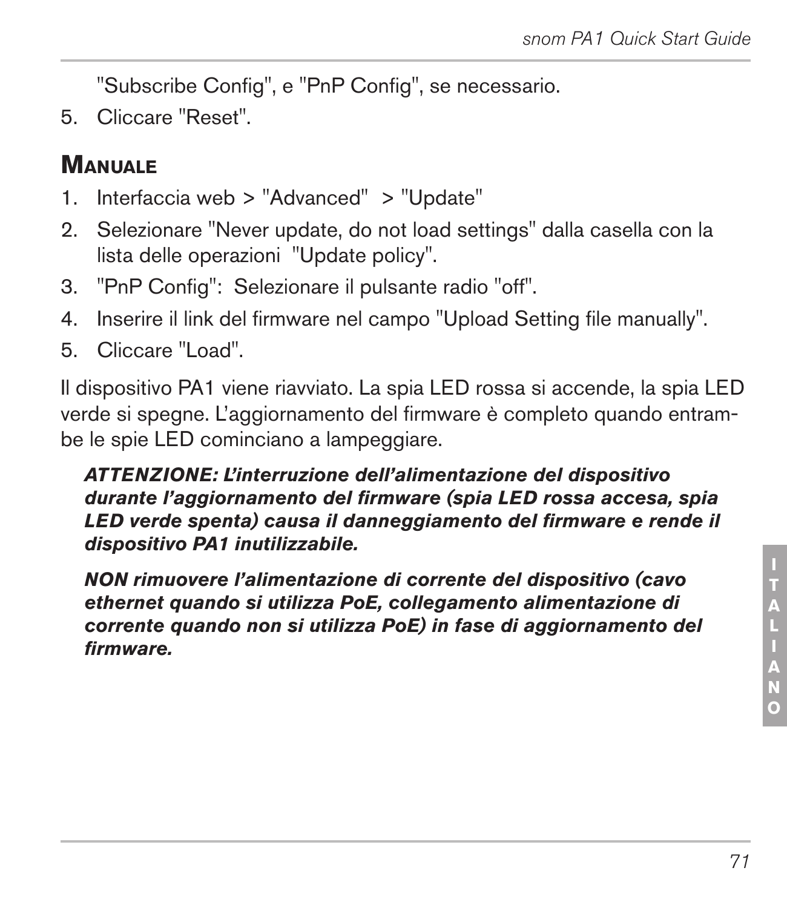"Subscribe Config", e "PnP Config", se necessario.

5. Cliccare "Reset".

## Manuale

1. Interfaccia web > "Advanced"  > "Update"
2. Selezionare "Never update, do not load settings" dalla casella con la lista delle operazioni  "Update policy".
3. "PnP Config":  Selezionare il pulsante radio "off".
4. Inserire il link del firmware nel campo "Upload Setting file manually".
5. Cliccare "Load".

Il dispositivo PA1 viene riavviato. La spia LED rossa si accende, la spia LED verde si spegne. L'aggiornamento del firmware è completo quando entrambe le spie LED cominciano a lampeggiare.

***ATTENZIONE: L'interruzione dell'alimentazione del dispositivo durante l'aggiornamento del firmware (spia LED rossa accesa, spia LED verde spenta) causa il danneggiamento del firmware e rende il dispositivo PA1 inutilizzabile.***

***NON rimuovere l'alimentazione di corrente del dispositivo (cavo ethernet quando si utilizza PoE, collegamento alimentazione di corrente quando non si utilizza PoE) in fase di aggiornamento del firmware.***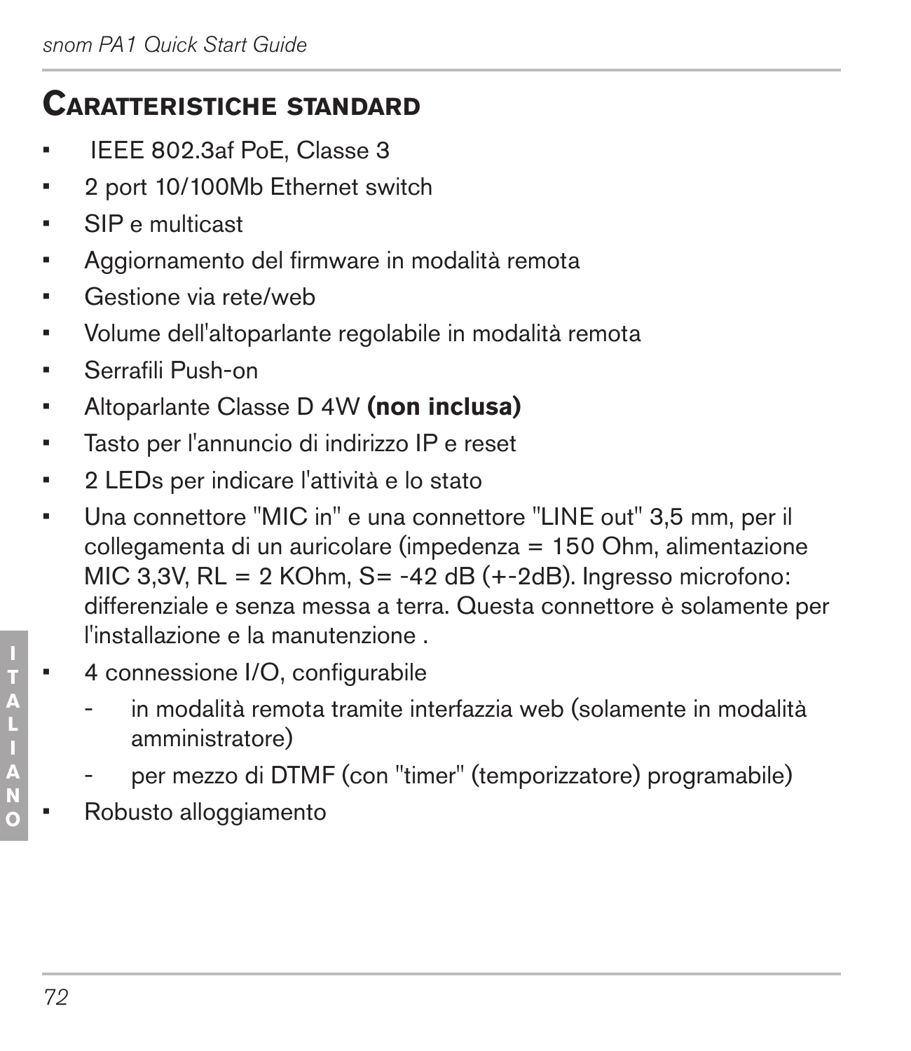## Caratteristiche standard

- IEEE 802.3af PoE, Classe 3
- 2 port 10/100Mb Ethernet switch
- SIP e multicast
- Aggiornamento del firmware in modalità remota
- Gestione via rete/web
- Volume dell'altoparlante regolabile in modalità remota
- Serrafili Push-on
- Altoparlante Classe D 4W **(non inclusa)**
- Tasto per l'annuncio di indirizzo IP e reset
- 2 LEDs per indicare l'attività e lo stato
- Una connettore "MIC in" e una connettore "LINE out" 3,5 mm, per il collegamenta di un auricolare (impedenza = 150 Ohm, alimentazione MIC 3,3V, RL = 2 KOhm, S= -42 dB (+-2dB). Ingresso microfono: differenziale e senza messa a terra. Questa connettore è solamente per l'installazione e la manutenzione .
- 4 connessione I/O, configurabile
  - in modalità remota tramite interfazzia web (solamente in modalità amministratore)
  - per mezzo di DTMF (con "timer" (temporizzatore) programabile)
- Robusto alloggiamento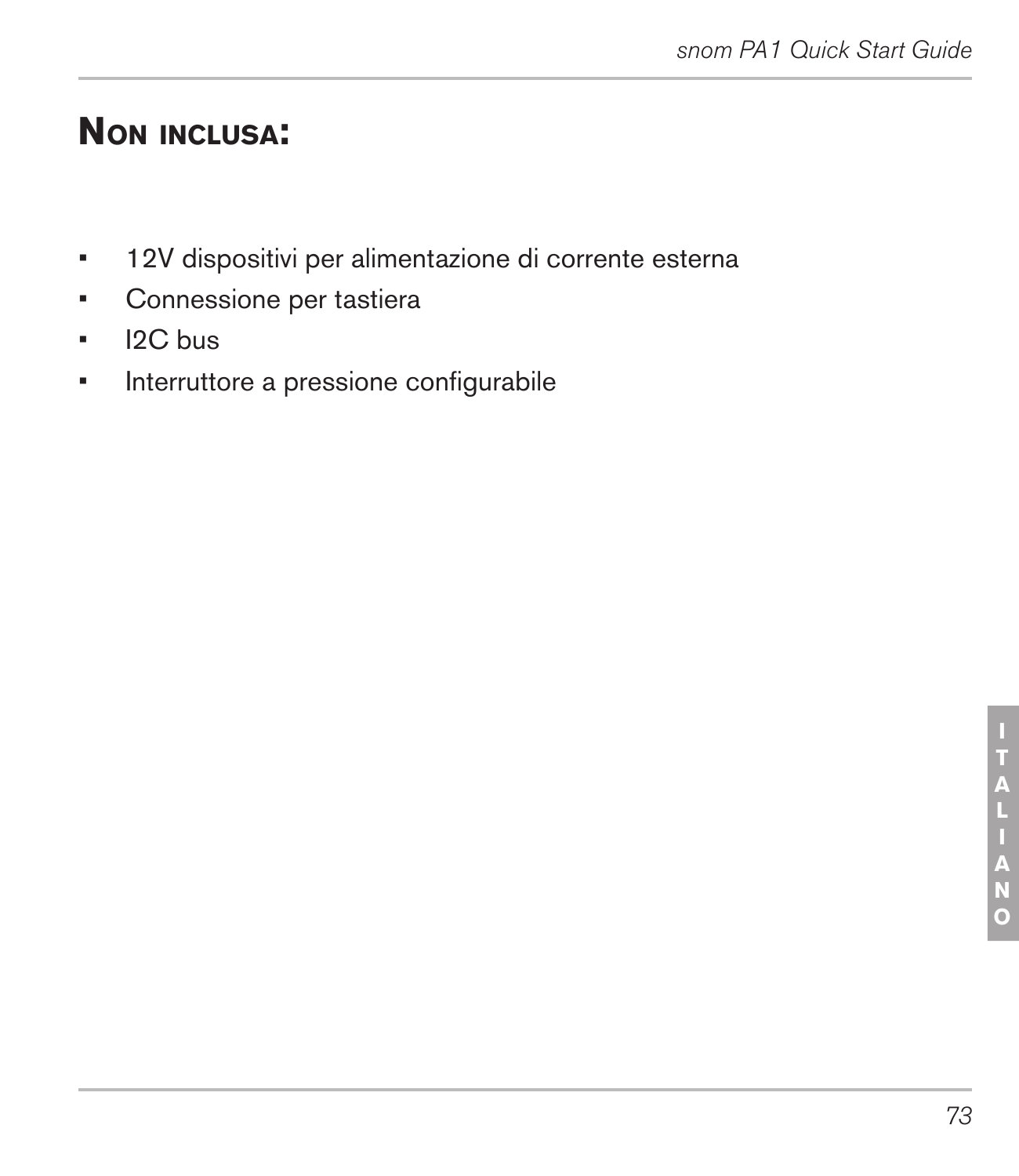## Non inclusa:

- 12V dispositivi per alimentazione di corrente esterna
- Connessione per tastiera
- I2C bus
- Interruttore a pressione configurabile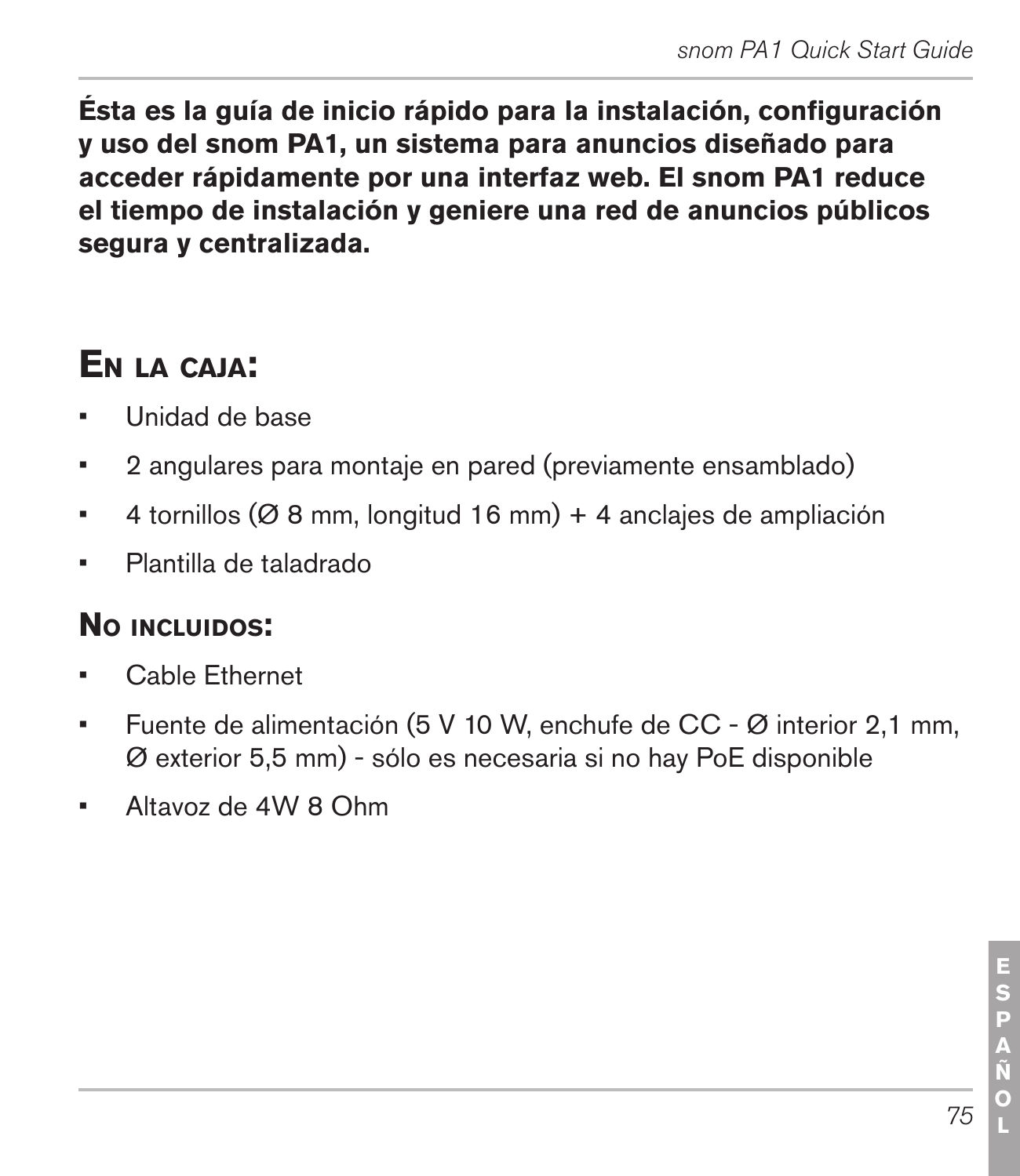**Ésta es la guía de inicio rápido para la instalación, configuración y uso del snom PA1, un sistema para anuncios diseñado para acceder rápidamente por una interfaz web. El snom PA1 reduce el tiempo de instalación y geniere una red de anuncios públicos segura y centralizada.**

## En la caja:

- Unidad de base
- 2 angulares para montaje en pared (previamente ensamblado)
- 4 tornillos (Ø 8 mm, longitud 16 mm) + 4 anclajes de ampliación
- Plantilla de taladrado

### No incluidos:

- Cable Ethernet
- Fuente de alimentación (5 V 10 W, enchufe de CC - Ø interior 2,1 mm, Ø exterior 5,5 mm) - sólo es necesaria si no hay PoE disponible
- Altavoz de 4W 8 Ohm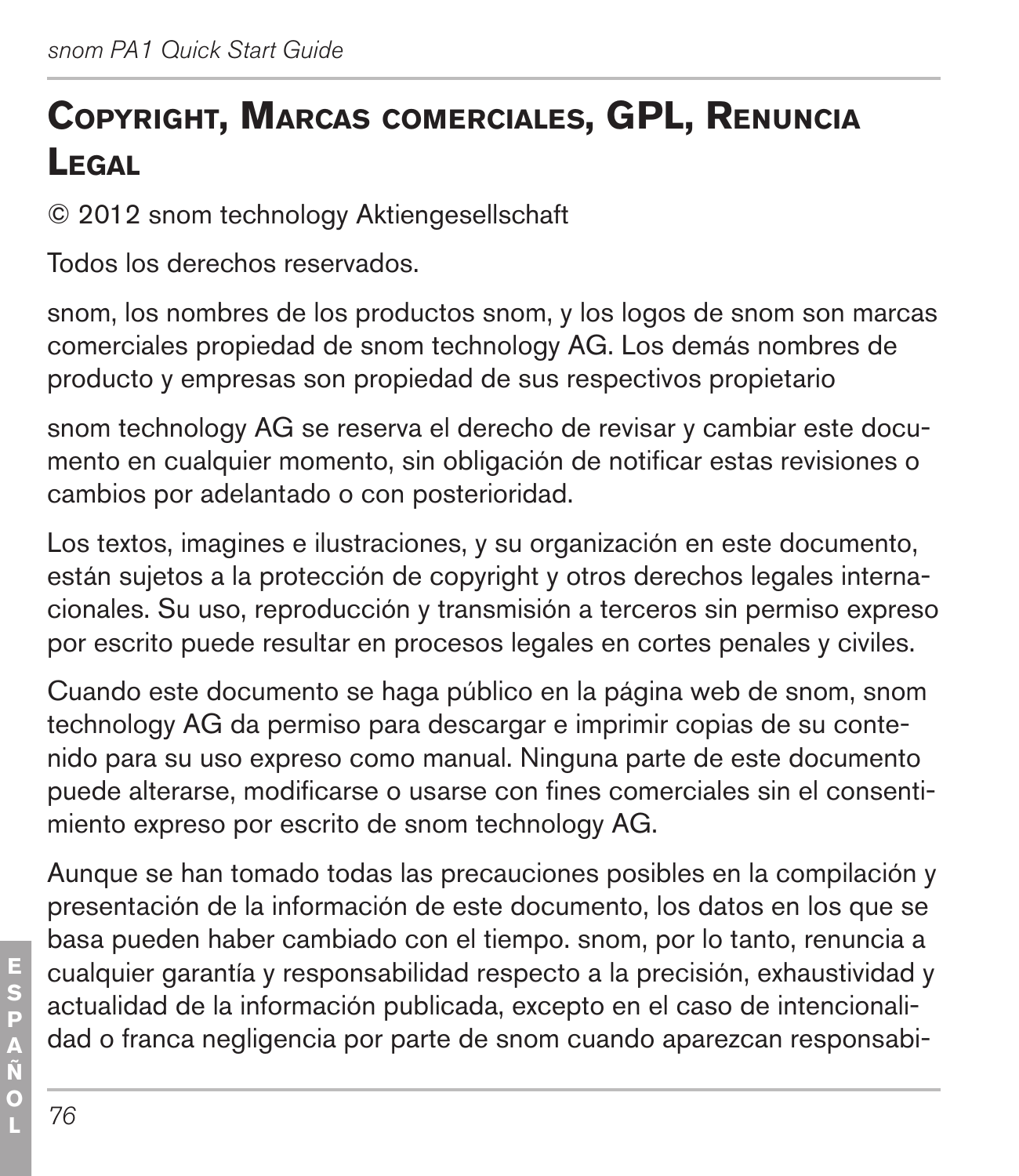# Copyright, Marcas comerciales, GPL, Renuncia Legal

© 2012 snom technology Aktiengesellschaft

Todos los derechos reservados.

snom, los nombres de los productos snom, y los logos de snom son marcas comerciales propiedad de snom technology AG. Los demás nombres de producto y empresas son propiedad de sus respectivos propietario

snom technology AG se reserva el derecho de revisar y cambiar este documento en cualquier momento, sin obligación de notificar estas revisiones o cambios por adelantado o con posterioridad.

Los textos, imagines e ilustraciones, y su organización en este documento, están sujetos a la protección de copyright y otros derechos legales internacionales. Su uso, reproducción y transmisión a terceros sin permiso expreso por escrito puede resultar en procesos legales en cortes penales y civiles.

Cuando este documento se haga público en la página web de snom, snom technology AG da permiso para descargar e imprimir copias de su contenido para su uso expreso como manual. Ninguna parte de este documento puede alterarse, modificarse o usarse con fines comerciales sin el consentimiento expreso por escrito de snom technology AG.

Aunque se han tomado todas las precauciones posibles en la compilación y presentación de la información de este documento, los datos en los que se basa pueden haber cambiado con el tiempo. snom, por lo tanto, renuncia a cualquier garantía y responsabilidad respecto a la precisión, exhaustividad y actualidad de la información publicada, excepto en el caso de intencionalidad o franca negligencia por parte de snom cuando aparezcan responsabi-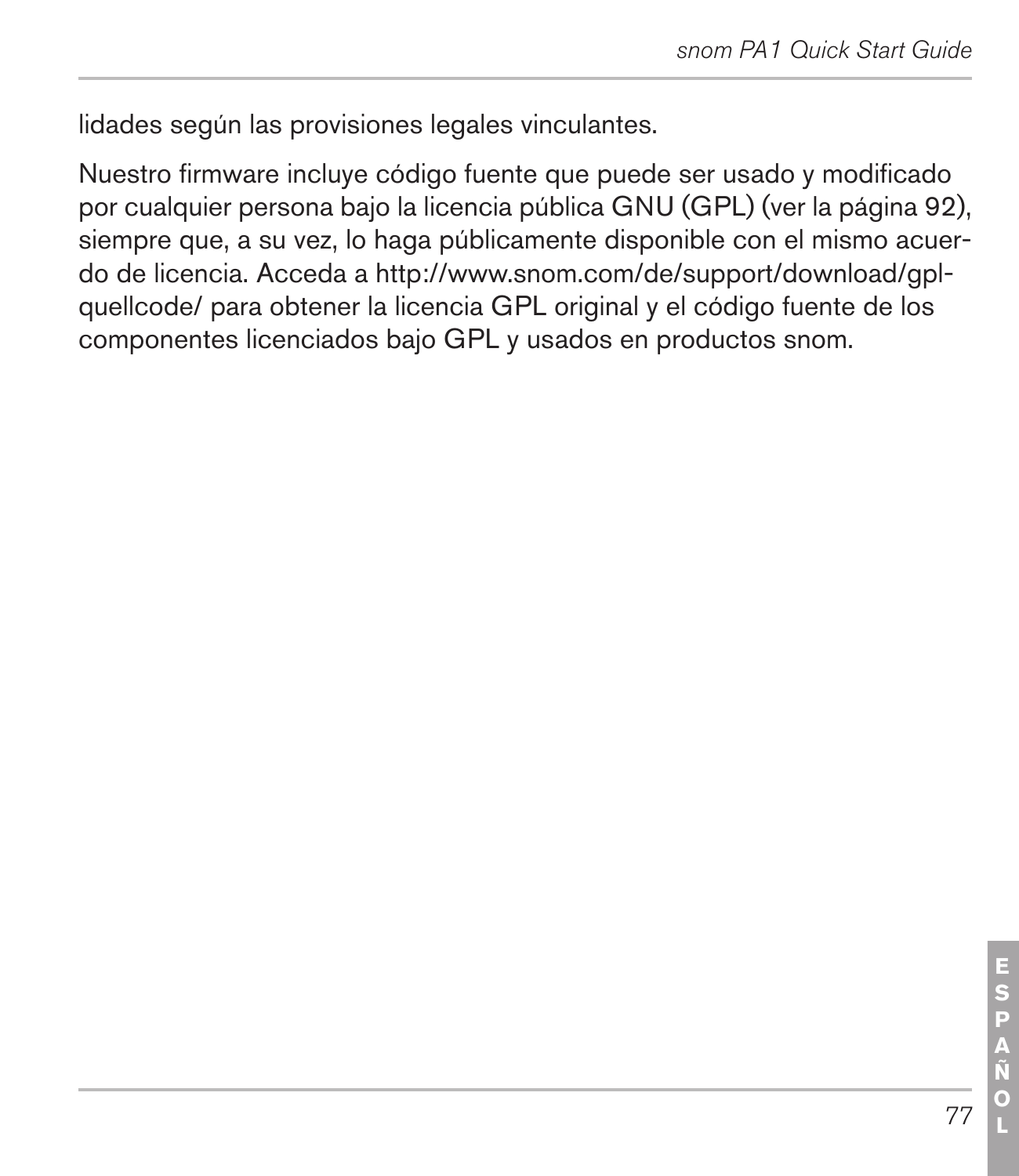lidades según las provisiones legales vinculantes.

Nuestro firmware incluye código fuente que puede ser usado y modificado por cualquier persona bajo la licencia pública GNU (GPL) (ver la página 92), siempre que, a su vez, lo haga públicamente disponible con el mismo acuerdo de licencia. Acceda a http://www.snom.com/de/support/download/gpl-quellcode/ para obtener la licencia GPL original y el código fuente de los componentes licenciados bajo GPL y usados en productos snom.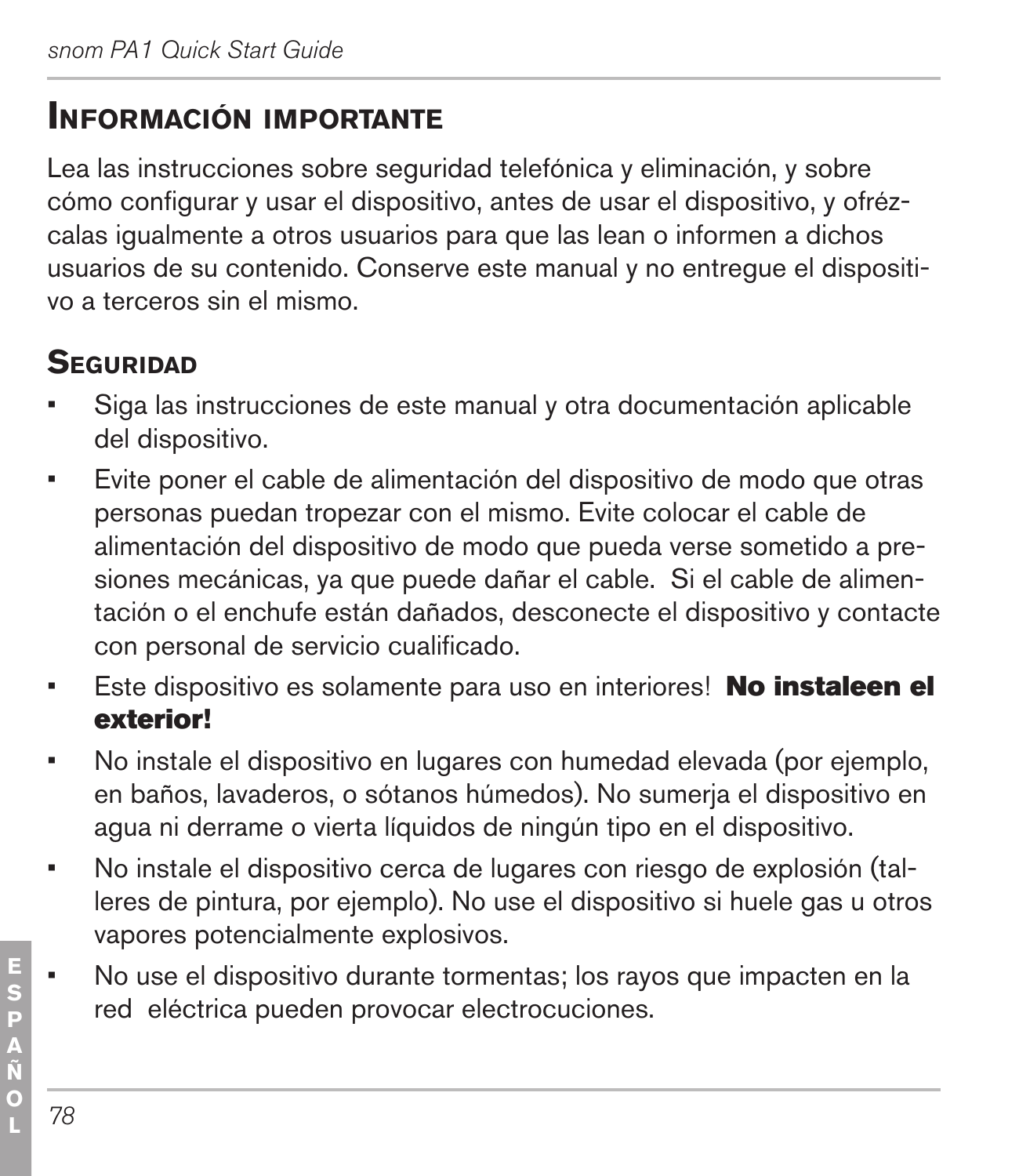## Información importante

Lea las instrucciones sobre seguridad telefónica y eliminación, y sobre cómo configurar y usar el dispositivo, antes de usar el dispositivo, y ofrézcalas igualmente a otros usuarios para que las lean o informen a dichos usuarios de su contenido. Conserve este manual y no entregue el dispositivo a terceros sin el mismo.

### Seguridad

- Siga las instrucciones de este manual y otra documentación aplicable del dispositivo.
- Evite poner el cable de alimentación del dispositivo de modo que otras personas puedan tropezar con el mismo. Evite colocar el cable de alimentación del dispositivo de modo que pueda verse sometido a presiones mecánicas, ya que puede dañar el cable. Si el cable de alimentación o el enchufe están dañados, desconecte el dispositivo y contacte con personal de servicio cualificado.
- Este dispositivo es solamente para uso en interiores! **No instaleen el exterior!**
- No instale el dispositivo en lugares con humedad elevada (por ejemplo, en baños, lavaderos, o sótanos húmedos). No sumerja el dispositivo en agua ni derrame o vierta líquidos de ningún tipo en el dispositivo.
- No instale el dispositivo cerca de lugares con riesgo de explosión (talleres de pintura, por ejemplo). No use el dispositivo si huele gas u otros vapores potencialmente explosivos.
- No use el dispositivo durante tormentas; los rayos que impacten en la red eléctrica pueden provocar electrocuciones.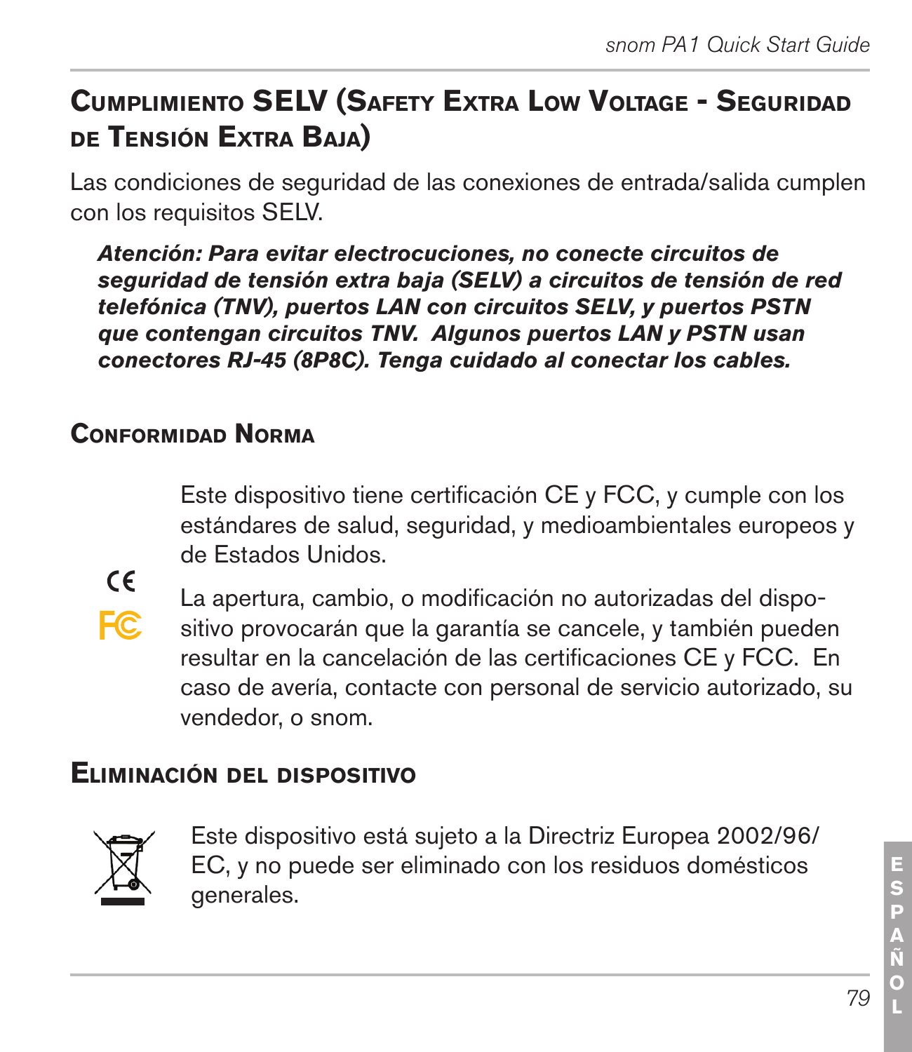## Cumplimiento SELV (Safety Extra Low Voltage - Seguridad de Tensión Extra Baja)

Las condiciones de seguridad de las conexiones de entrada/salida cumplen con los requisitos SELV.

***Atención: Para evitar electrocuciones, no conecte circuitos de seguridad de tensión extra baja (SELV) a circuitos de tensión de red telefónica (TNV), puertos LAN con circuitos SELV, y puertos PSTN que contengan circuitos TNV. Algunos puertos LAN y PSTN usan conectores RJ-45 (8P8C). Tenga cuidado al conectar los cables.***

## Conformidad Norma

Este dispositivo tiene certificación CE y FCC, y cumple con los estándares de salud, seguridad, y medioambientales europeos y de Estados Unidos.

La apertura, cambio, o modificación no autorizadas del dispositivo provocarán que la garantía se cancele, y también pueden resultar en la cancelación de las certificaciones CE y FCC. En caso de avería, contacte con personal de servicio autorizado, su vendedor, o snom.

## Eliminación del dispositivo

Este dispositivo está sujeto a la Directriz Europea 2002/96/EC, y no puede ser eliminado con los residuos domésticos generales.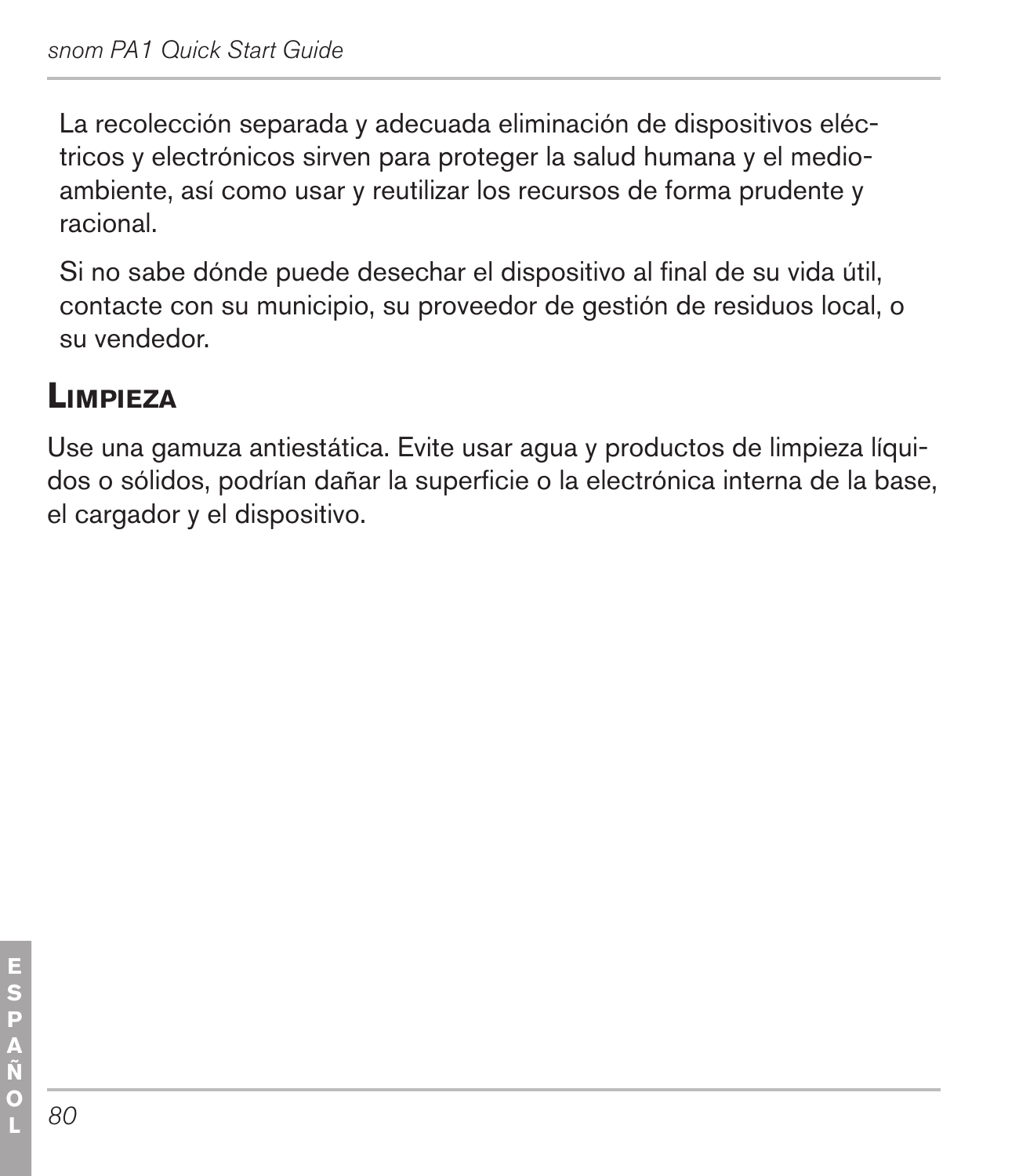La recolección separada y adecuada eliminación de dispositivos eléctricos y electrónicos sirven para proteger la salud humana y el medioambiente, así como usar y reutilizar los recursos de forma prudente y racional.

Si no sabe dónde puede desechar el dispositivo al final de su vida útil, contacte con su municipio, su proveedor de gestión de residuos local, o su vendedor.

## Limpieza

Use una gamuza antiestática. Evite usar agua y productos de limpieza líquidos o sólidos, podrían dañar la superficie o la electrónica interna de la base, el cargador y el dispositivo.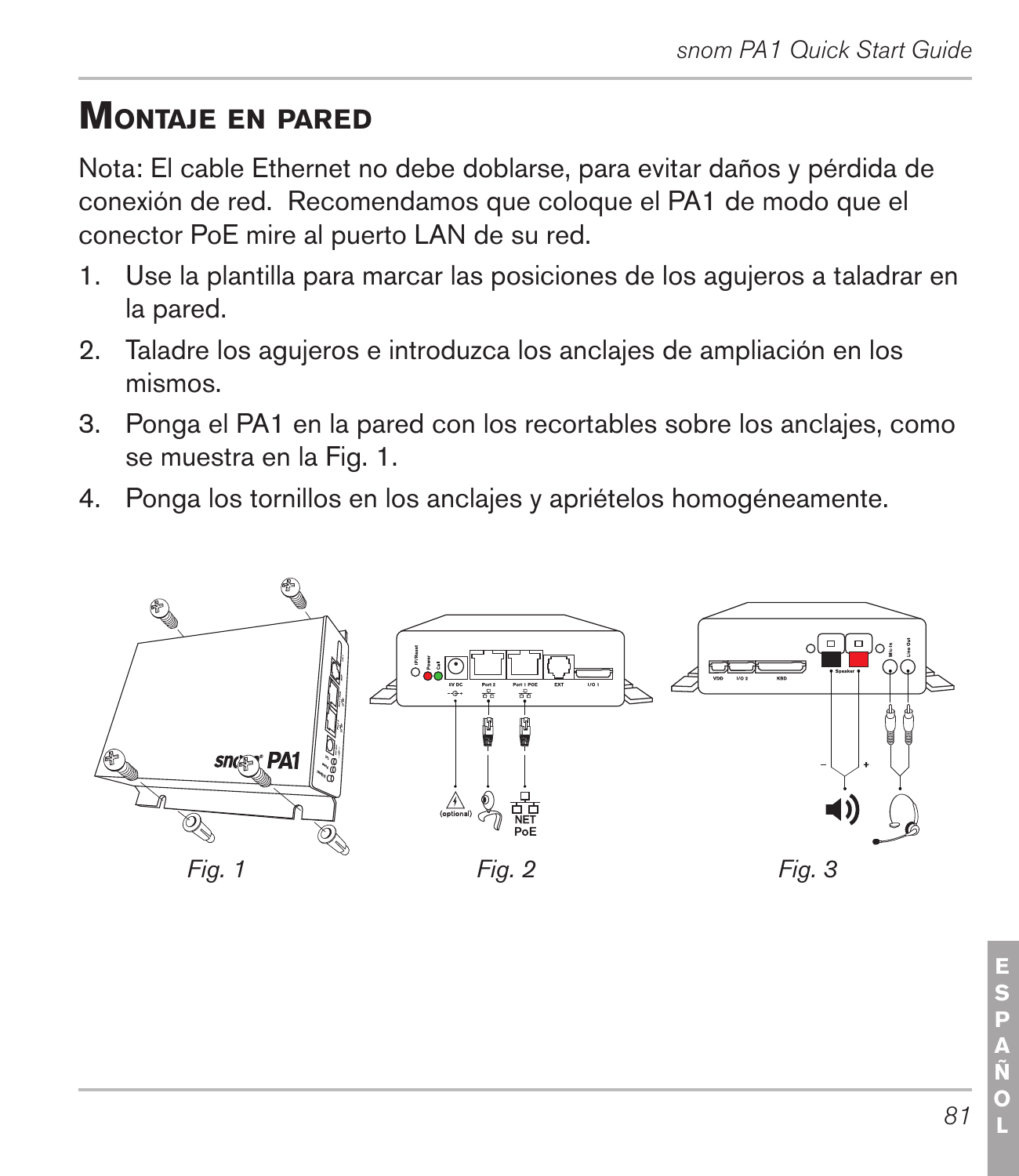# Montaje en pared

Nota: El cable Ethernet no debe doblarse, para evitar daños y pérdida de conexión de red.  Recomendamos que coloque el PA1 de modo que el conector PoE mire al puerto LAN de su red.

1. Use la plantilla para marcar las posiciones de los agujeros a taladrar en la pared.
2. Taladre los agujeros e introduzca los anclajes de ampliación en los mismos.
3. Ponga el PA1 en la pared con los recortables sobre los anclajes, como se muestra en la Fig. 1.
4. Ponga los tornillos en los anclajes y apriételos homogéneamente.

*Fig. 1*

*Fig. 2*

*Fig. 3*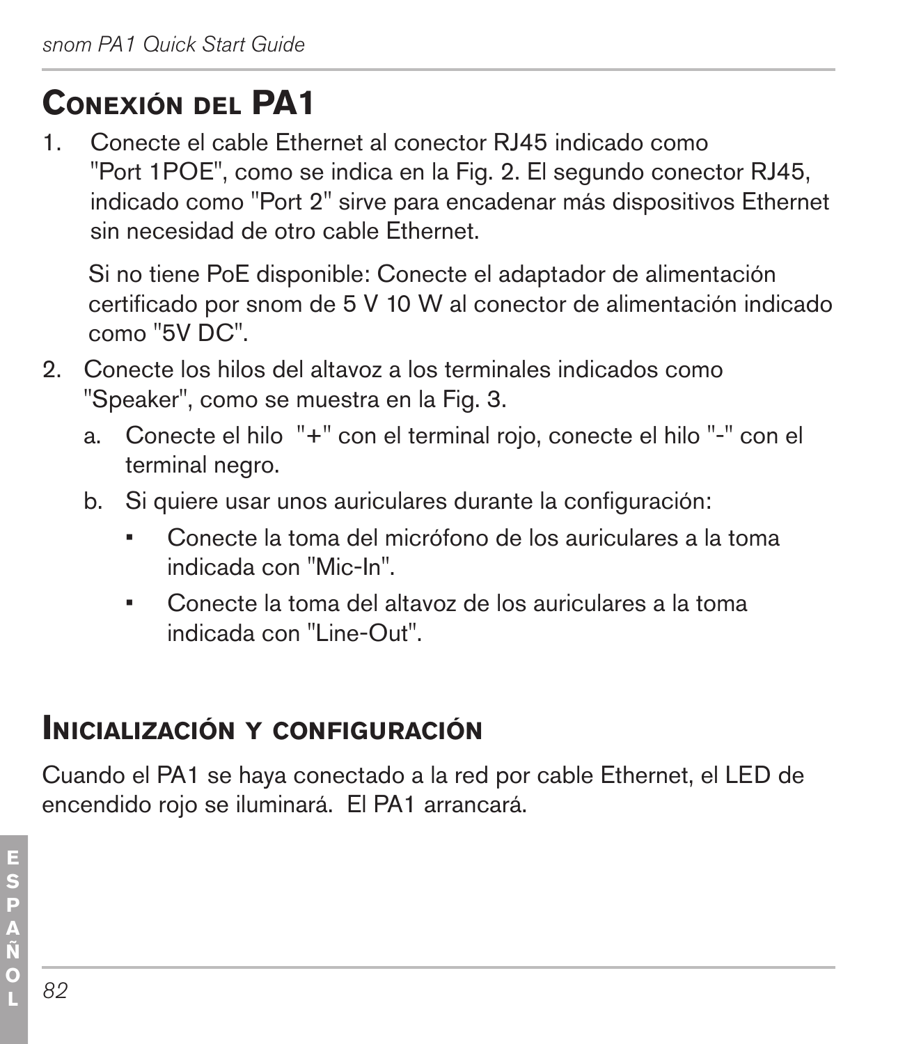## Conexión del PA1

1. Conecte el cable Ethernet al conector RJ45 indicado como "Port 1POE", como se indica en la Fig. 2. El segundo conector RJ45, indicado como "Port 2" sirve para encadenar más dispositivos Ethernet sin necesidad de otro cable Ethernet.

   Si no tiene PoE disponible: Conecte el adaptador de alimentación certificado por snom de 5 V 10 W al conector de alimentación indicado como "5V DC".

2. Conecte los hilos del altavoz a los terminales indicados como "Speaker", como se muestra en la Fig. 3.
   a. Conecte el hilo "+" con el terminal rojo, conecte el hilo "-" con el terminal negro.
   b. Si quiere usar unos auriculares durante la configuración:
      - Conecte la toma del micrófono de los auriculares a la toma indicada con "Mic-In".
      - Conecte la toma del altavoz de los auriculares a la toma indicada con "Line-Out".

## Inicialización y configuración

Cuando el PA1 se haya conectado a la red por cable Ethernet, el LED de encendido rojo se iluminará. El PA1 arrancará.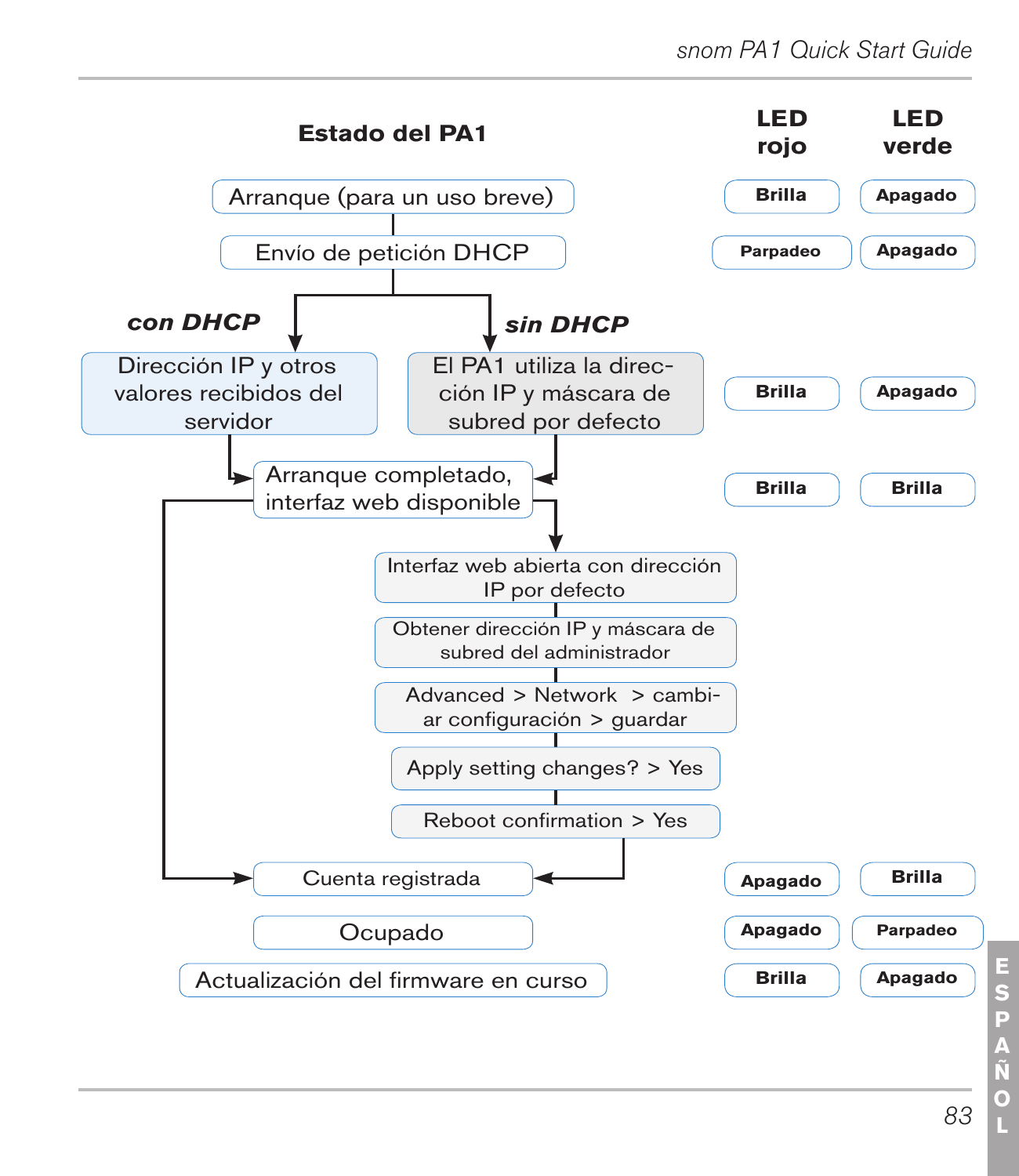| Estado del PA1 | LED rojo | LED verde |
|---|---|---|
| Arranque (para un uso breve) | Brilla | Apagado |
| Envío de petición DHCP | Parpadeo | Apagado |
| ***con DHCP***: Dirección IP y otros valores recibidos del servidor / ***sin DHCP***: El PA1 utiliza la dirección IP y máscara de subred por defecto | Brilla | Apagado |
| Arranque completado, interfaz web disponible | Brilla | Brilla |
| Cuenta registrada | Apagado | Brilla |
| Ocupado | Apagado | Parpadeo |
| Actualización del firmware en curso | Brilla | Apagado |

Arranque completado, interfaz web disponible → (sin DHCP):

1. Interfaz web abierta con dirección IP por defecto
2. Obtener dirección IP y máscara de subred del administrador
3. Advanced > Network > cambiar configuración > guardar
4. Apply setting changes? > Yes
5. Reboot confirmation > Yes
6. → Cuenta registrada

Arranque completado, interfaz web disponible → (con DHCP) → Cuenta registrada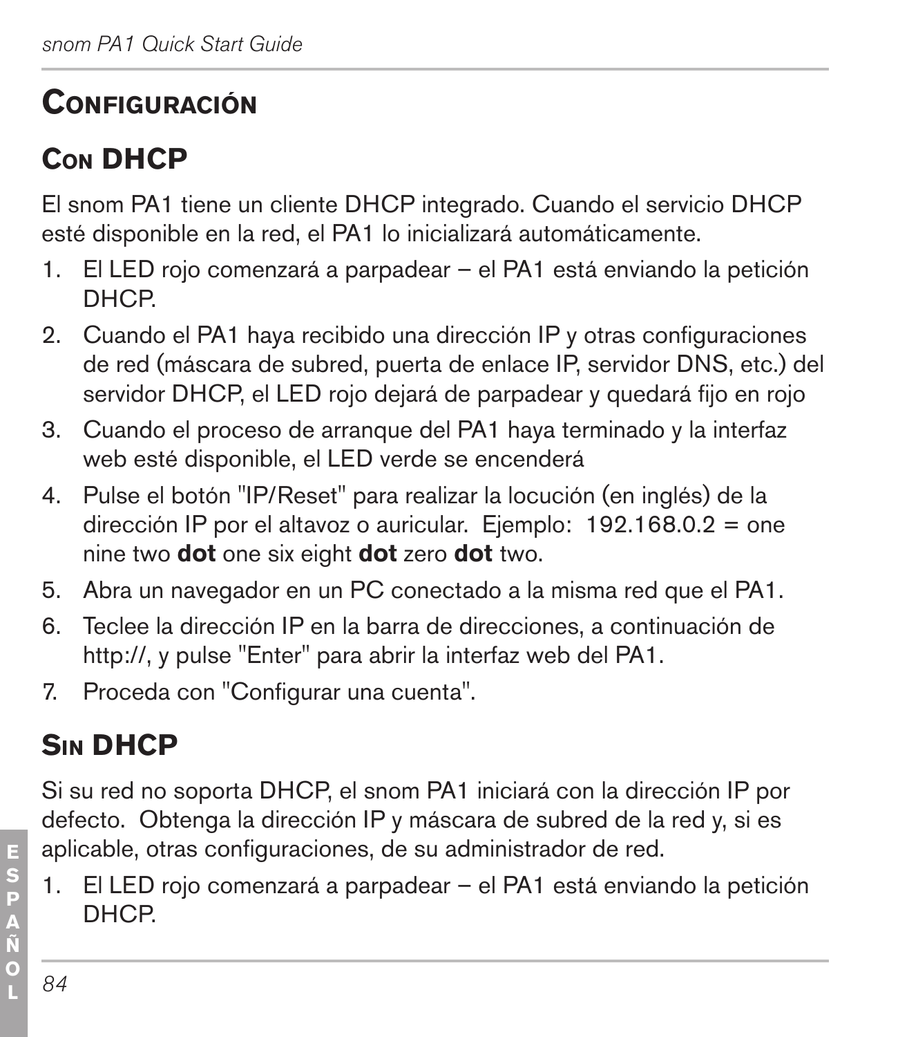# Configuración

## Con DHCP

El snom PA1 tiene un cliente DHCP integrado. Cuando el servicio DHCP esté disponible en la red, el PA1 lo inicializará automáticamente.

1. El LED rojo comenzará a parpadear – el PA1 está enviando la petición DHCP.
2. Cuando el PA1 haya recibido una dirección IP y otras configuraciones de red (máscara de subred, puerta de enlace IP, servidor DNS, etc.) del servidor DHCP, el LED rojo dejará de parpadear y quedará fijo en rojo
3. Cuando el proceso de arranque del PA1 haya terminado y la interfaz web esté disponible, el LED verde se encenderá
4. Pulse el botón "IP/Reset" para realizar la locución (en inglés) de la dirección IP por el altavoz o auricular. Ejemplo: 192.168.0.2 = one nine two **dot** one six eight **dot** zero **dot** two.
5. Abra un navegador en un PC conectado a la misma red que el PA1.
6. Teclee la dirección IP en la barra de direcciones, a continuación de http://, y pulse "Enter" para abrir la interfaz web del PA1.
7. Proceda con "Configurar una cuenta".

## Sin DHCP

Si su red no soporta DHCP, el snom PA1 iniciará con la dirección IP por defecto. Obtenga la dirección IP y máscara de subred de la red y, si es aplicable, otras configuraciones, de su administrador de red.

1. El LED rojo comenzará a parpadear – el PA1 está enviando la petición DHCP.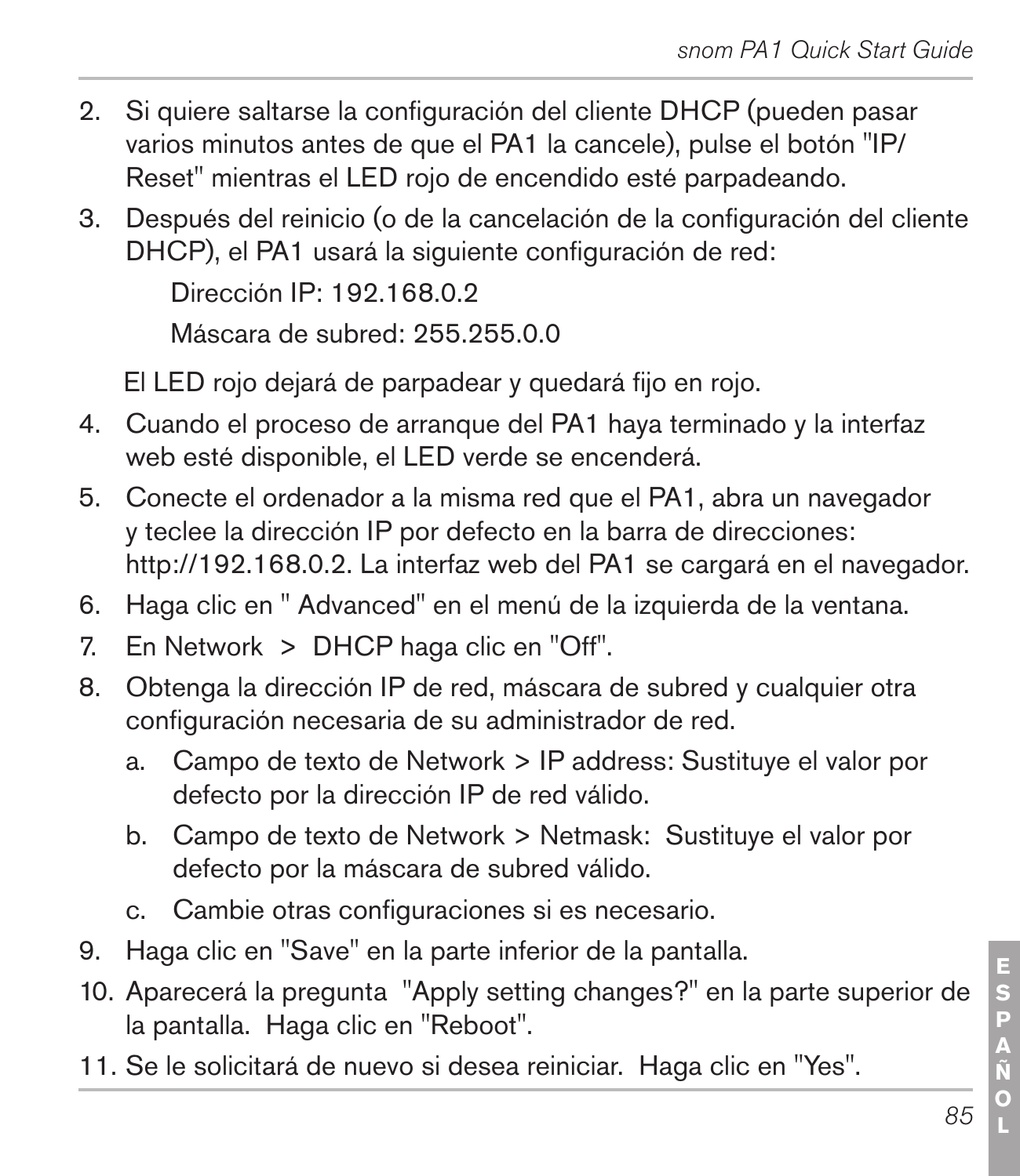2. Si quiere saltarse la configuración del cliente DHCP (pueden pasar varios minutos antes de que el PA1 la cancele), pulse el botón "IP/ Reset" mientras el LED rojo de encendido esté parpadeando.
3. Después del reinicio (o de la cancelación de la configuración del cliente DHCP), el PA1 usará la siguiente configuración de red:

   Dirección IP: 192.168.0.2

   Máscara de subred: 255.255.0.0

   El LED rojo dejará de parpadear y quedará fijo en rojo.
4. Cuando el proceso de arranque del PA1 haya terminado y la interfaz web esté disponible, el LED verde se encenderá.
5. Conecte el ordenador a la misma red que el PA1, abra un navegador y teclee la dirección IP por defecto en la barra de direcciones: http://192.168.0.2. La interfaz web del PA1 se cargará en el navegador.
6. Haga clic en " Advanced" en el menú de la izquierda de la ventana.
7. En Network > DHCP haga clic en "Off".
8. Obtenga la dirección IP de red, máscara de subred y cualquier otra configuración necesaria de su administrador de red.
   a. Campo de texto de Network > IP address: Sustituye el valor por defecto por la dirección IP de red válido.
   b. Campo de texto de Network > Netmask: Sustituye el valor por defecto por la máscara de subred válido.
   c. Cambie otras configuraciones si es necesario.
9. Haga clic en "Save" en la parte inferior de la pantalla.
10. Aparecerá la pregunta "Apply setting changes?" en la parte superior de la pantalla. Haga clic en "Reboot".
11. Se le solicitará de nuevo si desea reiniciar. Haga clic en "Yes".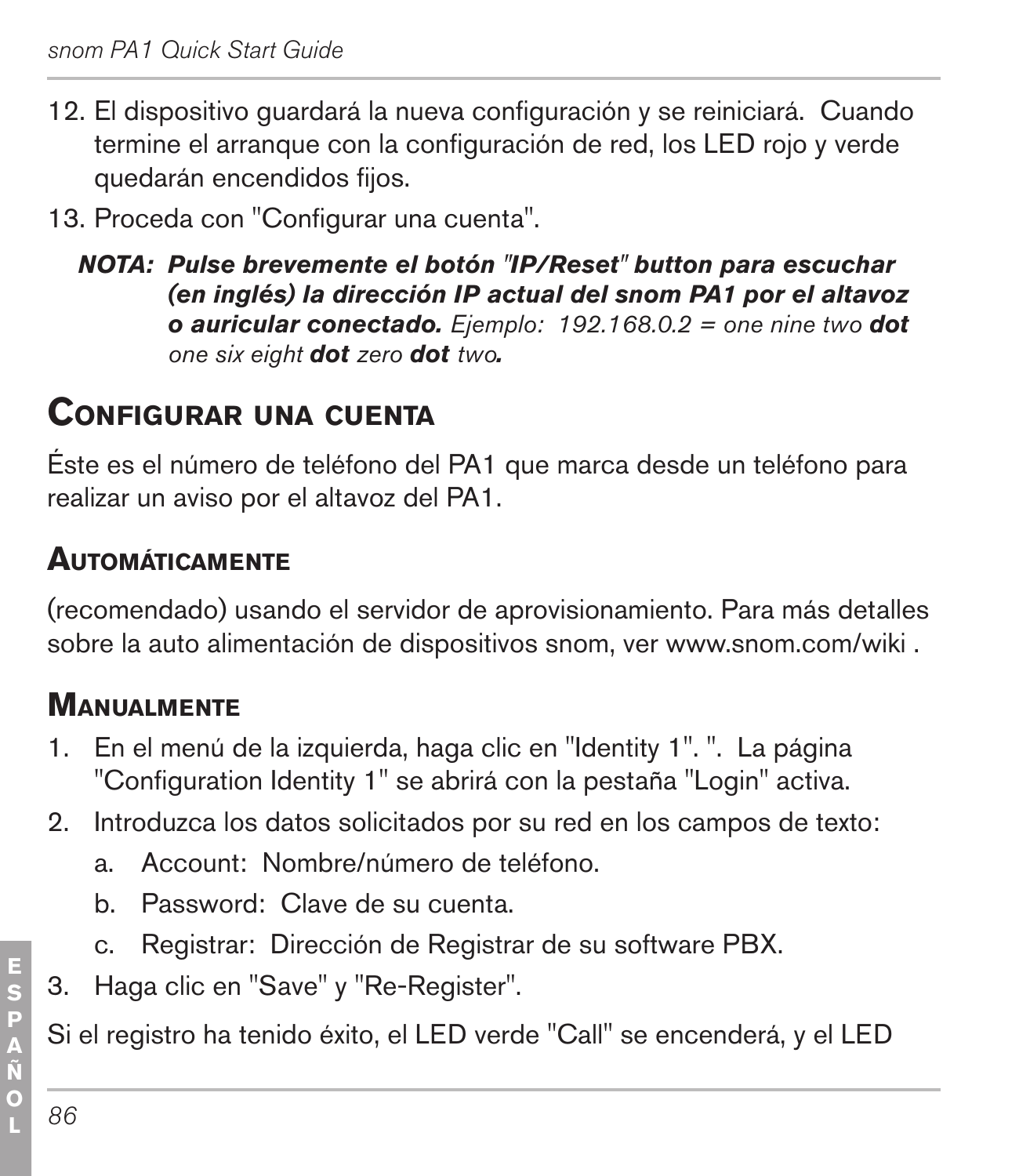12. El dispositivo guardará la nueva configuración y se reiniciará. Cuando termine el arranque con la configuración de red, los LED rojo y verde quedarán encendidos fijos.
13. Proceda con "Configurar una cuenta".

***NOTA: Pulse brevemente el botón "IP/Reset" button para escuchar (en inglés) la dirección IP actual del snom PA1 por el altavoz o auricular conectado.*** *Ejemplo: 192.168.0.2 = one nine two* ***dot*** *one six eight* ***dot*** *zero* ***dot*** *two****.***

## Configurar una cuenta

Éste es el número de teléfono del PA1 que marca desde un teléfono para realizar un aviso por el altavoz del PA1.

### Automáticamente

(recomendado) usando el servidor de aprovisionamiento. Para más detalles sobre la auto alimentación de dispositivos snom, ver www.snom.com/wiki .

### Manualmente

1. En el menú de la izquierda, haga clic en "Identity 1". ". La página "Configuration Identity 1" se abrirá con la pestaña "Login" activa.
2. Introduzca los datos solicitados por su red en los campos de texto:
   a. Account: Nombre/número de teléfono.
   b. Password: Clave de su cuenta.
   c. Registrar: Dirección de Registrar de su software PBX.
3. Haga clic en "Save" y "Re-Register".

Si el registro ha tenido éxito, el LED verde "Call" se encenderá, y el LED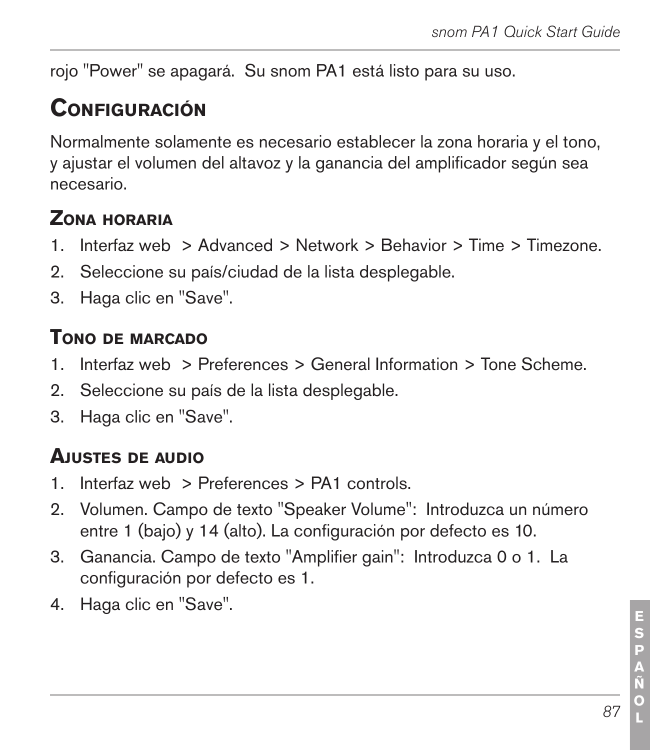rojo "Power" se apagará.  Su snom PA1 está listo para su uso.

## Configuración

Normalmente solamente es necesario establecer la zona horaria y el tono, y ajustar el volumen del altavoz y la ganancia del amplificador según sea necesario.

### Zona horaria

1. Interfaz web  > Advanced > Network > Behavior > Time > Timezone.
2. Seleccione su país/ciudad de la lista desplegable.
3. Haga clic en "Save".

### Tono de marcado

1. Interfaz web  > Preferences > General Information > Tone Scheme.
2. Seleccione su país de la lista desplegable.
3. Haga clic en "Save".

### Ajustes de audio

1. Interfaz web  > Preferences > PA1 controls.
2. Volumen. Campo de texto "Speaker Volume":  Introduzca un número entre 1 (bajo) y 14 (alto). La configuración por defecto es 10.
3. Ganancia. Campo de texto "Amplifier gain":  Introduzca 0 o 1.  La configuración por defecto es 1.
4. Haga clic en "Save".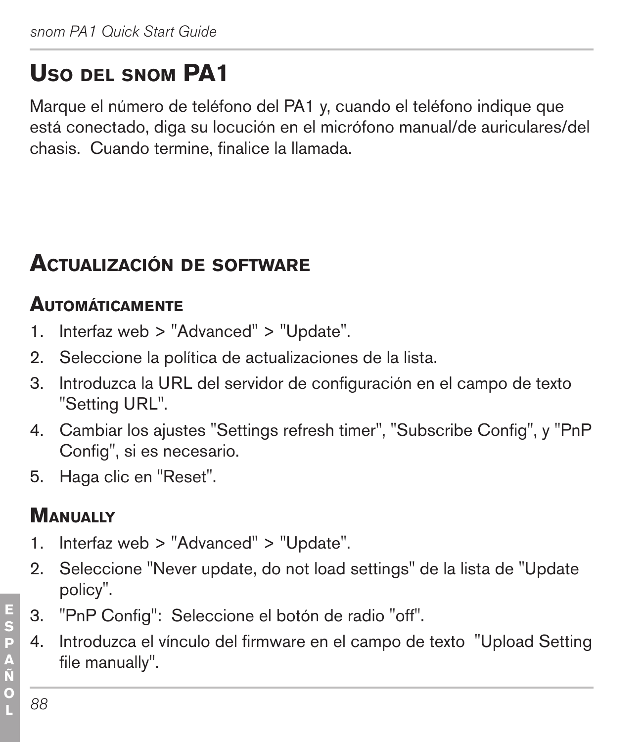# Uso del snom PA1

Marque el número de teléfono del PA1 y, cuando el teléfono indique que está conectado, diga su locución en el micrófono manual/de auriculares/del chasis. Cuando termine, finalice la llamada.

# Actualización de software

## Automáticamente

1. Interfaz web > "Advanced" > "Update".
2. Seleccione la política de actualizaciones de la lista.
3. Introduzca la URL del servidor de configuración en el campo de texto "Setting URL".
4. Cambiar los ajustes "Settings refresh timer", "Subscribe Config", y "PnP Config", si es necesario.
5. Haga clic en "Reset".

## Manually

1. Interfaz web > "Advanced" > "Update".
2. Seleccione "Never update, do not load settings" de la lista de "Update policy".
3. "PnP Config": Seleccione el botón de radio "off".
4. Introduzca el vínculo del firmware en el campo de texto "Upload Setting file manually".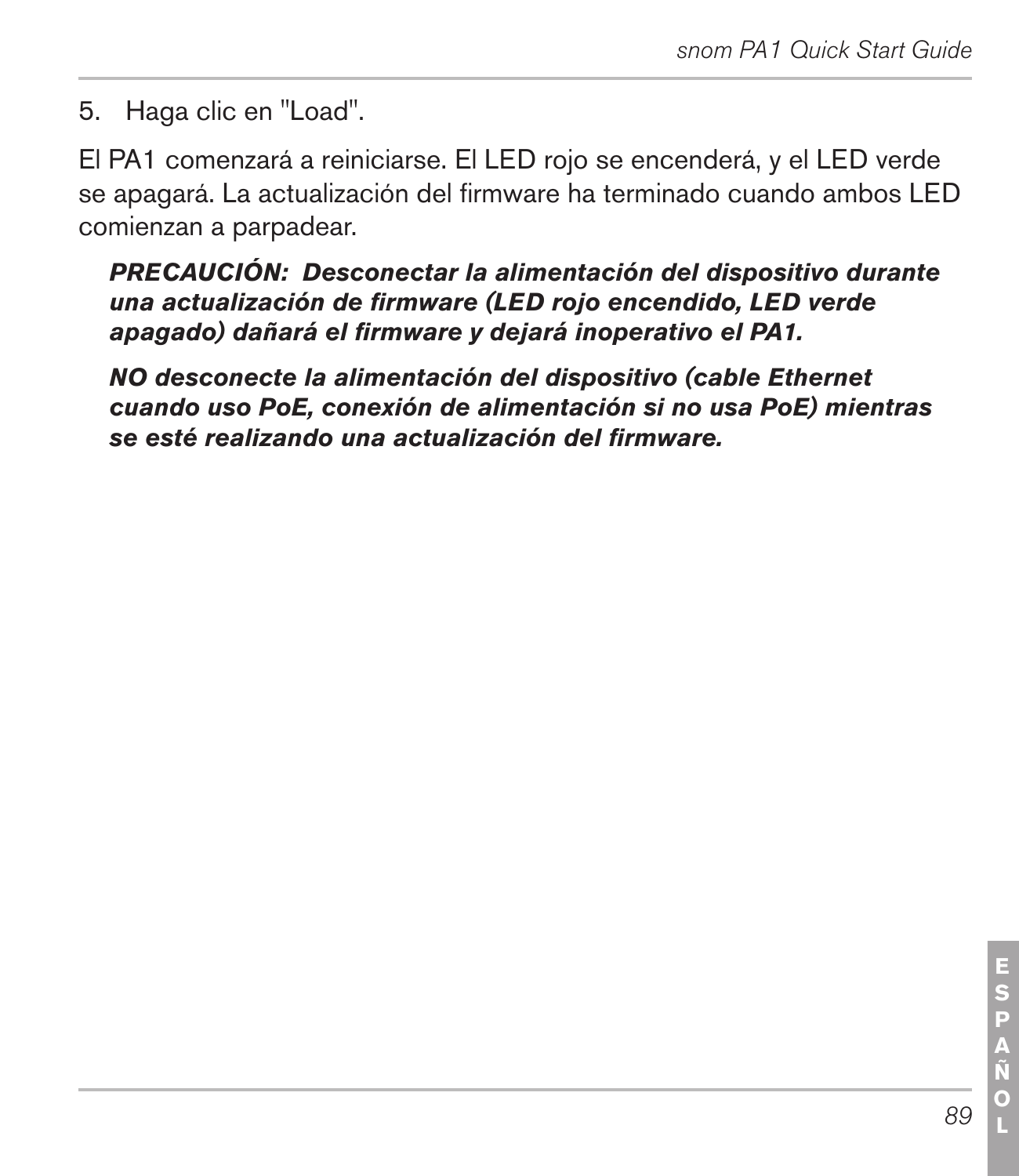5. Haga clic en "Load".

El PA1 comenzará a reiniciarse. El LED rojo se encenderá, y el LED verde se apagará. La actualización del firmware ha terminado cuando ambos LED comienzan a parpadear.

> ***PRECAUCIÓN: Desconectar la alimentación del dispositivo durante una actualización de firmware (LED rojo encendido, LED verde apagado) dañará el firmware y dejará inoperativo el PA1.***
>
> ***NO desconecte la alimentación del dispositivo (cable Ethernet cuando uso PoE, conexión de alimentación si no usa PoE) mientras se esté realizando una actualización del firmware.***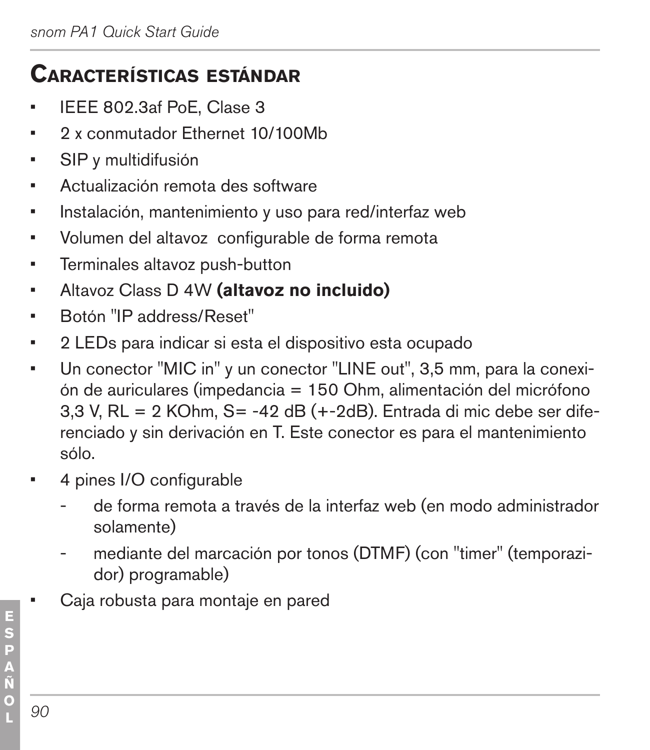## Características estándar

- IEEE 802.3af PoE, Clase 3
- 2 x conmutador Ethernet 10/100Mb
- SIP y multidifusión
- Actualización remota des software
- Instalación, mantenimiento y uso para red/interfaz web
- Volumen del altavoz  configurable de forma remota
- Terminales altavoz push-button
- Altavoz Class D 4W **(altavoz no incluido)**
- Botón "IP address/Reset"
- 2 LEDs para indicar si esta el dispositivo esta ocupado
- Un conector "MIC in" y un conector "LINE out", 3,5 mm, para la conexión de auriculares (impedancia = 150 Ohm, alimentación del micrófono 3,3 V, RL = 2 KOhm, S= -42 dB (+-2dB). Entrada di mic debe ser diferenciado y sin derivación en T. Este conector es para el mantenimiento sólo.
- 4 pines I/O configurable
  - de forma remota a través de la interfaz web (en modo administrador solamente)
  - mediante del marcación por tonos (DTMF) (con "timer" (temporizador) programable)
- Caja robusta para montaje en pared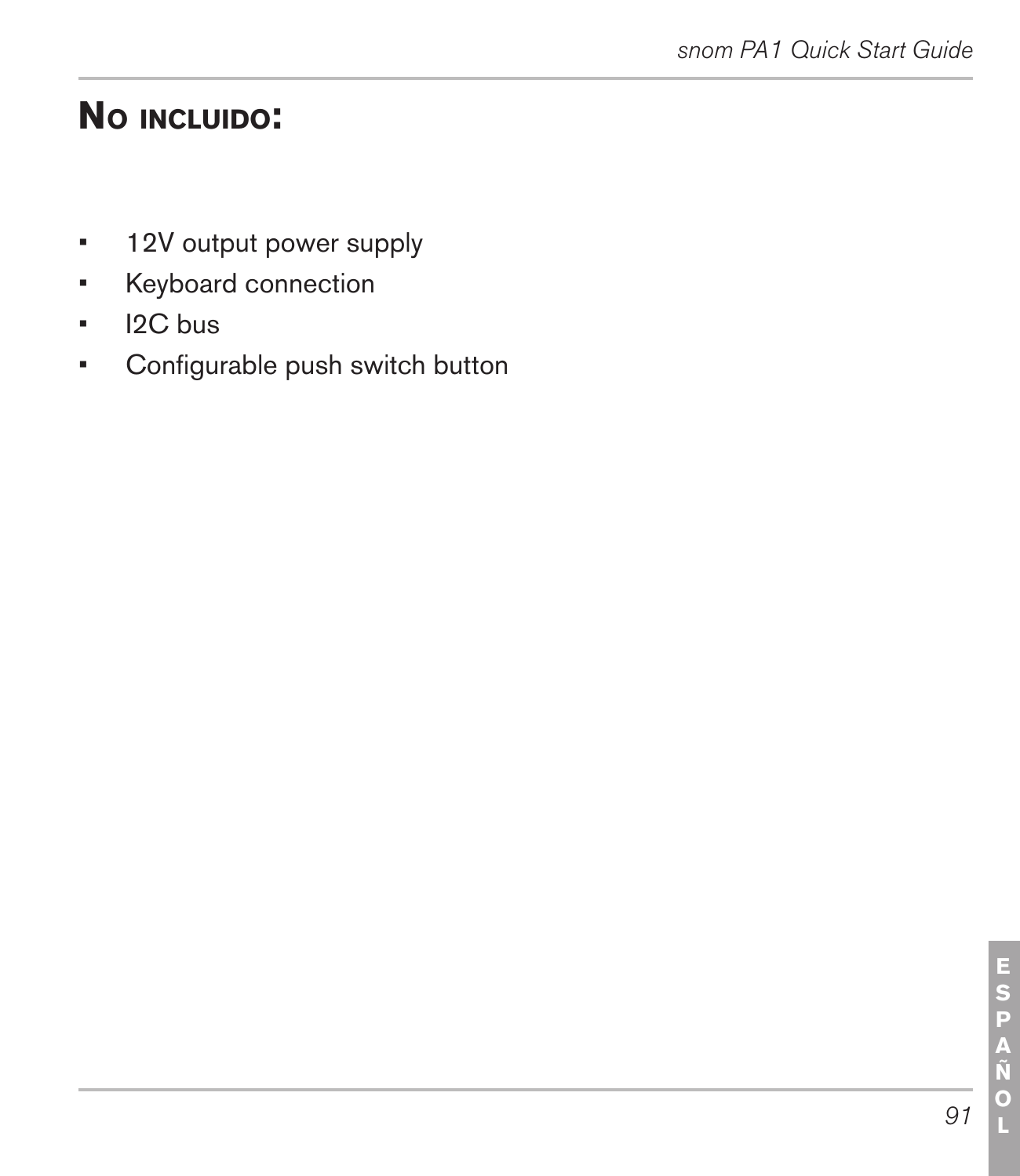## No incluido:

- 12V output power supply
- Keyboard connection
- I2C bus
- Configurable push switch button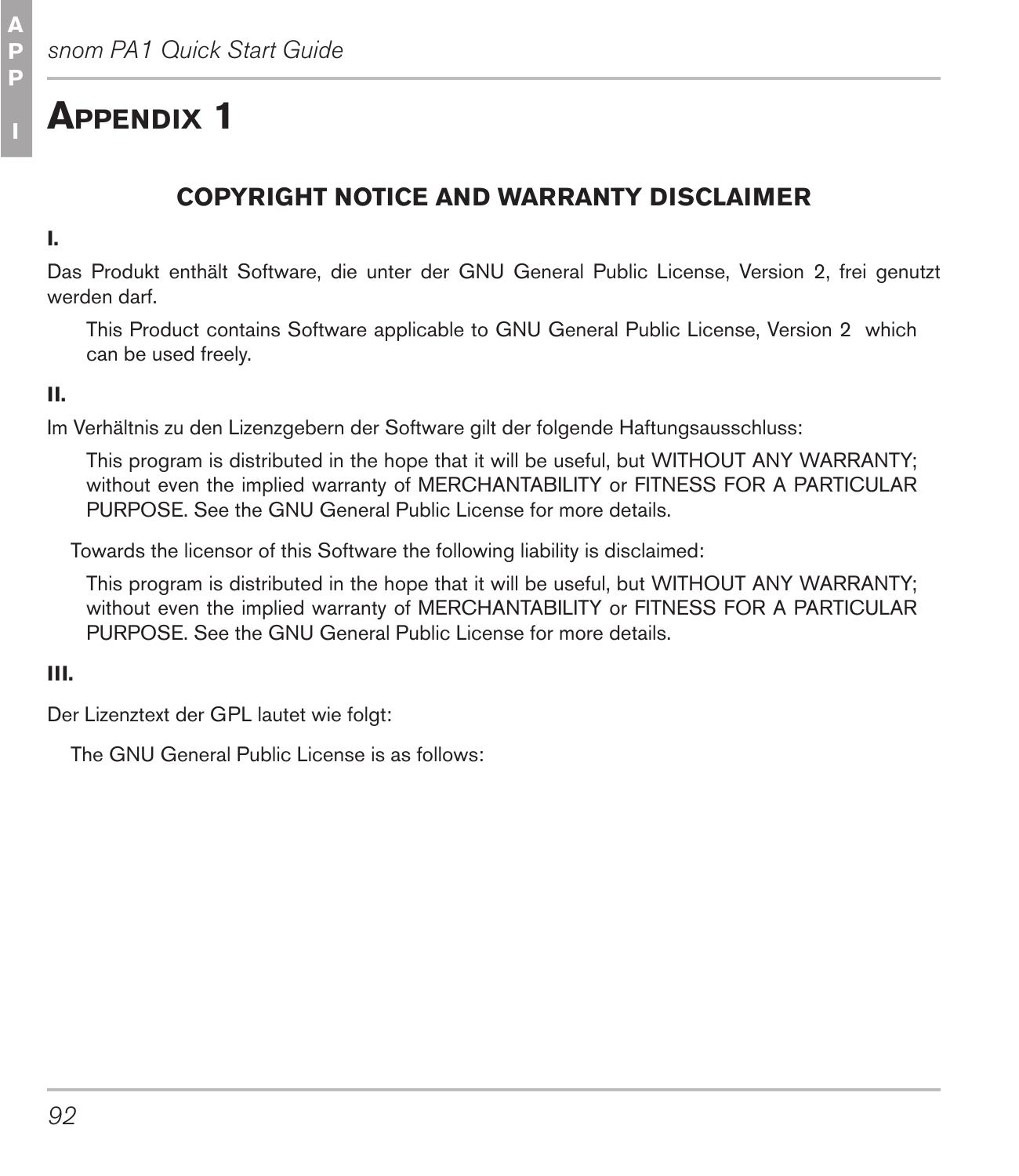# Appendix 1

## COPYRIGHT NOTICE AND WARRANTY DISCLAIMER

**I.**

Das Produkt enthält Software, die unter der GNU General Public License, Version 2, frei genutzt werden darf.

> This Product contains Software applicable to GNU General Public License, Version 2 which can be used freely.

**II.**

Im Verhältnis zu den Lizenzgebern der Software gilt der folgende Haftungsausschluss:

> This program is distributed in the hope that it will be useful, but WITHOUT ANY WARRANTY; without even the implied warranty of MERCHANTABILITY or FITNESS FOR A PARTICULAR PURPOSE. See the GNU General Public License for more details.

Towards the licensor of this Software the following liability is disclaimed:

> This program is distributed in the hope that it will be useful, but WITHOUT ANY WARRANTY; without even the implied warranty of MERCHANTABILITY or FITNESS FOR A PARTICULAR PURPOSE. See the GNU General Public License for more details.

**III.**

Der Lizenztext der GPL lautet wie folgt:

The GNU General Public License is as follows: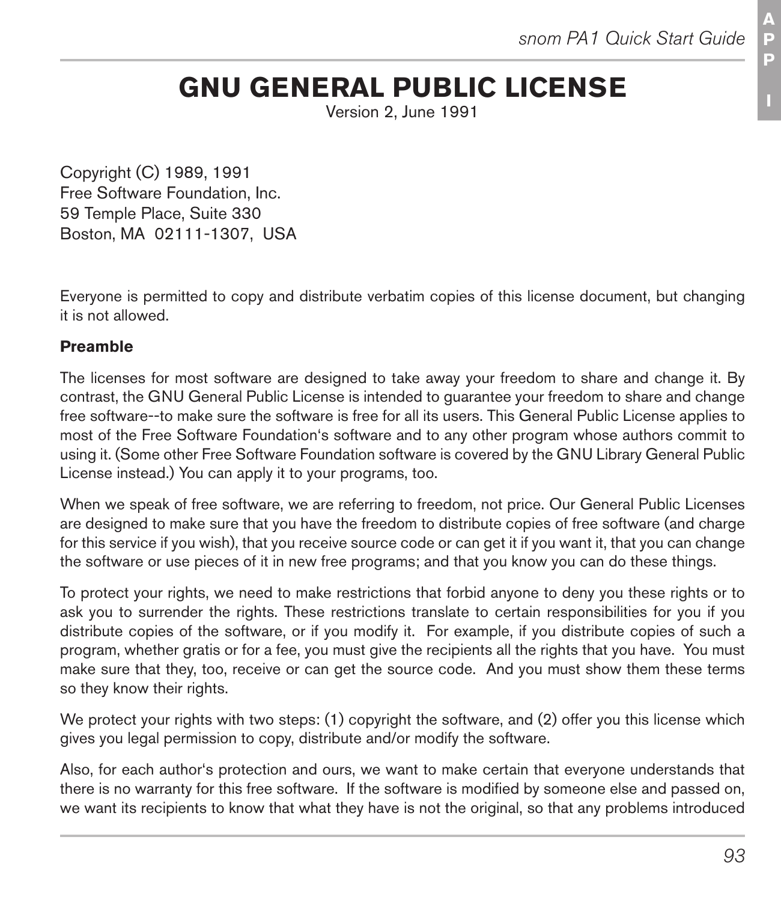# GNU GENERAL PUBLIC LICENSE

Version 2, June 1991

Copyright (C) 1989, 1991
Free Software Foundation, Inc.
59 Temple Place, Suite 330
Boston, MA  02111-1307,  USA

Everyone is permitted to copy and distribute verbatim copies of this license document, but changing it is not allowed.

**Preamble**

The licenses for most software are designed to take away your freedom to share and change it. By contrast, the GNU General Public License is intended to guarantee your freedom to share and change free software--to make sure the software is free for all its users. This General Public License applies to most of the Free Software Foundation's software and to any other program whose authors commit to using it. (Some other Free Software Foundation software is covered by the GNU Library General Public License instead.) You can apply it to your programs, too.

When we speak of free software, we are referring to freedom, not price. Our General Public Licenses are designed to make sure that you have the freedom to distribute copies of free software (and charge for this service if you wish), that you receive source code or can get it if you want it, that you can change the software or use pieces of it in new free programs; and that you know you can do these things.

To protect your rights, we need to make restrictions that forbid anyone to deny you these rights or to ask you to surrender the rights. These restrictions translate to certain responsibilities for you if you distribute copies of the software, or if you modify it. For example, if you distribute copies of such a program, whether gratis or for a fee, you must give the recipients all the rights that you have. You must make sure that they, too, receive or can get the source code. And you must show them these terms so they know their rights.

We protect your rights with two steps: (1) copyright the software, and (2) offer you this license which gives you legal permission to copy, distribute and/or modify the software.

Also, for each author's protection and ours, we want to make certain that everyone understands that there is no warranty for this free software. If the software is modified by someone else and passed on, we want its recipients to know that what they have is not the original, so that any problems introduced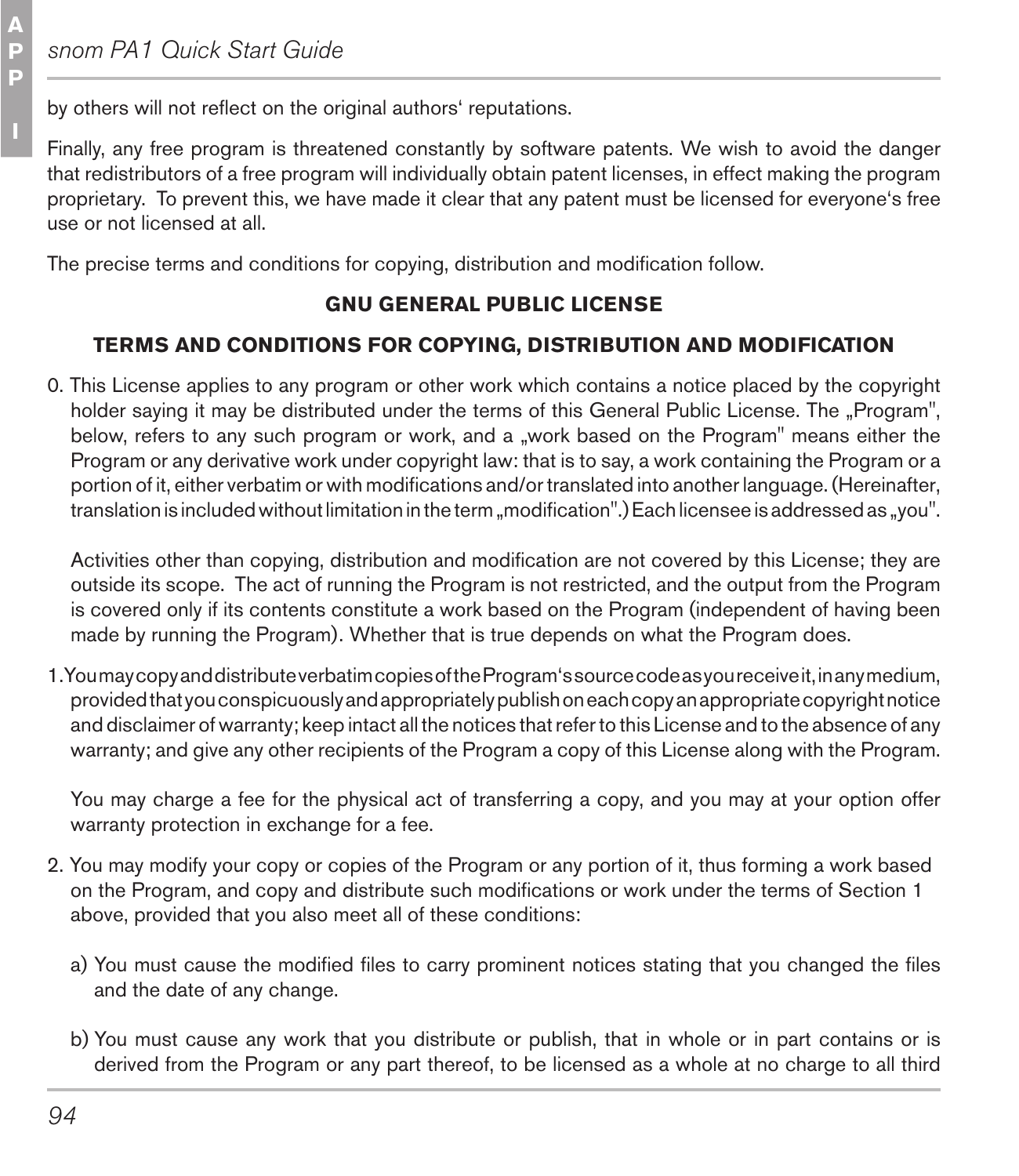by others will not reflect on the original authors‘ reputations.

Finally, any free program is threatened constantly by software patents. We wish to avoid the danger that redistributors of a free program will individually obtain patent licenses, in effect making the program proprietary. To prevent this, we have made it clear that any patent must be licensed for everyone‘s free use or not licensed at all.

The precise terms and conditions for copying, distribution and modification follow.

**GNU GENERAL PUBLIC LICENSE**

**TERMS AND CONDITIONS FOR COPYING, DISTRIBUTION AND MODIFICATION**

0. This License applies to any program or other work which contains a notice placed by the copyright holder saying it may be distributed under the terms of this General Public License. The „Program", below, refers to any such program or work, and a „work based on the Program" means either the Program or any derivative work under copyright law: that is to say, a work containing the Program or a portion of it, either verbatim or with modifications and/or translated into another language. (Hereinafter, translation is included without limitation in the term „modification".) Each licensee is addressed as „you".

   Activities other than copying, distribution and modification are not covered by this License; they are outside its scope. The act of running the Program is not restricted, and the output from the Program is covered only if its contents constitute a work based on the Program (independent of having been made by running the Program). Whether that is true depends on what the Program does.

1. You may copy and distribute verbatim copies of the Program‘s source code as you receive it, in any medium, provided that you conspicuously and appropriately publish on each copy an appropriate copyright notice and disclaimer of warranty; keep intact all the notices that refer to this License and to the absence of any warranty; and give any other recipients of the Program a copy of this License along with the Program.

   You may charge a fee for the physical act of transferring a copy, and you may at your option offer warranty protection in exchange for a fee.

2. You may modify your copy or copies of the Program or any portion of it, thus forming a work based on the Program, and copy and distribute such modifications or work under the terms of Section 1 above, provided that you also meet all of these conditions:

   a) You must cause the modified files to carry prominent notices stating that you changed the files and the date of any change.

   b) You must cause any work that you distribute or publish, that in whole or in part contains or is derived from the Program or any part thereof, to be licensed as a whole at no charge to all third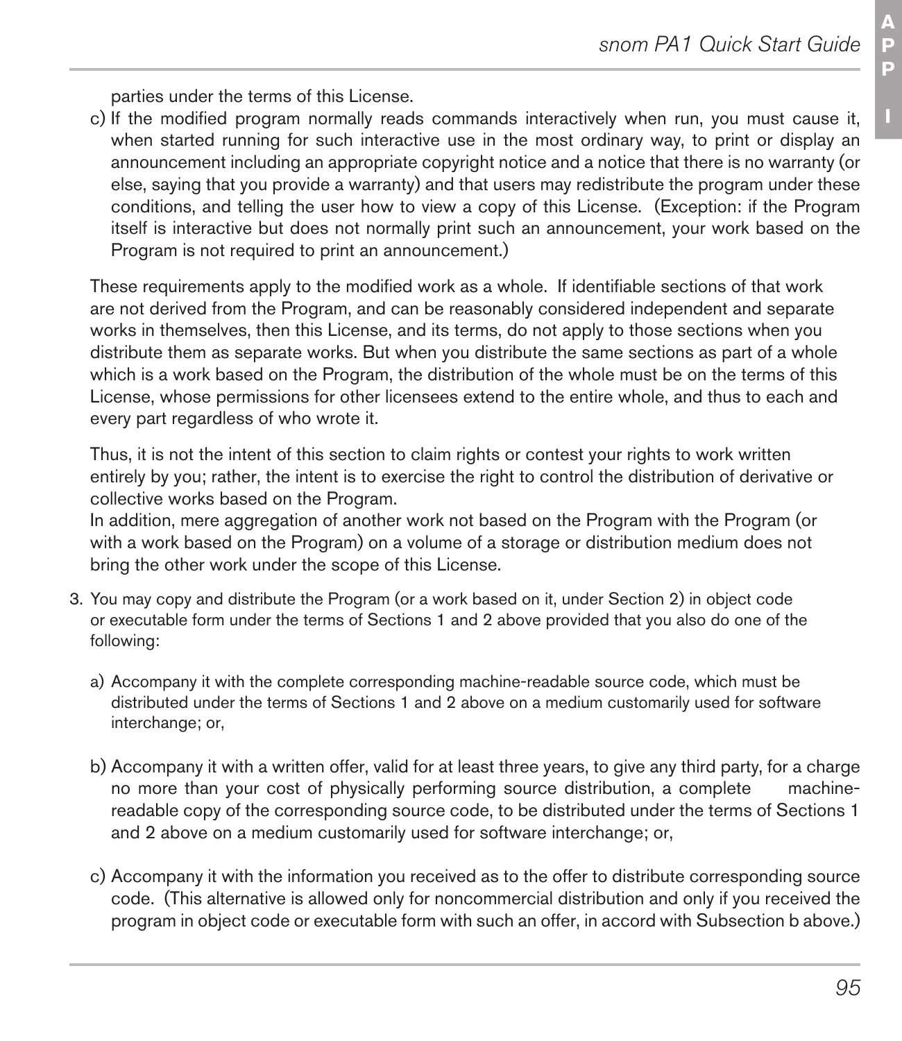parties under the terms of this License.

c) If the modified program normally reads commands interactively when run, you must cause it, when started running for such interactive use in the most ordinary way, to print or display an announcement including an appropriate copyright notice and a notice that there is no warranty (or else, saying that you provide a warranty) and that users may redistribute the program under these conditions, and telling the user how to view a copy of this License. (Exception: if the Program itself is interactive but does not normally print such an announcement, your work based on the Program is not required to print an announcement.)

These requirements apply to the modified work as a whole. If identifiable sections of that work are not derived from the Program, and can be reasonably considered independent and separate works in themselves, then this License, and its terms, do not apply to those sections when you distribute them as separate works. But when you distribute the same sections as part of a whole which is a work based on the Program, the distribution of the whole must be on the terms of this License, whose permissions for other licensees extend to the entire whole, and thus to each and every part regardless of who wrote it.

Thus, it is not the intent of this section to claim rights or contest your rights to work written entirely by you; rather, the intent is to exercise the right to control the distribution of derivative or collective works based on the Program.
In addition, mere aggregation of another work not based on the Program with the Program (or with a work based on the Program) on a volume of a storage or distribution medium does not bring the other work under the scope of this License.

3. You may copy and distribute the Program (or a work based on it, under Section 2) in object code or executable form under the terms of Sections 1 and 2 above provided that you also do one of the following:

   a) Accompany it with the complete corresponding machine-readable source code, which must be distributed under the terms of Sections 1 and 2 above on a medium customarily used for software interchange; or,

   b) Accompany it with a written offer, valid for at least three years, to give any third party, for a charge no more than your cost of physically performing source distribution, a complete machine-readable copy of the corresponding source code, to be distributed under the terms of Sections 1 and 2 above on a medium customarily used for software interchange; or,

   c) Accompany it with the information you received as to the offer to distribute corresponding source code. (This alternative is allowed only for noncommercial distribution and only if you received the program in object code or executable form with such an offer, in accord with Subsection b above.)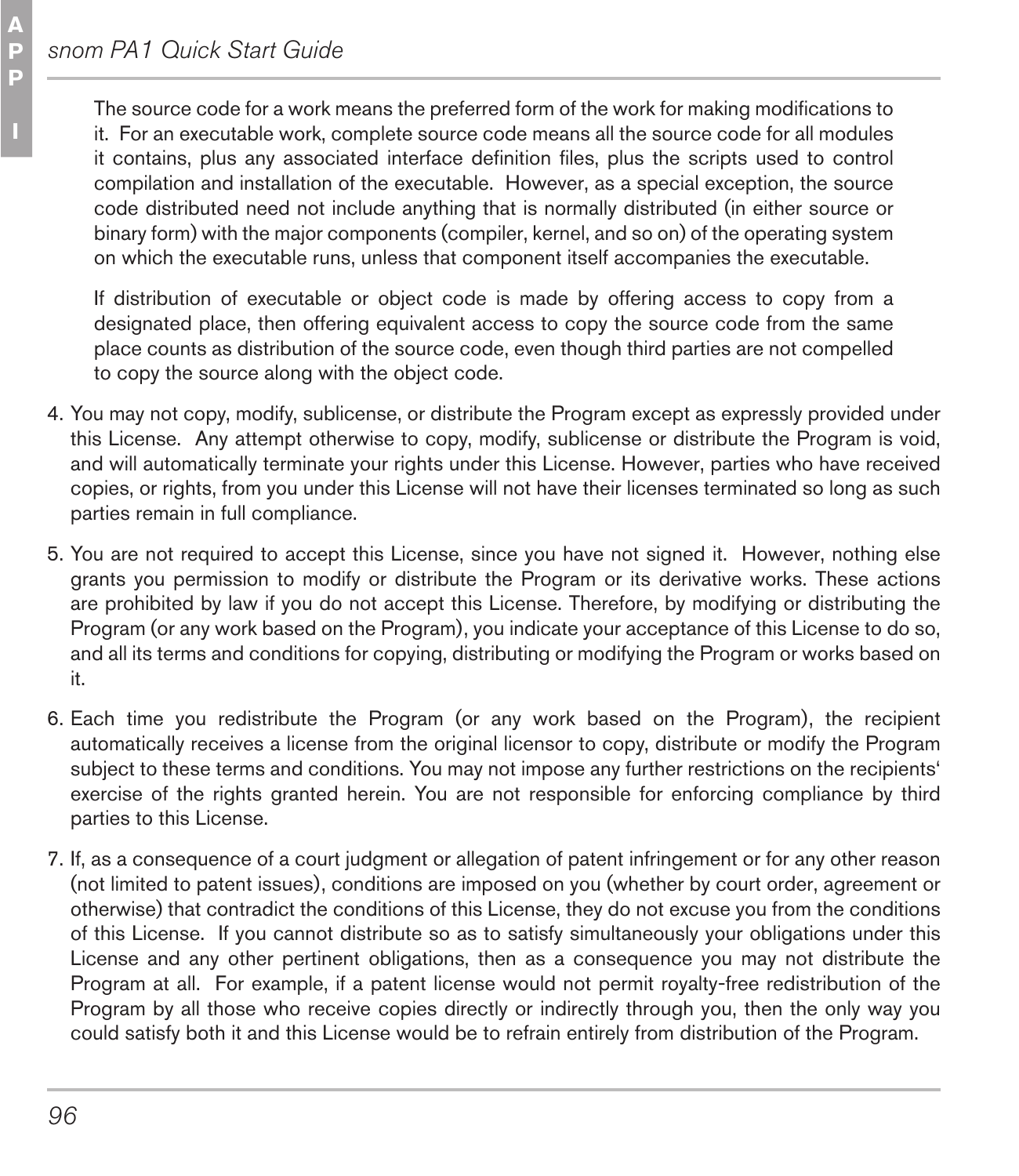The source code for a work means the preferred form of the work for making modifications to it. For an executable work, complete source code means all the source code for all modules it contains, plus any associated interface definition files, plus the scripts used to control compilation and installation of the executable. However, as a special exception, the source code distributed need not include anything that is normally distributed (in either source or binary form) with the major components (compiler, kernel, and so on) of the operating system on which the executable runs, unless that component itself accompanies the executable.

If distribution of executable or object code is made by offering access to copy from a designated place, then offering equivalent access to copy the source code from the same place counts as distribution of the source code, even though third parties are not compelled to copy the source along with the object code.

4. You may not copy, modify, sublicense, or distribute the Program except as expressly provided under this License. Any attempt otherwise to copy, modify, sublicense or distribute the Program is void, and will automatically terminate your rights under this License. However, parties who have received copies, or rights, from you under this License will not have their licenses terminated so long as such parties remain in full compliance.

5. You are not required to accept this License, since you have not signed it. However, nothing else grants you permission to modify or distribute the Program or its derivative works. These actions are prohibited by law if you do not accept this License. Therefore, by modifying or distributing the Program (or any work based on the Program), you indicate your acceptance of this License to do so, and all its terms and conditions for copying, distributing or modifying the Program or works based on it.

6. Each time you redistribute the Program (or any work based on the Program), the recipient automatically receives a license from the original licensor to copy, distribute or modify the Program subject to these terms and conditions. You may not impose any further restrictions on the recipients' exercise of the rights granted herein. You are not responsible for enforcing compliance by third parties to this License.

7. If, as a consequence of a court judgment or allegation of patent infringement or for any other reason (not limited to patent issues), conditions are imposed on you (whether by court order, agreement or otherwise) that contradict the conditions of this License, they do not excuse you from the conditions of this License. If you cannot distribute so as to satisfy simultaneously your obligations under this License and any other pertinent obligations, then as a consequence you may not distribute the Program at all. For example, if a patent license would not permit royalty-free redistribution of the Program by all those who receive copies directly or indirectly through you, then the only way you could satisfy both it and this License would be to refrain entirely from distribution of the Program.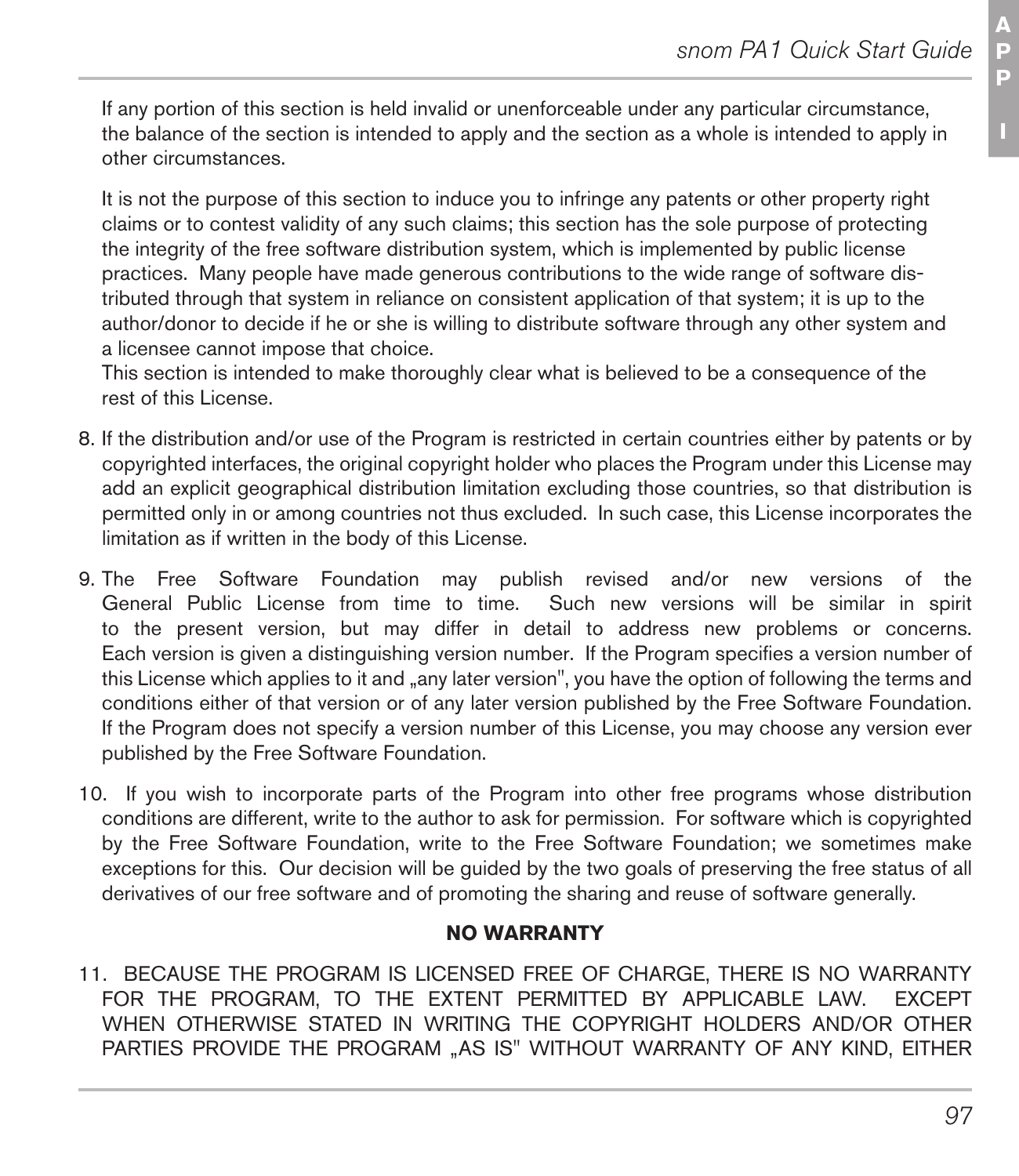If any portion of this section is held invalid or unenforceable under any particular circumstance, the balance of the section is intended to apply and the section as a whole is intended to apply in other circumstances.

It is not the purpose of this section to induce you to infringe any patents or other property right claims or to contest validity of any such claims; this section has the sole purpose of protecting the integrity of the free software distribution system, which is implemented by public license practices. Many people have made generous contributions to the wide range of software distributed through that system in reliance on consistent application of that system; it is up to the author/donor to decide if he or she is willing to distribute software through any other system and a licensee cannot impose that choice.
This section is intended to make thoroughly clear what is believed to be a consequence of the rest of this License.

8. If the distribution and/or use of the Program is restricted in certain countries either by patents or by copyrighted interfaces, the original copyright holder who places the Program under this License may add an explicit geographical distribution limitation excluding those countries, so that distribution is permitted only in or among countries not thus excluded. In such case, this License incorporates the limitation as if written in the body of this License.

9. The Free Software Foundation may publish revised and/or new versions of the General Public License from time to time. Such new versions will be similar in spirit to the present version, but may differ in detail to address new problems or concerns. Each version is given a distinguishing version number. If the Program specifies a version number of this License which applies to it and „any later version", you have the option of following the terms and conditions either of that version or of any later version published by the Free Software Foundation. If the Program does not specify a version number of this License, you may choose any version ever published by the Free Software Foundation.

10. If you wish to incorporate parts of the Program into other free programs whose distribution conditions are different, write to the author to ask for permission. For software which is copyrighted by the Free Software Foundation, write to the Free Software Foundation; we sometimes make exceptions for this. Our decision will be guided by the two goals of preserving the free status of all derivatives of our free software and of promoting the sharing and reuse of software generally.

**NO WARRANTY**

11. BECAUSE THE PROGRAM IS LICENSED FREE OF CHARGE, THERE IS NO WARRANTY FOR THE PROGRAM, TO THE EXTENT PERMITTED BY APPLICABLE LAW. EXCEPT WHEN OTHERWISE STATED IN WRITING THE COPYRIGHT HOLDERS AND/OR OTHER PARTIES PROVIDE THE PROGRAM „AS IS" WITHOUT WARRANTY OF ANY KIND, EITHER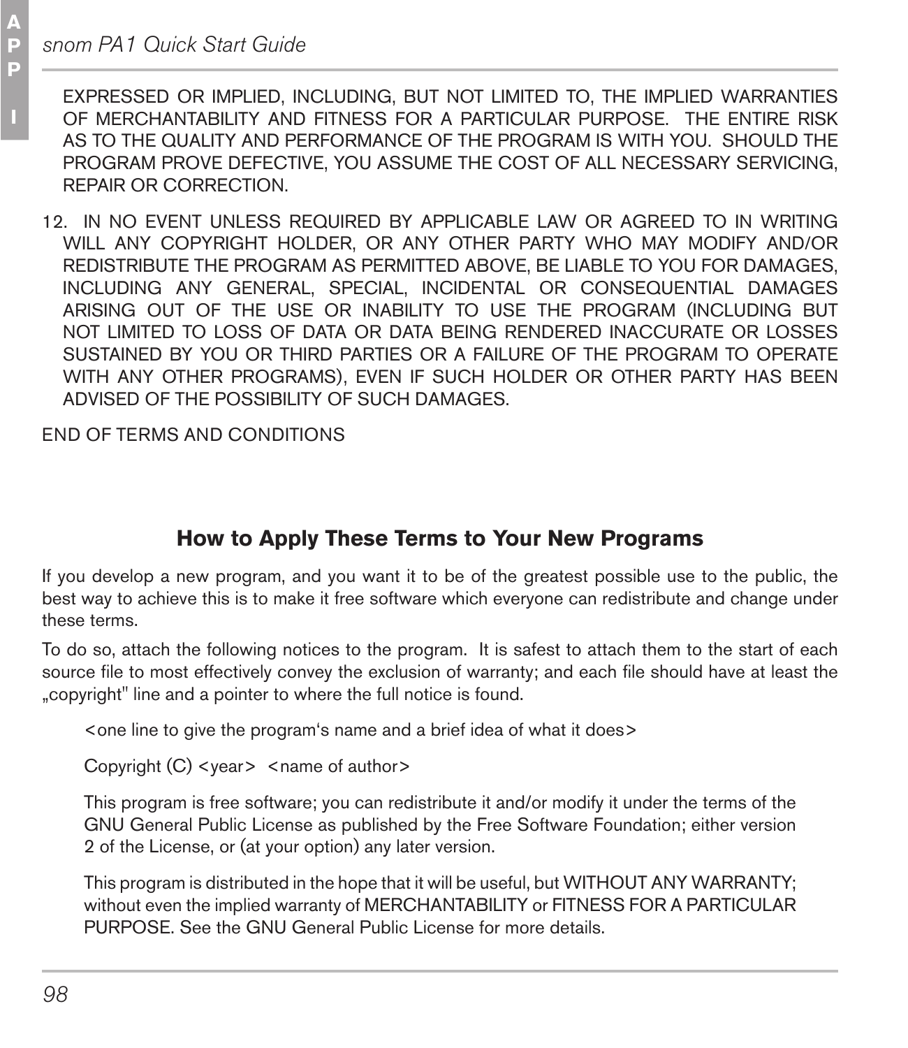EXPRESSED OR IMPLIED, INCLUDING, BUT NOT LIMITED TO, THE IMPLIED WARRANTIES OF MERCHANTABILITY AND FITNESS FOR A PARTICULAR PURPOSE. THE ENTIRE RISK AS TO THE QUALITY AND PERFORMANCE OF THE PROGRAM IS WITH YOU. SHOULD THE PROGRAM PROVE DEFECTIVE, YOU ASSUME THE COST OF ALL NECESSARY SERVICING, REPAIR OR CORRECTION.

12. IN NO EVENT UNLESS REQUIRED BY APPLICABLE LAW OR AGREED TO IN WRITING WILL ANY COPYRIGHT HOLDER, OR ANY OTHER PARTY WHO MAY MODIFY AND/OR REDISTRIBUTE THE PROGRAM AS PERMITTED ABOVE, BE LIABLE TO YOU FOR DAMAGES, INCLUDING ANY GENERAL, SPECIAL, INCIDENTAL OR CONSEQUENTIAL DAMAGES ARISING OUT OF THE USE OR INABILITY TO USE THE PROGRAM (INCLUDING BUT NOT LIMITED TO LOSS OF DATA OR DATA BEING RENDERED INACCURATE OR LOSSES SUSTAINED BY YOU OR THIRD PARTIES OR A FAILURE OF THE PROGRAM TO OPERATE WITH ANY OTHER PROGRAMS), EVEN IF SUCH HOLDER OR OTHER PARTY HAS BEEN ADVISED OF THE POSSIBILITY OF SUCH DAMAGES.

END OF TERMS AND CONDITIONS

## How to Apply These Terms to Your New Programs

If you develop a new program, and you want it to be of the greatest possible use to the public, the best way to achieve this is to make it free software which everyone can redistribute and change under these terms.

To do so, attach the following notices to the program. It is safest to attach them to the start of each source file to most effectively convey the exclusion of warranty; and each file should have at least the „copyright" line and a pointer to where the full notice is found.

> <one line to give the program's name and a brief idea of what it does>
>
> Copyright (C) <year> <name of author>
>
> This program is free software; you can redistribute it and/or modify it under the terms of the GNU General Public License as published by the Free Software Foundation; either version 2 of the License, or (at your option) any later version.
>
> This program is distributed in the hope that it will be useful, but WITHOUT ANY WARRANTY; without even the implied warranty of MERCHANTABILITY or FITNESS FOR A PARTICULAR PURPOSE. See the GNU General Public License for more details.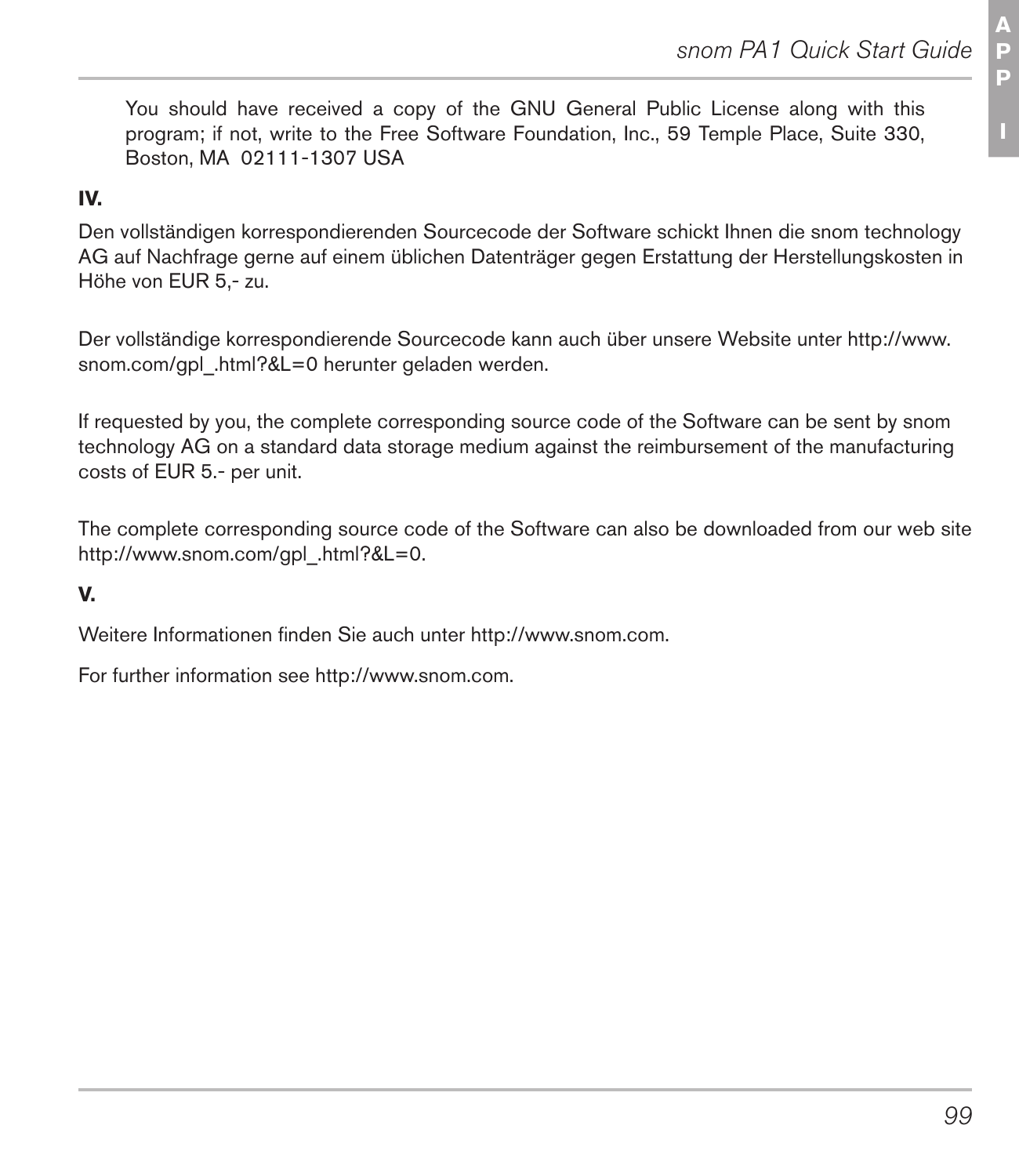> You should have received a copy of the GNU General Public License along with this program; if not, write to the Free Software Foundation, Inc., 59 Temple Place, Suite 330, Boston, MA 02111-1307 USA

**IV.**

Den vollständigen korrespondierenden Sourcecode der Software schickt Ihnen die snom technology AG auf Nachfrage gerne auf einem üblichen Datenträger gegen Erstattung der Herstellungskosten in Höhe von EUR 5,- zu.

Der vollständige korrespondierende Sourcecode kann auch über unsere Website unter http://www.snom.com/gpl_.html?&L=0 herunter geladen werden.

If requested by you, the complete corresponding source code of the Software can be sent by snom technology AG on a standard data storage medium against the reimbursement of the manufacturing costs of EUR 5.- per unit.

The complete corresponding source code of the Software can also be downloaded from our web site http://www.snom.com/gpl_.html?&L=0.

**V.**

Weitere Informationen finden Sie auch unter http://www.snom.com.

For further information see http://www.snom.com.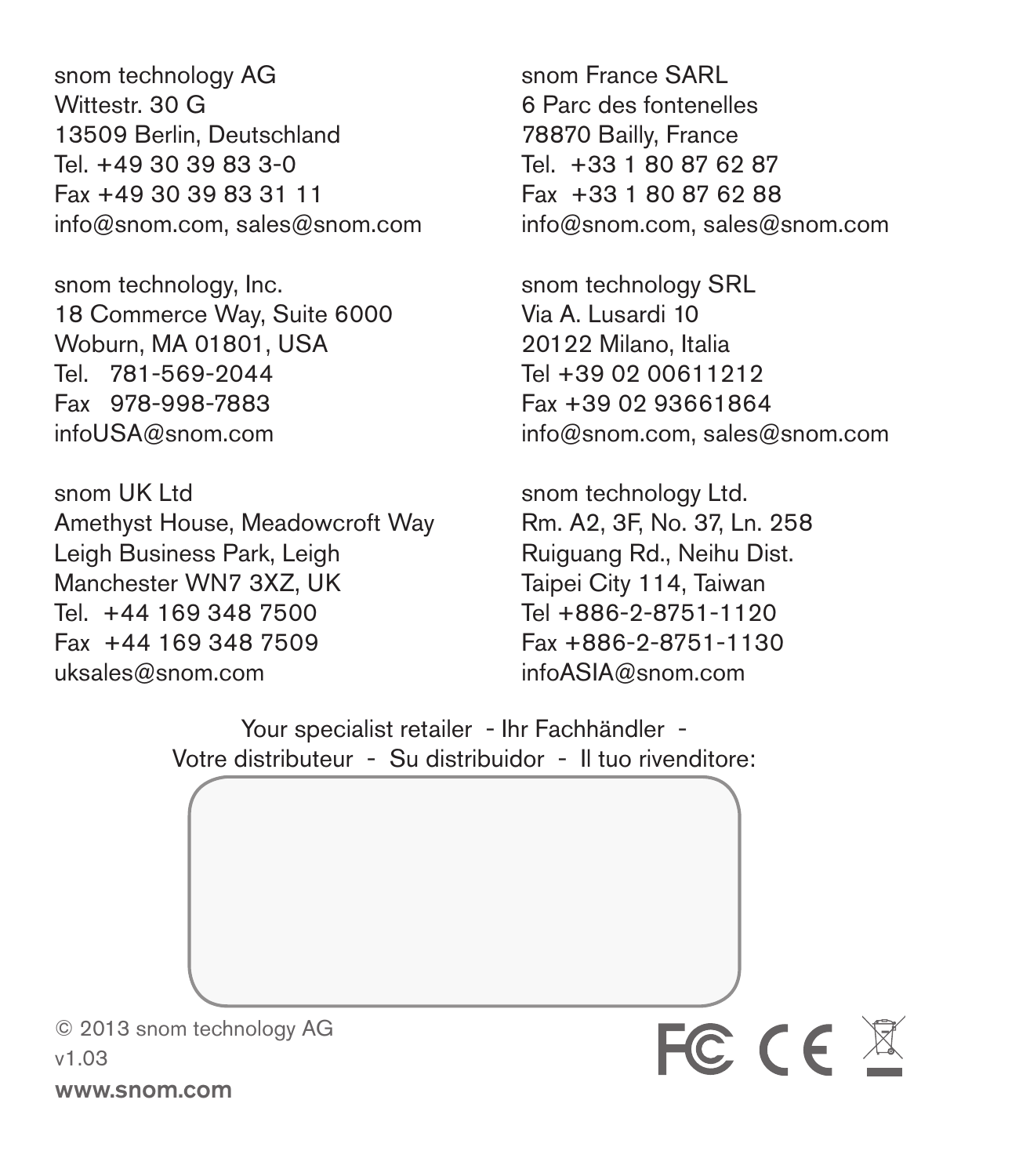snom technology AG
Wittestr. 30 G
13509 Berlin, Deutschland
Tel. +49 30 39 83 3-0
Fax +49 30 39 83 31 11
info@snom.com, sales@snom.com

snom technology, Inc.
18 Commerce Way, Suite 6000
Woburn, MA 01801, USA
Tel. 781-569-2044
Fax 978-998-7883
infoUSA@snom.com

snom UK Ltd
Amethyst House, Meadowcroft Way
Leigh Business Park, Leigh
Manchester WN7 3XZ, UK
Tel. +44 169 348 7500
Fax +44 169 348 7509
uksales@snom.com

snom France SARL
6 Parc des fontenelles
78870 Bailly, France
Tel. +33 1 80 87 62 87
Fax +33 1 80 87 62 88
info@snom.com, sales@snom.com

snom technology SRL
Via A. Lusardi 10
20122 Milano, Italia
Tel +39 02 00611212
Fax +39 02 93661864
info@snom.com, sales@snom.com

snom technology Ltd.
Rm. A2, 3F, No. 37, Ln. 258
Ruiguang Rd., Neihu Dist.
Taipei City 114, Taiwan
Tel +886-2-8751-1120
Fax +886-2-8751-1130
infoASIA@snom.com

Your specialist retailer - Ihr Fachhändler - Votre distributeur - Su distribuidor - Il tuo rivenditore:

© 2013 snom technology AG
v1.03
**www.snom.com**